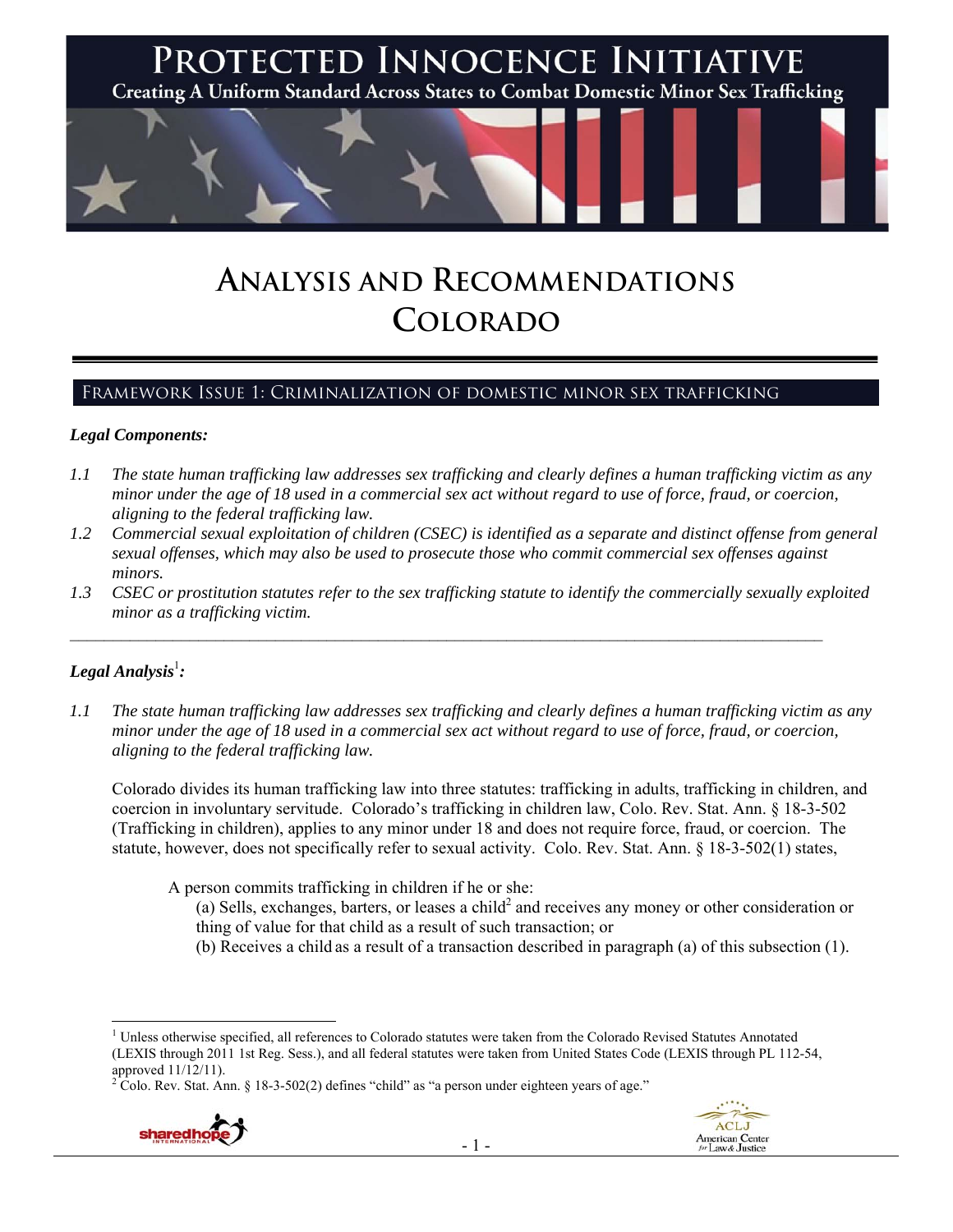# PROTECTED INNOCENCE INITIATIVE

**Creating A Uniform Standard Across States to Combat Domestic Minor Sex Trafficking**

# ANALYSIS AND RECOMMENDATIONS
# COLORADO

## FRAMEWORK ISSUE 1: CRIMINALIZATION OF DOMESTIC MINOR SEX TRAFFICKING

### *Legal Components:*

*1.1 The state human trafficking law addresses sex trafficking and clearly defines a human trafficking victim as any minor under the age of 18 used in a commercial sex act without regard to use of force, fraud, or coercion, aligning to the federal trafficking law.*

*1.2 Commercial sexual exploitation of children (CSEC) is identified as a separate and distinct offense from general sexual offenses, which may also be used to prosecute those who commit commercial sex offenses against minors.*

*1.3 CSEC or prostitution statutes refer to the sex trafficking statute to identify the commercially sexually exploited minor as a trafficking victim.*

---

### *Legal Analysis*[1]*:*

*1.1 The state human trafficking law addresses sex trafficking and clearly defines a human trafficking victim as any minor under the age of 18 used in a commercial sex act without regard to use of force, fraud, or coercion, aligning to the federal trafficking law.*

Colorado divides its human trafficking law into three statutes: trafficking in adults, trafficking in children, and coercion in involuntary servitude. Colorado's trafficking in children law, Colo. Rev. Stat. Ann. § 18-3-502 (Trafficking in children), applies to any minor under 18 and does not require force, fraud, or coercion. The statute, however, does not specifically refer to sexual activity. Colo. Rev. Stat. Ann. § 18-3-502(1) states,

> A person commits trafficking in children if he or she:
>
> (a) Sells, exchanges, barters, or leases a child[2] and receives any money or other consideration or thing of value for that child as a result of such transaction; or
>
> (b) Receives a child as a result of a transaction described in paragraph (a) of this subsection (1).

---

[1] Unless otherwise specified, all references to Colorado statutes were taken from the Colorado Revised Statutes Annotated (LEXIS through 2011 1st Reg. Sess.), and all federal statutes were taken from United States Code (LEXIS through PL 112-54, approved 11/12/11).

[2] Colo. Rev. Stat. Ann. § 18-3-502(2) defines "child" as "a person under eighteen years of age."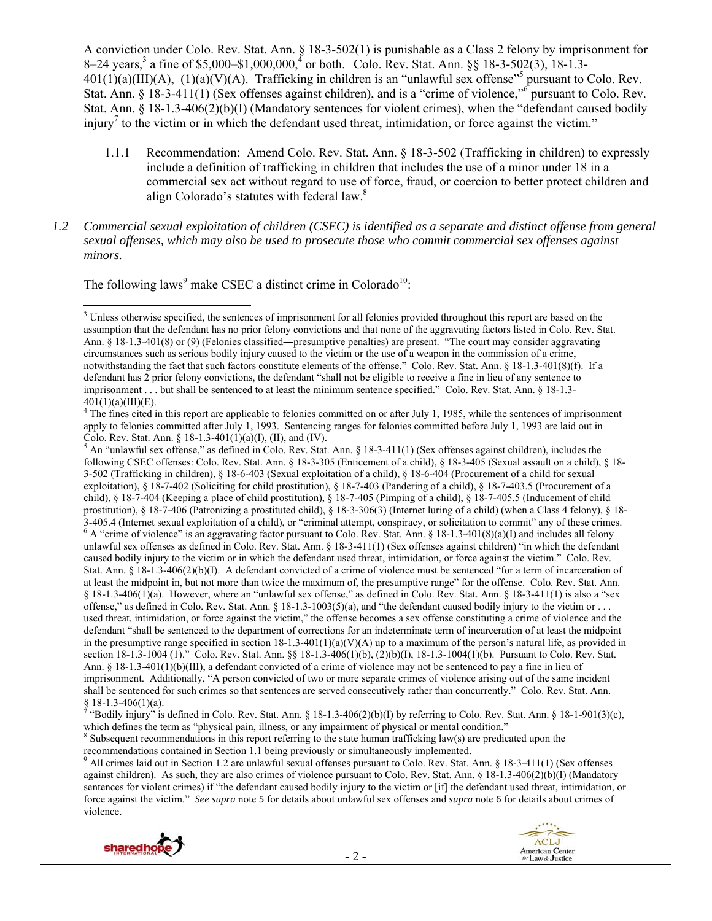A conviction under Colo. Rev. Stat. Ann. § 18-3-502(1) is punishable as a Class 2 felony by imprisonment for 8–24 years,[3] a fine of $5,000–$1,000,000,[4] or both. Colo. Rev. Stat. Ann. §§ 18-3-502(3), 18-1.3-401(1)(a)(III)(A), (1)(a)(V)(A). Trafficking in children is an "unlawful sex offense"[5] pursuant to Colo. Rev. Stat. Ann. § 18-3-411(1) (Sex offenses against children), and is a "crime of violence,"[6] pursuant to Colo. Rev. Stat. Ann. § 18-1.3-406(2)(b)(I) (Mandatory sentences for violent crimes), when the "defendant caused bodily injury[7] to the victim or in which the defendant used threat, intimidation, or force against the victim."

1.1.1 Recommendation: Amend Colo. Rev. Stat. Ann. § 18-3-502 (Trafficking in children) to expressly include a definition of trafficking in children that includes the use of a minor under 18 in a commercial sex act without regard to use of force, fraud, or coercion to better protect children and align Colorado's statutes with federal law.[8]

*1.2 Commercial sexual exploitation of children (CSEC) is identified as a separate and distinct offense from general sexual offenses, which may also be used to prosecute those who commit commercial sex offenses against minors.*

The following laws[9] make CSEC a distinct crime in Colorado[10]:

---

[3] Unless otherwise specified, the sentences of imprisonment for all felonies provided throughout this report are based on the assumption that the defendant has no prior felony convictions and that none of the aggravating factors listed in Colo. Rev. Stat. Ann. § 18-1.3-401(8) or (9) (Felonies classified―presumptive penalties) are present. "The court may consider aggravating circumstances such as serious bodily injury caused to the victim or the use of a weapon in the commission of a crime, notwithstanding the fact that such factors constitute elements of the offense." Colo. Rev. Stat. Ann. § 18-1.3-401(8)(f). If a defendant has 2 prior felony convictions, the defendant "shall not be eligible to receive a fine in lieu of any sentence to imprisonment . . . but shall be sentenced to at least the minimum sentence specified." Colo. Rev. Stat. Ann. § 18-1.3-401(1)(a)(III)(E).

[4] The fines cited in this report are applicable to felonies committed on or after July 1, 1985, while the sentences of imprisonment apply to felonies committed after July 1, 1993. Sentencing ranges for felonies committed before July 1, 1993 are laid out in Colo. Rev. Stat. Ann. § 18-1.3-401(1)(a)(I), (II), and (IV).

[5] An "unlawful sex offense," as defined in Colo. Rev. Stat. Ann. § 18-3-411(1) (Sex offenses against children), includes the following CSEC offenses: Colo. Rev. Stat. Ann. § 18-3-305 (Enticement of a child), § 18-3-405 (Sexual assault on a child), § 18-3-502 (Trafficking in children), § 18-6-403 (Sexual exploitation of a child), § 18-6-404 (Procurement of a child for sexual exploitation), § 18-7-402 (Soliciting for child prostitution), § 18-7-403 (Pandering of a child), § 18-7-403.5 (Procurement of a child), § 18-7-404 (Keeping a place of child prostitution), § 18-7-405 (Pimping of a child), § 18-7-405.5 (Inducement of child prostitution), § 18-7-406 (Patronizing a prostituted child), § 18-3-306(3) (Internet luring of a child) (when a Class 4 felony), § 18-3-405.4 (Internet sexual exploitation of a child), or "criminal attempt, conspiracy, or solicitation to commit" any of these crimes.

[6] A "crime of violence" is an aggravating factor pursuant to Colo. Rev. Stat. Ann. § 18-1.3-401(8)(a)(I) and includes all felony unlawful sex offenses as defined in Colo. Rev. Stat. Ann. § 18-3-411(1) (Sex offenses against children) "in which the defendant caused bodily injury to the victim or in which the defendant used threat, intimidation, or force against the victim." Colo. Rev. Stat. Ann. § 18-1.3-406(2)(b)(I). A defendant convicted of a crime of violence must be sentenced "for a term of incarceration of at least the midpoint in, but not more than twice the maximum of, the presumptive range" for the offense. Colo. Rev. Stat. Ann. § 18-1.3-406(1)(a). However, where an "unlawful sex offense," as defined in Colo. Rev. Stat. Ann. § 18-3-411(1) is also a "sex offense," as defined in Colo. Rev. Stat. Ann. § 18-1.3-1003(5)(a), and "the defendant caused bodily injury to the victim or . . . used threat, intimidation, or force against the victim," the offense becomes a sex offense constituting a crime of violence and the defendant "shall be sentenced to the department of corrections for an indeterminate term of incarceration of at least the midpoint in the presumptive range specified in section 18-1.3-401(1)(a)(V)(A) up to a maximum of the person's natural life, as provided in section 18-1.3-1004 (1)." Colo. Rev. Stat. Ann. §§ 18-1.3-406(1)(b), (2)(b)(I), 18-1.3-1004(1)(b). Pursuant to Colo. Rev. Stat. Ann. § 18-1.3-401(1)(b)(III), a defendant convicted of a crime of violence may not be sentenced to pay a fine in lieu of imprisonment. Additionally, "A person convicted of two or more separate crimes of violence arising out of the same incident shall be sentenced for such crimes so that sentences are served consecutively rather than concurrently." Colo. Rev. Stat. Ann. § 18-1.3-406(1)(a).

[7] "Bodily injury" is defined in Colo. Rev. Stat. Ann. § 18-1.3-406(2)(b)(I) by referring to Colo. Rev. Stat. Ann. § 18-1-901(3)(c), which defines the term as "physical pain, illness, or any impairment of physical or mental condition."

[8] Subsequent recommendations in this report referring to the state human trafficking law(s) are predicated upon the recommendations contained in Section 1.1 being previously or simultaneously implemented.

[9] All crimes laid out in Section 1.2 are unlawful sexual offenses pursuant to Colo. Rev. Stat. Ann. § 18-3-411(1) (Sex offenses against children). As such, they are also crimes of violence pursuant to Colo. Rev. Stat. Ann. § 18-1.3-406(2)(b)(I) (Mandatory sentences for violent crimes) if "the defendant caused bodily injury to the victim or [if] the defendant used threat, intimidation, or force against the victim." *See supra* note 5 for details about unlawful sex offenses and *supra* note 6 for details about crimes of violence.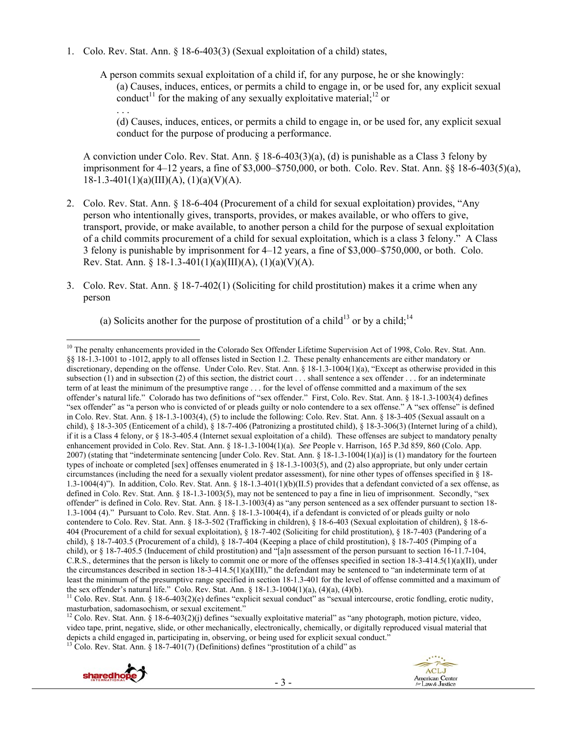1. Colo. Rev. Stat. Ann. § 18-6-403(3) (Sexual exploitation of a child) states,

   > A person commits sexual exploitation of a child if, for any purpose, he or she knowingly:
   >
   > (a) Causes, induces, entices, or permits a child to engage in, or be used for, any explicit sexual conduct[11] for the making of any sexually exploitative material;[12] or
   >
   > . . .
   >
   > (d) Causes, induces, entices, or permits a child to engage in, or be used for, any explicit sexual conduct for the purpose of producing a performance.

   A conviction under Colo. Rev. Stat. Ann. § 18-6-403(3)(a), (d) is punishable as a Class 3 felony by imprisonment for 4–12 years, a fine of $3,000–$750,000, or both. Colo. Rev. Stat. Ann. §§ 18-6-403(5)(a), 18-1.3-401(1)(a)(III)(A), (1)(a)(V)(A).

2. Colo. Rev. Stat. Ann. § 18-6-404 (Procurement of a child for sexual exploitation) provides, "Any person who intentionally gives, transports, provides, or makes available, or who offers to give, transport, provide, or make available, to another person a child for the purpose of sexual exploitation of a child commits procurement of a child for sexual exploitation, which is a class 3 felony." A Class 3 felony is punishable by imprisonment for 4–12 years, a fine of $3,000–$750,000, or both. Colo. Rev. Stat. Ann. § 18-1.3-401(1)(a)(III)(A), (1)(a)(V)(A).

3. Colo. Rev. Stat. Ann. § 18-7-402(1) (Soliciting for child prostitution) makes it a crime when any person

   (a) Solicits another for the purpose of prostitution of a child[13] or by a child;[14]

---

[10] The penalty enhancements provided in the Colorado Sex Offender Lifetime Supervision Act of 1998, Colo. Rev. Stat. Ann. §§ 18-1.3-1001 to -1012, apply to all offenses listed in Section 1.2. These penalty enhancements are either mandatory or discretionary, depending on the offense. Under Colo. Rev. Stat. Ann. § 18-1.3-1004(1)(a), "Except as otherwise provided in this subsection (1) and in subsection (2) of this section, the district court . . . shall sentence a sex offender . . . for an indeterminate term of at least the minimum of the presumptive range . . . for the level of offense committed and a maximum of the sex offender's natural life." Colorado has two definitions of "sex offender." First, Colo. Rev. Stat. Ann. § 18-1.3-1003(4) defines "sex offender" as "a person who is convicted of or pleads guilty or nolo contendere to a sex offense." A "sex offense" is defined in Colo. Rev. Stat. Ann. § 18-1.3-1003(4), (5) to include the following: Colo. Rev. Stat. Ann. § 18-3-405 (Sexual assault on a child), § 18-3-305 (Enticement of a child), § 18-7-406 (Patronizing a prostituted child), § 18-3-306(3) (Internet luring of a child), if it is a Class 4 felony, or § 18-3-405.4 (Internet sexual exploitation of a child). These offenses are subject to mandatory penalty enhancement provided in Colo. Rev. Stat. Ann. § 18-1.3-1004(1)(a). *See* People v. Harrison, 165 P.3d 859, 860 (Colo. App. 2007) (stating that "indeterminate sentencing [under Colo. Rev. Stat. Ann. § 18-1.3-1004(1)(a)] is (1) mandatory for the fourteen types of inchoate or completed [sex] offenses enumerated in § 18-1.3-1003(5), and (2) also appropriate, but only under certain circumstances (including the need for a sexually violent predator assessment), for nine other types of offenses specified in § 18-1.3-1004(4)"). In addition, Colo. Rev. Stat. Ann. § 18-1.3-401(1)(b)(II.5) provides that a defendant convicted of a sex offense, as defined in Colo. Rev. Stat. Ann. § 18-1.3-1003(5), may not be sentenced to pay a fine in lieu of imprisonment. Secondly, "sex offender" is defined in Colo. Rev. Stat. Ann. § 18-1.3-1003(4) as "any person sentenced as a sex offender pursuant to section 18-1.3-1004 (4)." Pursuant to Colo. Rev. Stat. Ann. § 18-1.3-1004(4), if a defendant is convicted of or pleads guilty or nolo contendere to Colo. Rev. Stat. Ann. § 18-3-502 (Trafficking in children), § 18-6-403 (Sexual exploitation of children), § 18-6-404 (Procurement of a child for sexual exploitation), § 18-7-402 (Soliciting for child prostitution), § 18-7-403 (Pandering of a child), § 18-7-403.5 (Procurement of a child), § 18-7-404 (Keeping a place of child prostitution), § 18-7-405 (Pimping of a child), or § 18-7-405.5 (Inducement of child prostitution) and "[a]n assessment of the person pursuant to section 16-11.7-104, C.R.S., determines that the person is likely to commit one or more of the offenses specified in section 18-3-414.5(1)(a)(II), under the circumstances described in section 18-3-414.5(1)(a)(III)," the defendant may be sentenced to "an indeterminate term of at least the minimum of the presumptive range specified in section 18-1.3-401 for the level of offense committed and a maximum of the sex offender's natural life." Colo. Rev. Stat. Ann. § 18-1.3-1004(1)(a), (4)(a), (4)(b).

[11] Colo. Rev. Stat. Ann. § 18-6-403(2)(e) defines "explicit sexual conduct" as "sexual intercourse, erotic fondling, erotic nudity, masturbation, sadomasochism, or sexual excitement."

[12] Colo. Rev. Stat. Ann. § 18-6-403(2)(j) defines "sexually exploitative material" as "any photograph, motion picture, video, video tape, print, negative, slide, or other mechanically, electronically, chemically, or digitally reproduced visual material that depicts a child engaged in, participating in, observing, or being used for explicit sexual conduct."

[13] Colo. Rev. Stat. Ann. § 18-7-401(7) (Definitions) defines "prostitution of a child" as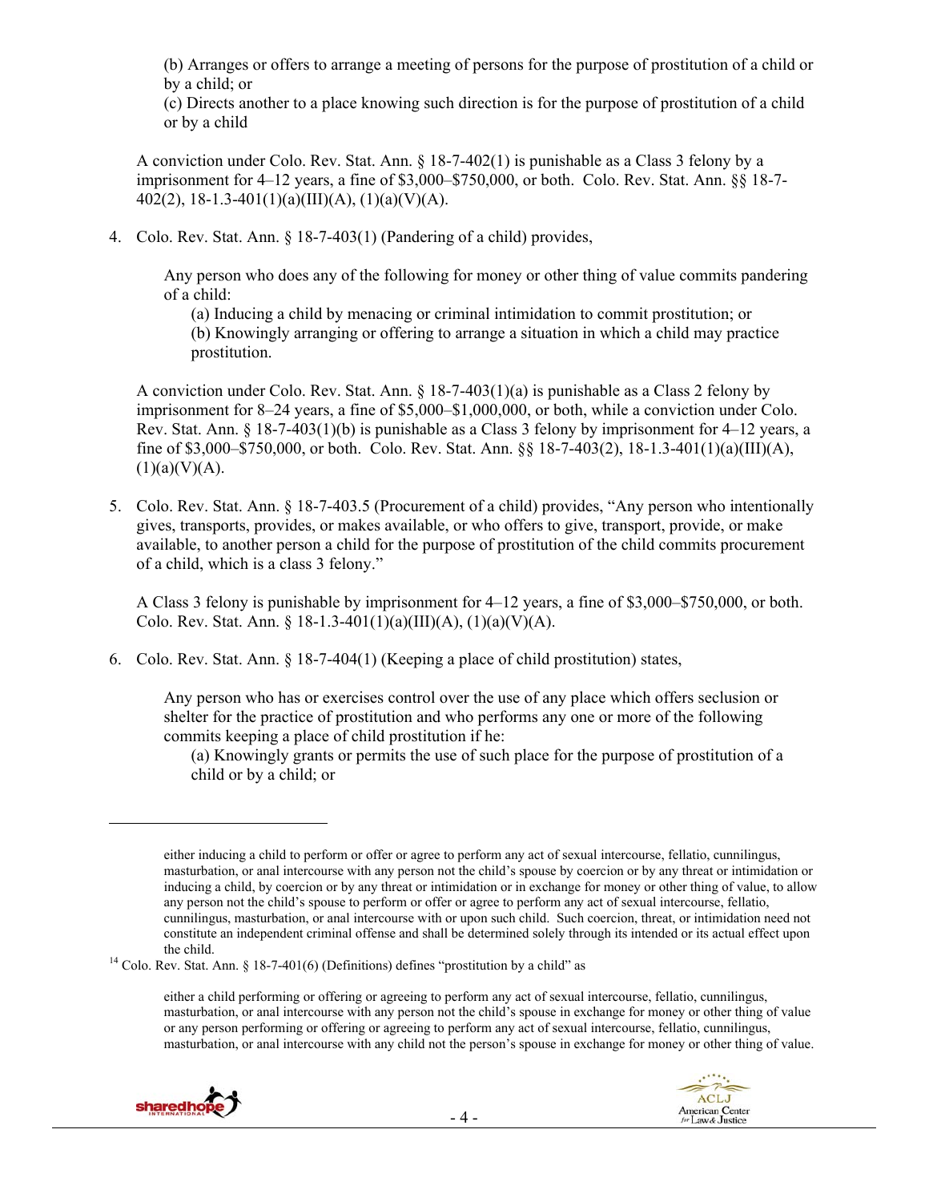(b) Arranges or offers to arrange a meeting of persons for the purpose of prostitution of a child or by a child; or
(c) Directs another to a place knowing such direction is for the purpose of prostitution of a child or by a child

A conviction under Colo. Rev. Stat. Ann. § 18-7-402(1) is punishable as a Class 3 felony by a imprisonment for 4–12 years, a fine of $3,000–$750,000, or both. Colo. Rev. Stat. Ann. §§ 18-7-402(2), 18-1.3-401(1)(a)(III)(A), (1)(a)(V)(A).

4. Colo. Rev. Stat. Ann. § 18-7-403(1) (Pandering of a child) provides,

   Any person who does any of the following for money or other thing of value commits pandering of a child:
   (a) Inducing a child by menacing or criminal intimidation to commit prostitution; or
   (b) Knowingly arranging or offering to arrange a situation in which a child may practice prostitution.

   A conviction under Colo. Rev. Stat. Ann. § 18-7-403(1)(a) is punishable as a Class 2 felony by imprisonment for 8–24 years, a fine of $5,000–$1,000,000, or both, while a conviction under Colo. Rev. Stat. Ann. § 18-7-403(1)(b) is punishable as a Class 3 felony by imprisonment for 4–12 years, a fine of $3,000–$750,000, or both. Colo. Rev. Stat. Ann. §§ 18-7-403(2), 18-1.3-401(1)(a)(III)(A), (1)(a)(V)(A).

5. Colo. Rev. Stat. Ann. § 18-7-403.5 (Procurement of a child) provides, "Any person who intentionally gives, transports, provides, or makes available, or who offers to give, transport, provide, or make available, to another person a child for the purpose of prostitution of the child commits procurement of a child, which is a class 3 felony."

   A Class 3 felony is punishable by imprisonment for 4–12 years, a fine of $3,000–$750,000, or both. Colo. Rev. Stat. Ann. § 18-1.3-401(1)(a)(III)(A), (1)(a)(V)(A).

6. Colo. Rev. Stat. Ann. § 18-7-404(1) (Keeping a place of child prostitution) states,

   Any person who has or exercises control over the use of any place which offers seclusion or shelter for the practice of prostitution and who performs any one or more of the following commits keeping a place of child prostitution if he:
   (a) Knowingly grants or permits the use of such place for the purpose of prostitution of a child or by a child; or

---

either inducing a child to perform or offer or agree to perform any act of sexual intercourse, fellatio, cunnilingus, masturbation, or anal intercourse with any person not the child's spouse by coercion or by any threat or intimidation or inducing a child, by coercion or by any threat or intimidation or in exchange for money or other thing of value, to allow any person not the child's spouse to perform or offer or agree to perform any act of sexual intercourse, fellatio, cunnilingus, masturbation, or anal intercourse with or upon such child. Such coercion, threat, or intimidation need not constitute an independent criminal offense and shall be determined solely through its intended or its actual effect upon the child.

[14] Colo. Rev. Stat. Ann. § 18-7-401(6) (Definitions) defines "prostitution by a child" as

either a child performing or offering or agreeing to perform any act of sexual intercourse, fellatio, cunnilingus, masturbation, or anal intercourse with any person not the child's spouse in exchange for money or other thing of value or any person performing or offering or agreeing to perform any act of sexual intercourse, fellatio, cunnilingus, masturbation, or anal intercourse with any child not the person's spouse in exchange for money or other thing of value.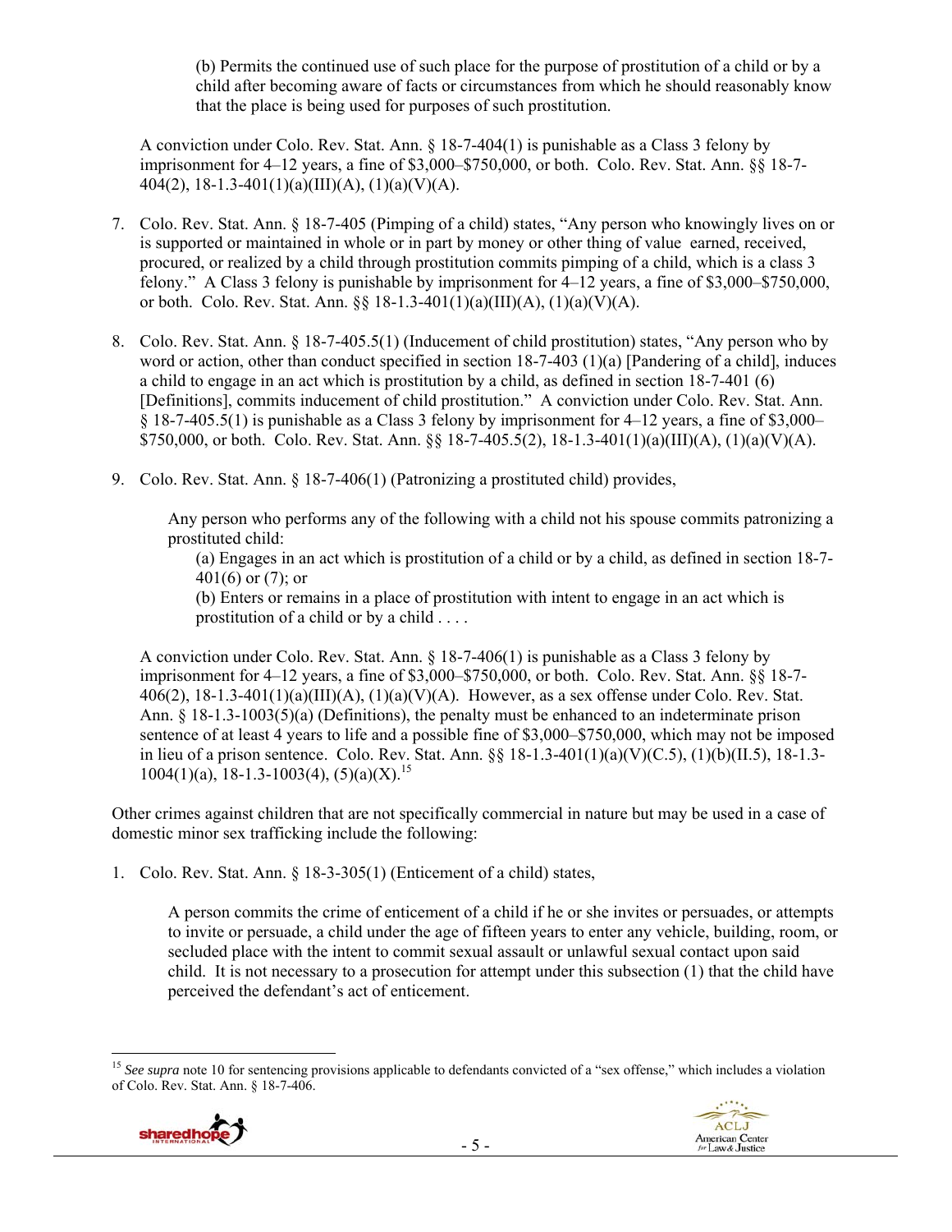(b) Permits the continued use of such place for the purpose of prostitution of a child or by a child after becoming aware of facts or circumstances from which he should reasonably know that the place is being used for purposes of such prostitution.

A conviction under Colo. Rev. Stat. Ann. § 18-7-404(1) is punishable as a Class 3 felony by imprisonment for 4–12 years, a fine of $3,000–$750,000, or both. Colo. Rev. Stat. Ann. §§ 18-7-404(2), 18-1.3-401(1)(a)(III)(A), (1)(a)(V)(A).

7. Colo. Rev. Stat. Ann. § 18-7-405 (Pimping of a child) states, "Any person who knowingly lives on or is supported or maintained in whole or in part by money or other thing of value earned, received, procured, or realized by a child through prostitution commits pimping of a child, which is a class 3 felony." A Class 3 felony is punishable by imprisonment for 4–12 years, a fine of $3,000–$750,000, or both. Colo. Rev. Stat. Ann. §§ 18-1.3-401(1)(a)(III)(A), (1)(a)(V)(A).

8. Colo. Rev. Stat. Ann. § 18-7-405.5(1) (Inducement of child prostitution) states, "Any person who by word or action, other than conduct specified in section 18-7-403 (1)(a) [Pandering of a child], induces a child to engage in an act which is prostitution by a child, as defined in section 18-7-401 (6) [Definitions], commits inducement of child prostitution." A conviction under Colo. Rev. Stat. Ann. § 18-7-405.5(1) is punishable as a Class 3 felony by imprisonment for 4–12 years, a fine of $3,000–$750,000, or both. Colo. Rev. Stat. Ann. §§ 18-7-405.5(2), 18-1.3-401(1)(a)(III)(A), (1)(a)(V)(A).

9. Colo. Rev. Stat. Ann. § 18-7-406(1) (Patronizing a prostituted child) provides,

   Any person who performs any of the following with a child not his spouse commits patronizing a prostituted child:

   (a) Engages in an act which is prostitution of a child or by a child, as defined in section 18-7-401(6) or (7); or

   (b) Enters or remains in a place of prostitution with intent to engage in an act which is prostitution of a child or by a child . . . .

   A conviction under Colo. Rev. Stat. Ann. § 18-7-406(1) is punishable as a Class 3 felony by imprisonment for 4–12 years, a fine of $3,000–$750,000, or both. Colo. Rev. Stat. Ann. §§ 18-7-406(2), 18-1.3-401(1)(a)(III)(A), (1)(a)(V)(A). However, as a sex offense under Colo. Rev. Stat. Ann. § 18-1.3-1003(5)(a) (Definitions), the penalty must be enhanced to an indeterminate prison sentence of at least 4 years to life and a possible fine of $3,000–$750,000, which may not be imposed in lieu of a prison sentence. Colo. Rev. Stat. Ann. §§ 18-1.3-401(1)(a)(V)(C.5), (1)(b)(II.5), 18-1.3-1004(1)(a), 18-1.3-1003(4), (5)(a)(X).[15]

Other crimes against children that are not specifically commercial in nature but may be used in a case of domestic minor sex trafficking include the following:

1. Colo. Rev. Stat. Ann. § 18-3-305(1) (Enticement of a child) states,

   A person commits the crime of enticement of a child if he or she invites or persuades, or attempts to invite or persuade, a child under the age of fifteen years to enter any vehicle, building, room, or secluded place with the intent to commit sexual assault or unlawful sexual contact upon said child. It is not necessary to a prosecution for attempt under this subsection (1) that the child have perceived the defendant's act of enticement.

---

[15] *See supra* note 10 for sentencing provisions applicable to defendants convicted of a "sex offense," which includes a violation of Colo. Rev. Stat. Ann. § 18-7-406.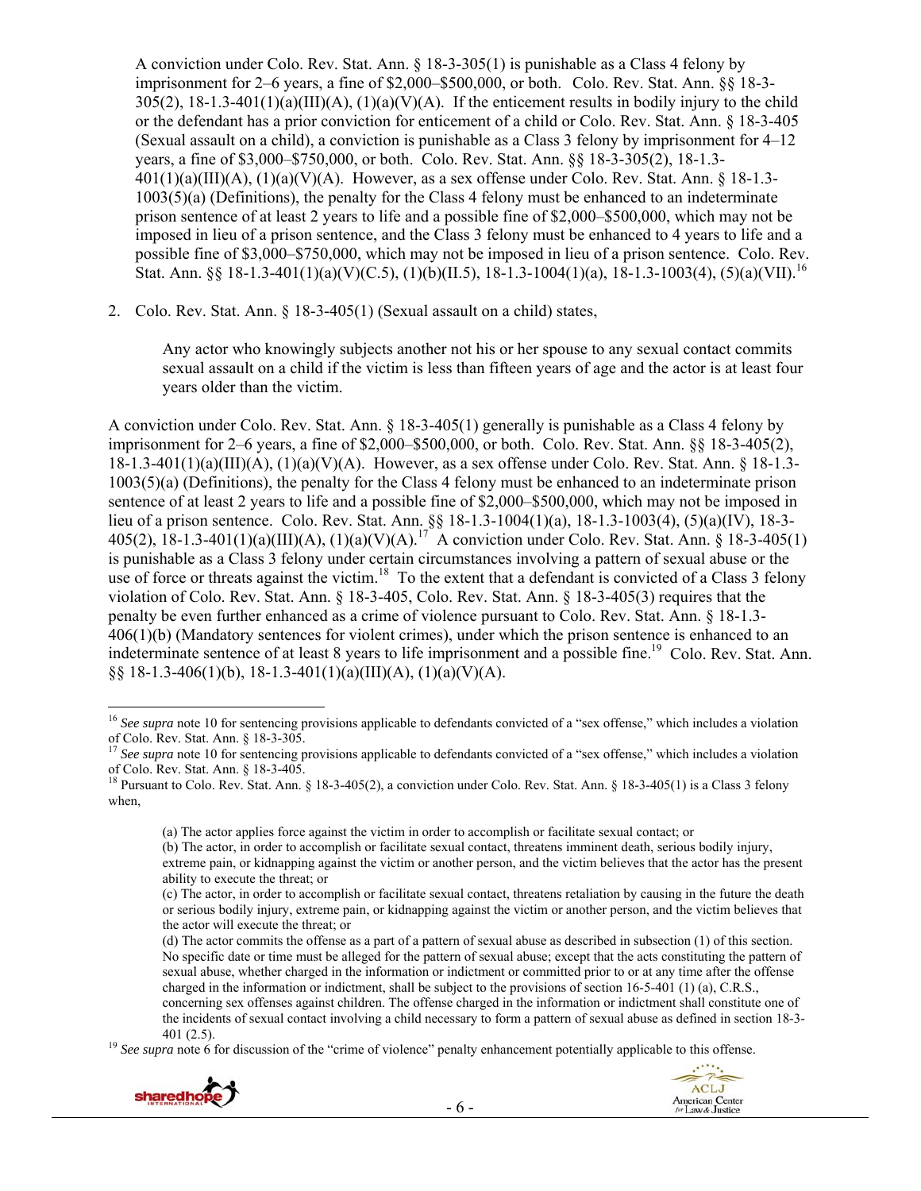A conviction under Colo. Rev. Stat. Ann. § 18-3-305(1) is punishable as a Class 4 felony by imprisonment for 2–6 years, a fine of $2,000–$500,000, or both. Colo. Rev. Stat. Ann. §§ 18-3-305(2), 18-1.3-401(1)(a)(III)(A), (1)(a)(V)(A). If the enticement results in bodily injury to the child or the defendant has a prior conviction for enticement of a child or Colo. Rev. Stat. Ann. § 18-3-405 (Sexual assault on a child), a conviction is punishable as a Class 3 felony by imprisonment for 4–12 years, a fine of $3,000–$750,000, or both. Colo. Rev. Stat. Ann. §§ 18-3-305(2), 18-1.3-401(1)(a)(III)(A), (1)(a)(V)(A). However, as a sex offense under Colo. Rev. Stat. Ann. § 18-1.3-1003(5)(a) (Definitions), the penalty for the Class 4 felony must be enhanced to an indeterminate prison sentence of at least 2 years to life and a possible fine of $2,000–$500,000, which may not be imposed in lieu of a prison sentence, and the Class 3 felony must be enhanced to 4 years to life and a possible fine of $3,000–$750,000, which may not be imposed in lieu of a prison sentence. Colo. Rev. Stat. Ann. §§ 18-1.3-401(1)(a)(V)(C.5), (1)(b)(II.5), 18-1.3-1004(1)(a), 18-1.3-1003(4), (5)(a)(VII).[16]

2. Colo. Rev. Stat. Ann. § 18-3-405(1) (Sexual assault on a child) states,

> Any actor who knowingly subjects another not his or her spouse to any sexual contact commits sexual assault on a child if the victim is less than fifteen years of age and the actor is at least four years older than the victim.

A conviction under Colo. Rev. Stat. Ann. § 18-3-405(1) generally is punishable as a Class 4 felony by imprisonment for 2–6 years, a fine of $2,000–$500,000, or both. Colo. Rev. Stat. Ann. §§ 18-3-405(2), 18-1.3-401(1)(a)(III)(A), (1)(a)(V)(A). However, as a sex offense under Colo. Rev. Stat. Ann. § 18-1.3-1003(5)(a) (Definitions), the penalty for the Class 4 felony must be enhanced to an indeterminate prison sentence of at least 2 years to life and a possible fine of $2,000–$500,000, which may not be imposed in lieu of a prison sentence. Colo. Rev. Stat. Ann. §§ 18-1.3-1004(1)(a), 18-1.3-1003(4), (5)(a)(IV), 18-3-405(2), 18-1.3-401(1)(a)(III)(A), (1)(a)(V)(A).[17] A conviction under Colo. Rev. Stat. Ann. § 18-3-405(1) is punishable as a Class 3 felony under certain circumstances involving a pattern of sexual abuse or the use of force or threats against the victim.[18] To the extent that a defendant is convicted of a Class 3 felony violation of Colo. Rev. Stat. Ann. § 18-3-405, Colo. Rev. Stat. Ann. § 18-3-405(3) requires that the penalty be even further enhanced as a crime of violence pursuant to Colo. Rev. Stat. Ann. § 18-1.3-406(1)(b) (Mandatory sentences for violent crimes), under which the prison sentence is enhanced to an indeterminate sentence of at least 8 years to life imprisonment and a possible fine.[19] Colo. Rev. Stat. Ann. §§ 18-1.3-406(1)(b), 18-1.3-401(1)(a)(III)(A), (1)(a)(V)(A).

---

[16] *See supra* note 10 for sentencing provisions applicable to defendants convicted of a "sex offense," which includes a violation of Colo. Rev. Stat. Ann. § 18-3-305.

[17] *See supra* note 10 for sentencing provisions applicable to defendants convicted of a "sex offense," which includes a violation of Colo. Rev. Stat. Ann. § 18-3-405.

[18] Pursuant to Colo. Rev. Stat. Ann. § 18-3-405(2), a conviction under Colo. Rev. Stat. Ann. § 18-3-405(1) is a Class 3 felony when,

> (a) The actor applies force against the victim in order to accomplish or facilitate sexual contact; or
> (b) The actor, in order to accomplish or facilitate sexual contact, threatens imminent death, serious bodily injury, extreme pain, or kidnapping against the victim or another person, and the victim believes that the actor has the present ability to execute the threat; or
> (c) The actor, in order to accomplish or facilitate sexual contact, threatens retaliation by causing in the future the death or serious bodily injury, extreme pain, or kidnapping against the victim or another person, and the victim believes that the actor will execute the threat; or
> (d) The actor commits the offense as a part of a pattern of sexual abuse as described in subsection (1) of this section. No specific date or time must be alleged for the pattern of sexual abuse; except that the acts constituting the pattern of sexual abuse, whether charged in the information or indictment or committed prior to or at any time after the offense charged in the information or indictment, shall be subject to the provisions of section 16-5-401 (1) (a), C.R.S., concerning sex offenses against children. The offense charged in the information or indictment shall constitute one of the incidents of sexual contact involving a child necessary to form a pattern of sexual abuse as defined in section 18-3-401 (2.5).

[19] *See supra* note 6 for discussion of the "crime of violence" penalty enhancement potentially applicable to this offense.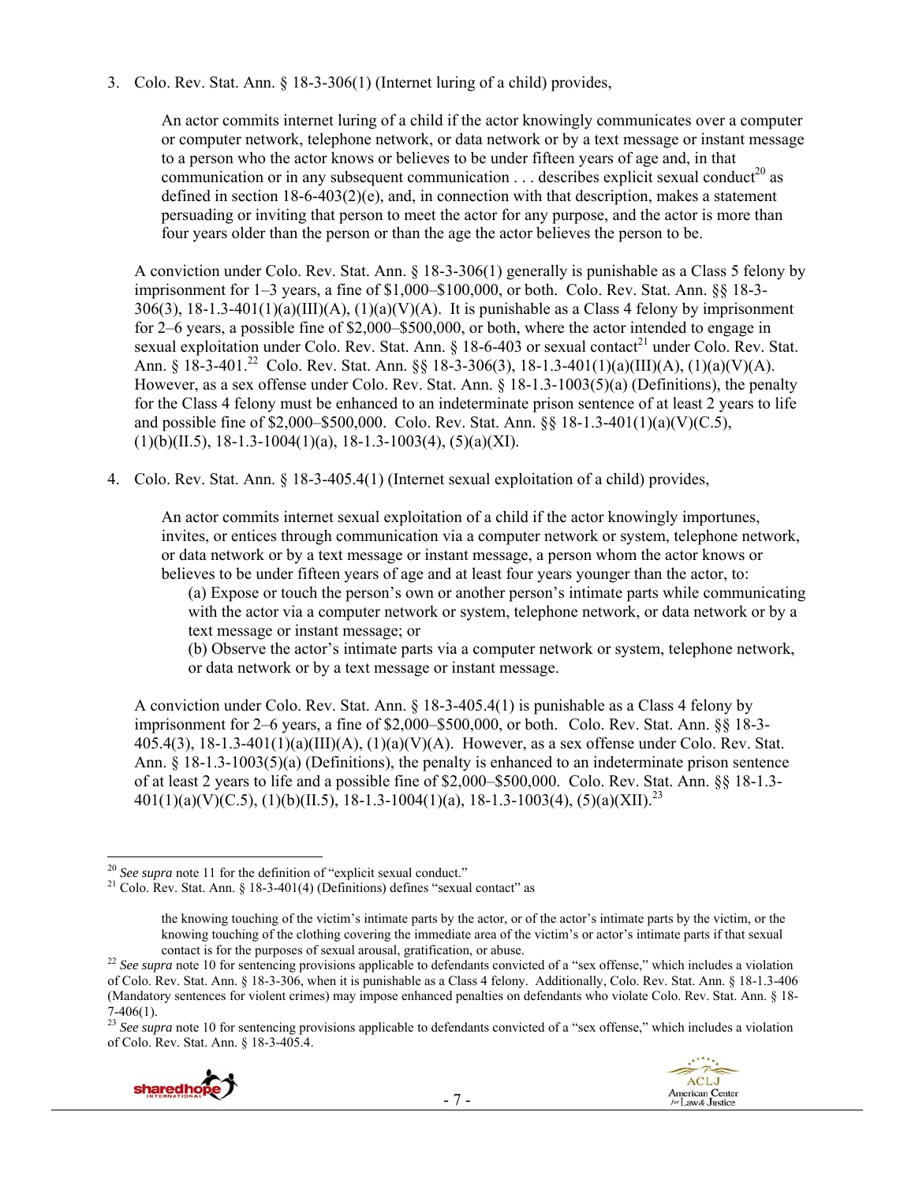3. Colo. Rev. Stat. Ann. § 18-3-306(1) (Internet luring of a child) provides,

   > An actor commits internet luring of a child if the actor knowingly communicates over a computer or computer network, telephone network, or data network or by a text message or instant message to a person who the actor knows or believes to be under fifteen years of age and, in that communication or in any subsequent communication . . . describes explicit sexual conduct[20] as defined in section 18-6-403(2)(e), and, in connection with that description, makes a statement persuading or inviting that person to meet the actor for any purpose, and the actor is more than four years older than the person or than the age the actor believes the person to be.

   A conviction under Colo. Rev. Stat. Ann. § 18-3-306(1) generally is punishable as a Class 5 felony by imprisonment for 1–3 years, a fine of $1,000–$100,000, or both. Colo. Rev. Stat. Ann. §§ 18-3-306(3), 18-1.3-401(1)(a)(III)(A), (1)(a)(V)(A). It is punishable as a Class 4 felony by imprisonment for 2–6 years, a possible fine of $2,000–$500,000, or both, where the actor intended to engage in sexual exploitation under Colo. Rev. Stat. Ann. § 18-6-403 or sexual contact[21] under Colo. Rev. Stat. Ann. § 18-3-401.[22] Colo. Rev. Stat. Ann. §§ 18-3-306(3), 18-1.3-401(1)(a)(III)(A), (1)(a)(V)(A). However, as a sex offense under Colo. Rev. Stat. Ann. § 18-1.3-1003(5)(a) (Definitions), the penalty for the Class 4 felony must be enhanced to an indeterminate prison sentence of at least 2 years to life and possible fine of $2,000–$500,000. Colo. Rev. Stat. Ann. §§ 18-1.3-401(1)(a)(V)(C.5), (1)(b)(II.5), 18-1.3-1004(1)(a), 18-1.3-1003(4), (5)(a)(XI).

4. Colo. Rev. Stat. Ann. § 18-3-405.4(1) (Internet sexual exploitation of a child) provides,

   > An actor commits internet sexual exploitation of a child if the actor knowingly importunes, invites, or entices through communication via a computer network or system, telephone network, or data network or by a text message or instant message, a person whom the actor knows or believes to be under fifteen years of age and at least four years younger than the actor, to:
   >
   > (a) Expose or touch the person's own or another person's intimate parts while communicating with the actor via a computer network or system, telephone network, or data network or by a text message or instant message; or
   >
   > (b) Observe the actor's intimate parts via a computer network or system, telephone network, or data network or by a text message or instant message.

   A conviction under Colo. Rev. Stat. Ann. § 18-3-405.4(1) is punishable as a Class 4 felony by imprisonment for 2–6 years, a fine of $2,000–$500,000, or both. Colo. Rev. Stat. Ann. §§ 18-3-405.4(3), 18-1.3-401(1)(a)(III)(A), (1)(a)(V)(A). However, as a sex offense under Colo. Rev. Stat. Ann. § 18-1.3-1003(5)(a) (Definitions), the penalty is enhanced to an indeterminate prison sentence of at least 2 years to life and a possible fine of $2,000–$500,000. Colo. Rev. Stat. Ann. §§ 18-1.3-401(1)(a)(V)(C.5), (1)(b)(II.5), 18-1.3-1004(1)(a), 18-1.3-1003(4), (5)(a)(XII).[23]

---

[20] *See supra* note 11 for the definition of "explicit sexual conduct."

[21] Colo. Rev. Stat. Ann. § 18-3-401(4) (Definitions) defines "sexual contact" as

> the knowing touching of the victim's intimate parts by the actor, or of the actor's intimate parts by the victim, or the knowing touching of the clothing covering the immediate area of the victim's or actor's intimate parts if that sexual contact is for the purposes of sexual arousal, gratification, or abuse.

[22] *See supra* note 10 for sentencing provisions applicable to defendants convicted of a "sex offense," which includes a violation of Colo. Rev. Stat. Ann. § 18-3-306, when it is punishable as a Class 4 felony. Additionally, Colo. Rev. Stat. Ann. § 18-1.3-406 (Mandatory sentences for violent crimes) may impose enhanced penalties on defendants who violate Colo. Rev. Stat. Ann. § 18-7-406(1).

[23] *See supra* note 10 for sentencing provisions applicable to defendants convicted of a "sex offense," which includes a violation of Colo. Rev. Stat. Ann. § 18-3-405.4.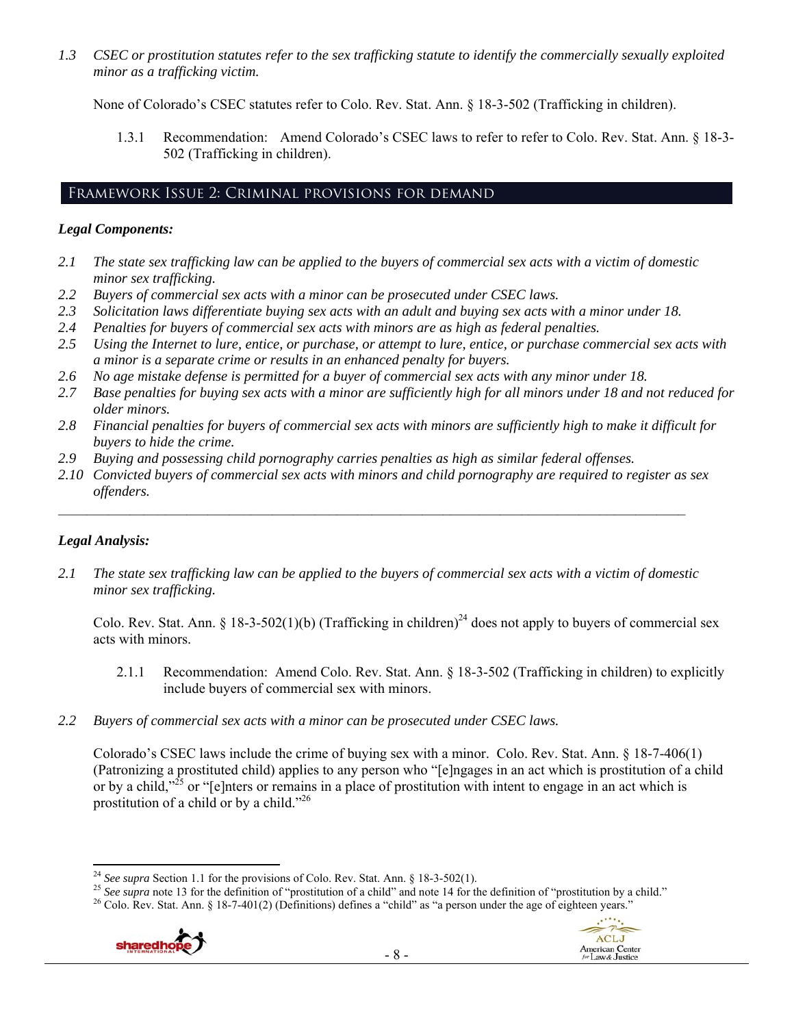*1.3 CSEC or prostitution statutes refer to the sex trafficking statute to identify the commercially sexually exploited minor as a trafficking victim.*

None of Colorado's CSEC statutes refer to Colo. Rev. Stat. Ann. § 18-3-502 (Trafficking in children).

1.3.1 Recommendation: Amend Colorado's CSEC laws to refer to refer to Colo. Rev. Stat. Ann. § 18-3-502 (Trafficking in children).

## Framework Issue 2: Criminal provisions for demand

### *Legal Components:*

*2.1 The state sex trafficking law can be applied to the buyers of commercial sex acts with a victim of domestic minor sex trafficking.*
*2.2 Buyers of commercial sex acts with a minor can be prosecuted under CSEC laws.*
*2.3 Solicitation laws differentiate buying sex acts with an adult and buying sex acts with a minor under 18.*
*2.4 Penalties for buyers of commercial sex acts with minors are as high as federal penalties.*
*2.5 Using the Internet to lure, entice, or purchase, or attempt to lure, entice, or purchase commercial sex acts with a minor is a separate crime or results in an enhanced penalty for buyers.*
*2.6 No age mistake defense is permitted for a buyer of commercial sex acts with any minor under 18.*
*2.7 Base penalties for buying sex acts with a minor are sufficiently high for all minors under 18 and not reduced for older minors.*
*2.8 Financial penalties for buyers of commercial sex acts with minors are sufficiently high to make it difficult for buyers to hide the crime.*
*2.9 Buying and possessing child pornography carries penalties as high as similar federal offenses.*
*2.10 Convicted buyers of commercial sex acts with minors and child pornography are required to register as sex offenders.*

---

### *Legal Analysis:*

*2.1 The state sex trafficking law can be applied to the buyers of commercial sex acts with a victim of domestic minor sex trafficking.*

Colo. Rev. Stat. Ann. § 18-3-502(1)(b) (Trafficking in children)[24] does not apply to buyers of commercial sex acts with minors.

2.1.1 Recommendation: Amend Colo. Rev. Stat. Ann. § 18-3-502 (Trafficking in children) to explicitly include buyers of commercial sex with minors.

*2.2 Buyers of commercial sex acts with a minor can be prosecuted under CSEC laws.*

Colorado's CSEC laws include the crime of buying sex with a minor. Colo. Rev. Stat. Ann. § 18-7-406(1) (Patronizing a prostituted child) applies to any person who "[e]ngages in an act which is prostitution of a child or by a child,"[25] or "[e]nters or remains in a place of prostitution with intent to engage in an act which is prostitution of a child or by a child."[26]

---

[24] *See supra* Section 1.1 for the provisions of Colo. Rev. Stat. Ann. § 18-3-502(1).
[25] *See supra* note 13 for the definition of "prostitution of a child" and note 14 for the definition of "prostitution by a child."
[26] Colo. Rev. Stat. Ann. § 18-7-401(2) (Definitions) defines a "child" as "a person under the age of eighteen years."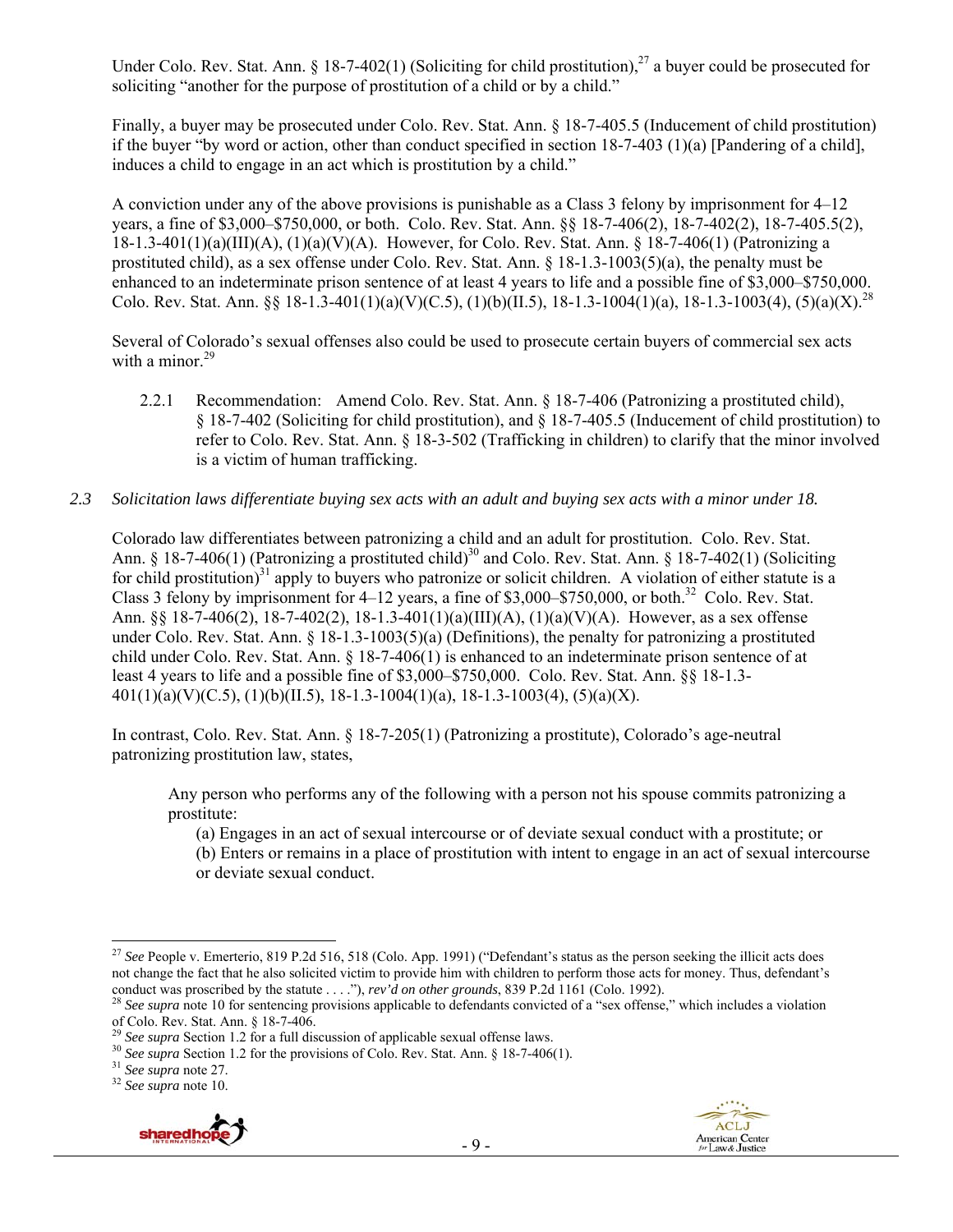Under Colo. Rev. Stat. Ann. § 18-7-402(1) (Soliciting for child prostitution),[27] a buyer could be prosecuted for soliciting "another for the purpose of prostitution of a child or by a child."

Finally, a buyer may be prosecuted under Colo. Rev. Stat. Ann. § 18-7-405.5 (Inducement of child prostitution) if the buyer "by word or action, other than conduct specified in section 18-7-403 (1)(a) [Pandering of a child], induces a child to engage in an act which is prostitution by a child."

A conviction under any of the above provisions is punishable as a Class 3 felony by imprisonment for 4–12 years, a fine of $3,000–$750,000, or both. Colo. Rev. Stat. Ann. §§ 18-7-406(2), 18-7-402(2), 18-7-405.5(2), 18-1.3-401(1)(a)(III)(A), (1)(a)(V)(A). However, for Colo. Rev. Stat. Ann. § 18-7-406(1) (Patronizing a prostituted child), as a sex offense under Colo. Rev. Stat. Ann. § 18-1.3-1003(5)(a), the penalty must be enhanced to an indeterminate prison sentence of at least 4 years to life and a possible fine of $3,000–$750,000. Colo. Rev. Stat. Ann. §§ 18-1.3-401(1)(a)(V)(C.5), (1)(b)(II.5), 18-1.3-1004(1)(a), 18-1.3-1003(4), (5)(a)(X).[28]

Several of Colorado's sexual offenses also could be used to prosecute certain buyers of commercial sex acts with a minor.[29]

2.2.1 Recommendation: Amend Colo. Rev. Stat. Ann. § 18-7-406 (Patronizing a prostituted child), § 18-7-402 (Soliciting for child prostitution), and § 18-7-405.5 (Inducement of child prostitution) to refer to Colo. Rev. Stat. Ann. § 18-3-502 (Trafficking in children) to clarify that the minor involved is a victim of human trafficking.

*2.3 Solicitation laws differentiate buying sex acts with an adult and buying sex acts with a minor under 18.*

Colorado law differentiates between patronizing a child and an adult for prostitution. Colo. Rev. Stat. Ann. § 18-7-406(1) (Patronizing a prostituted child)[30] and Colo. Rev. Stat. Ann. § 18-7-402(1) (Soliciting for child prostitution)[31] apply to buyers who patronize or solicit children. A violation of either statute is a Class 3 felony by imprisonment for 4–12 years, a fine of $3,000–$750,000, or both.[32] Colo. Rev. Stat. Ann. §§ 18-7-406(2), 18-7-402(2), 18-1.3-401(1)(a)(III)(A), (1)(a)(V)(A). However, as a sex offense under Colo. Rev. Stat. Ann. § 18-1.3-1003(5)(a) (Definitions), the penalty for patronizing a prostituted child under Colo. Rev. Stat. Ann. § 18-7-406(1) is enhanced to an indeterminate prison sentence of at least 4 years to life and a possible fine of $3,000–$750,000. Colo. Rev. Stat. Ann. §§ 18-1.3-401(1)(a)(V)(C.5), (1)(b)(II.5), 18-1.3-1004(1)(a), 18-1.3-1003(4), (5)(a)(X).

In contrast, Colo. Rev. Stat. Ann. § 18-7-205(1) (Patronizing a prostitute), Colorado's age-neutral patronizing prostitution law, states,

> Any person who performs any of the following with a person not his spouse commits patronizing a prostitute:
>
> (a) Engages in an act of sexual intercourse or of deviate sexual conduct with a prostitute; or
>
> (b) Enters or remains in a place of prostitution with intent to engage in an act of sexual intercourse or deviate sexual conduct.

---

[27] *See* People v. Emerterio, 819 P.2d 516, 518 (Colo. App. 1991) ("Defendant's status as the person seeking the illicit acts does not change the fact that he also solicited victim to provide him with children to perform those acts for money. Thus, defendant's conduct was proscribed by the statute . . . ."), *rev'd on other grounds*, 839 P.2d 1161 (Colo. 1992).

[28] *See supra* note 10 for sentencing provisions applicable to defendants convicted of a "sex offense," which includes a violation of Colo. Rev. Stat. Ann. § 18-7-406.

[29] *See supra* Section 1.2 for a full discussion of applicable sexual offense laws.

[30] *See supra* Section 1.2 for the provisions of Colo. Rev. Stat. Ann. § 18-7-406(1).

[31] *See supra* note 27.

[32] *See supra* note 10.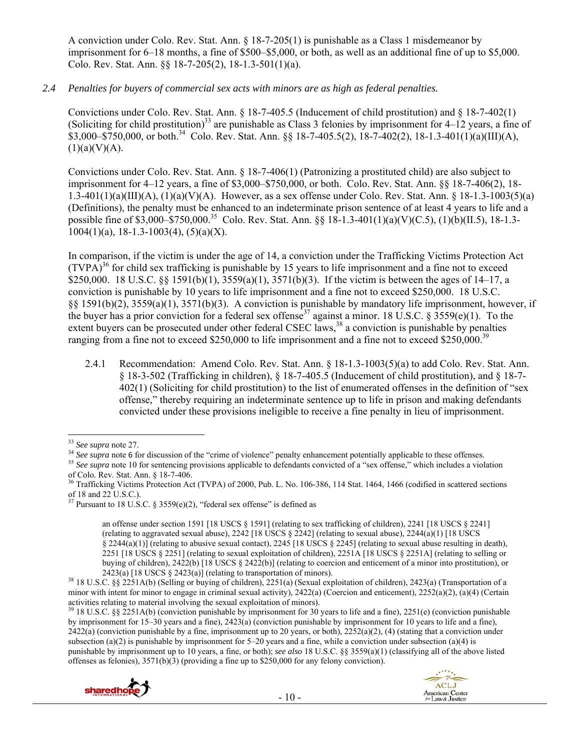A conviction under Colo. Rev. Stat. Ann. § 18-7-205(1) is punishable as a Class 1 misdemeanor by imprisonment for 6–18 months, a fine of $500–$5,000, or both, as well as an additional fine of up to $5,000. Colo. Rev. Stat. Ann. §§ 18-7-205(2), 18-1.3-501(1)(a).

*2.4 Penalties for buyers of commercial sex acts with minors are as high as federal penalties.*

Convictions under Colo. Rev. Stat. Ann. § 18-7-405.5 (Inducement of child prostitution) and § 18-7-402(1) (Soliciting for child prostitution)[33] are punishable as Class 3 felonies by imprisonment for 4–12 years, a fine of $3,000–$750,000, or both.[34] Colo. Rev. Stat. Ann. §§ 18-7-405.5(2), 18-7-402(2), 18-1.3-401(1)(a)(III)(A), (1)(a)(V)(A).

Convictions under Colo. Rev. Stat. Ann. § 18-7-406(1) (Patronizing a prostituted child) are also subject to imprisonment for 4–12 years, a fine of $3,000–$750,000, or both. Colo. Rev. Stat. Ann. §§ 18-7-406(2), 18-1.3-401(1)(a)(III)(A), (1)(a)(V)(A). However, as a sex offense under Colo. Rev. Stat. Ann. § 18-1.3-1003(5)(a) (Definitions), the penalty must be enhanced to an indeterminate prison sentence of at least 4 years to life and a possible fine of $3,000–$750,000.[35] Colo. Rev. Stat. Ann. §§ 18-1.3-401(1)(a)(V)(C.5), (1)(b)(II.5), 18-1.3-1004(1)(a), 18-1.3-1003(4), (5)(a)(X).

In comparison, if the victim is under the age of 14, a conviction under the Trafficking Victims Protection Act (TVPA)[36] for child sex trafficking is punishable by 15 years to life imprisonment and a fine not to exceed $250,000. 18 U.S.C. §§ 1591(b)(1), 3559(a)(1), 3571(b)(3). If the victim is between the ages of 14–17, a conviction is punishable by 10 years to life imprisonment and a fine not to exceed $250,000. 18 U.S.C. §§ 1591(b)(2), 3559(a)(1), 3571(b)(3). A conviction is punishable by mandatory life imprisonment, however, if the buyer has a prior conviction for a federal sex offense[37] against a minor. 18 U.S.C. § 3559(e)(1). To the extent buyers can be prosecuted under other federal CSEC laws,[38] a conviction is punishable by penalties ranging from a fine not to exceed $250,000 to life imprisonment and a fine not to exceed $250,000.[39]

2.4.1 Recommendation: Amend Colo. Rev. Stat. Ann. § 18-1.3-1003(5)(a) to add Colo. Rev. Stat. Ann. § 18-3-502 (Trafficking in children), § 18-7-405.5 (Inducement of child prostitution), and § 18-7-402(1) (Soliciting for child prostitution) to the list of enumerated offenses in the definition of "sex offense," thereby requiring an indeterminate sentence up to life in prison and making defendants convicted under these provisions ineligible to receive a fine penalty in lieu of imprisonment.

---

[33] *See supra* note 27.

[34] *See supra* note 6 for discussion of the "crime of violence" penalty enhancement potentially applicable to these offenses.

[35] *See supra* note 10 for sentencing provisions applicable to defendants convicted of a "sex offense," which includes a violation of Colo. Rev. Stat. Ann. § 18-7-406.

[36] Trafficking Victims Protection Act (TVPA) of 2000, Pub. L. No. 106-386, 114 Stat. 1464, 1466 (codified in scattered sections of 18 and 22 U.S.C.).

[37] Pursuant to 18 U.S.C. § 3559(e)(2), "federal sex offense" is defined as

> an offense under section 1591 [18 USCS § 1591] (relating to sex trafficking of children), 2241 [18 USCS § 2241] (relating to aggravated sexual abuse), 2242 [18 USCS § 2242] (relating to sexual abuse), 2244(a)(1) [18 USCS § 2244(a)(1)] (relating to abusive sexual contact), 2245 [18 USCS § 2245] (relating to sexual abuse resulting in death), 2251 [18 USCS § 2251] (relating to sexual exploitation of children), 2251A [18 USCS § 2251A] (relating to selling or buying of children), 2422(b) [18 USCS § 2422(b)] (relating to coercion and enticement of a minor into prostitution), or 2423(a) [18 USCS § 2423(a)] (relating to transportation of minors).

[38] 18 U.S.C. §§ 2251A(b) (Selling or buying of children), 2251(a) (Sexual exploitation of children), 2423(a) (Transportation of a minor with intent for minor to engage in criminal sexual activity), 2422(a) (Coercion and enticement), 2252(a)(2), (a)(4) (Certain activities relating to material involving the sexual exploitation of minors).

[39] 18 U.S.C. §§ 2251A(b) (conviction punishable by imprisonment for 30 years to life and a fine), 2251(e) (conviction punishable by imprisonment for 15–30 years and a fine), 2423(a) (conviction punishable by imprisonment for 10 years to life and a fine), 2422(a) (conviction punishable by a fine, imprisonment up to 20 years, or both), 2252(a)(2), (4) (stating that a conviction under subsection (a)(2) is punishable by imprisonment for 5–20 years and a fine, while a conviction under subsection (a)(4) is punishable by imprisonment up to 10 years, a fine, or both); *see also* 18 U.S.C. §§ 3559(a)(1) (classifying all of the above listed offenses as felonies), 3571(b)(3) (providing a fine up to $250,000 for any felony conviction).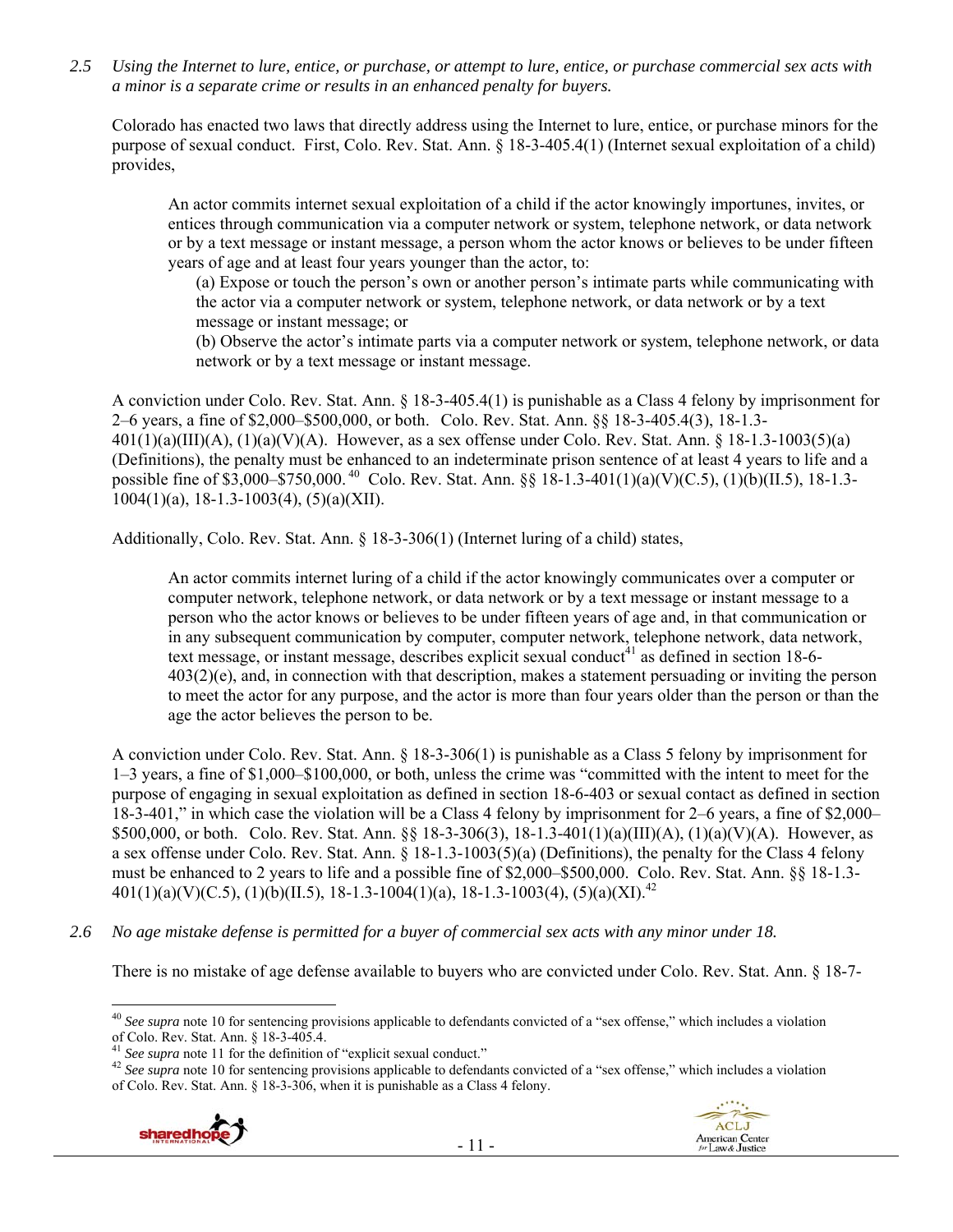*2.5 Using the Internet to lure, entice, or purchase, or attempt to lure, entice, or purchase commercial sex acts with a minor is a separate crime or results in an enhanced penalty for buyers.*

Colorado has enacted two laws that directly address using the Internet to lure, entice, or purchase minors for the purpose of sexual conduct. First, Colo. Rev. Stat. Ann. § 18-3-405.4(1) (Internet sexual exploitation of a child) provides,

> An actor commits internet sexual exploitation of a child if the actor knowingly importunes, invites, or entices through communication via a computer network or system, telephone network, or data network or by a text message or instant message, a person whom the actor knows or believes to be under fifteen years of age and at least four years younger than the actor, to:
>
> (a) Expose or touch the person's own or another person's intimate parts while communicating with the actor via a computer network or system, telephone network, or data network or by a text message or instant message; or
>
> (b) Observe the actor's intimate parts via a computer network or system, telephone network, or data network or by a text message or instant message.

A conviction under Colo. Rev. Stat. Ann. § 18-3-405.4(1) is punishable as a Class 4 felony by imprisonment for 2–6 years, a fine of $2,000–$500,000, or both. Colo. Rev. Stat. Ann. §§ 18-3-405.4(3), 18-1.3-401(1)(a)(III)(A), (1)(a)(V)(A). However, as a sex offense under Colo. Rev. Stat. Ann. § 18-1.3-1003(5)(a) (Definitions), the penalty must be enhanced to an indeterminate prison sentence of at least 4 years to life and a possible fine of $3,000–$750,000.[40] Colo. Rev. Stat. Ann. §§ 18-1.3-401(1)(a)(V)(C.5), (1)(b)(II.5), 18-1.3-1004(1)(a), 18-1.3-1003(4), (5)(a)(XII).

Additionally, Colo. Rev. Stat. Ann. § 18-3-306(1) (Internet luring of a child) states,

> An actor commits internet luring of a child if the actor knowingly communicates over a computer or computer network, telephone network, or data network or by a text message or instant message to a person who the actor knows or believes to be under fifteen years of age and, in that communication or in any subsequent communication by computer, computer network, telephone network, data network, text message, or instant message, describes explicit sexual conduct[41] as defined in section 18-6-403(2)(e), and, in connection with that description, makes a statement persuading or inviting the person to meet the actor for any purpose, and the actor is more than four years older than the person or than the age the actor believes the person to be.

A conviction under Colo. Rev. Stat. Ann. § 18-3-306(1) is punishable as a Class 5 felony by imprisonment for 1–3 years, a fine of $1,000–$100,000, or both, unless the crime was "committed with the intent to meet for the purpose of engaging in sexual exploitation as defined in section 18-6-403 or sexual contact as defined in section 18-3-401," in which case the violation will be a Class 4 felony by imprisonment for 2–6 years, a fine of $2,000–$500,000, or both. Colo. Rev. Stat. Ann. §§ 18-3-306(3), 18-1.3-401(1)(a)(III)(A), (1)(a)(V)(A). However, as a sex offense under Colo. Rev. Stat. Ann. § 18-1.3-1003(5)(a) (Definitions), the penalty for the Class 4 felony must be enhanced to 2 years to life and a possible fine of $2,000–$500,000. Colo. Rev. Stat. Ann. §§ 18-1.3-401(1)(a)(V)(C.5), (1)(b)(II.5), 18-1.3-1004(1)(a), 18-1.3-1003(4), (5)(a)(XI).[42]

*2.6 No age mistake defense is permitted for a buyer of commercial sex acts with any minor under 18.*

There is no mistake of age defense available to buyers who are convicted under Colo. Rev. Stat. Ann. § 18-7-

---

[40] *See supra* note 10 for sentencing provisions applicable to defendants convicted of a "sex offense," which includes a violation of Colo. Rev. Stat. Ann. § 18-3-405.4.

[41] *See supra* note 11 for the definition of "explicit sexual conduct."

[42] *See supra* note 10 for sentencing provisions applicable to defendants convicted of a "sex offense," which includes a violation of Colo. Rev. Stat. Ann. § 18-3-306, when it is punishable as a Class 4 felony.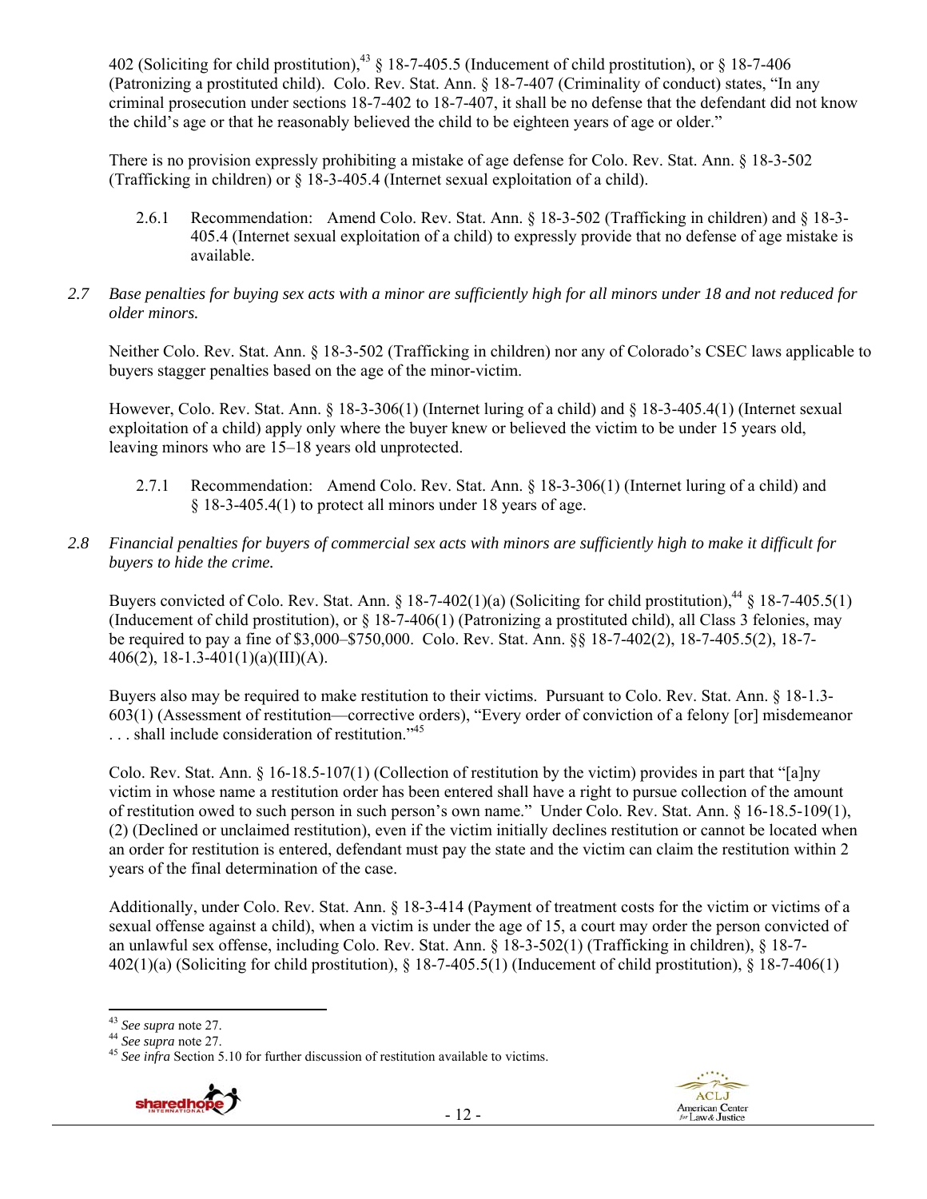402 (Soliciting for child prostitution),[43] § 18-7-405.5 (Inducement of child prostitution), or § 18-7-406 (Patronizing a prostituted child). Colo. Rev. Stat. Ann. § 18-7-407 (Criminality of conduct) states, "In any criminal prosecution under sections 18-7-402 to 18-7-407, it shall be no defense that the defendant did not know the child's age or that he reasonably believed the child to be eighteen years of age or older."

There is no provision expressly prohibiting a mistake of age defense for Colo. Rev. Stat. Ann. § 18-3-502 (Trafficking in children) or § 18-3-405.4 (Internet sexual exploitation of a child).

2.6.1 Recommendation: Amend Colo. Rev. Stat. Ann. § 18-3-502 (Trafficking in children) and § 18-3-405.4 (Internet sexual exploitation of a child) to expressly provide that no defense of age mistake is available.

*2.7 Base penalties for buying sex acts with a minor are sufficiently high for all minors under 18 and not reduced for older minors.*

Neither Colo. Rev. Stat. Ann. § 18-3-502 (Trafficking in children) nor any of Colorado's CSEC laws applicable to buyers stagger penalties based on the age of the minor-victim.

However, Colo. Rev. Stat. Ann. § 18-3-306(1) (Internet luring of a child) and § 18-3-405.4(1) (Internet sexual exploitation of a child) apply only where the buyer knew or believed the victim to be under 15 years old, leaving minors who are 15–18 years old unprotected.

2.7.1 Recommendation: Amend Colo. Rev. Stat. Ann. § 18-3-306(1) (Internet luring of a child) and § 18-3-405.4(1) to protect all minors under 18 years of age.

*2.8 Financial penalties for buyers of commercial sex acts with minors are sufficiently high to make it difficult for buyers to hide the crime.*

Buyers convicted of Colo. Rev. Stat. Ann. § 18-7-402(1)(a) (Soliciting for child prostitution),[44] § 18-7-405.5(1) (Inducement of child prostitution), or § 18-7-406(1) (Patronizing a prostituted child), all Class 3 felonies, may be required to pay a fine of $3,000–$750,000. Colo. Rev. Stat. Ann. §§ 18-7-402(2), 18-7-405.5(2), 18-7-406(2), 18-1.3-401(1)(a)(III)(A).

Buyers also may be required to make restitution to their victims. Pursuant to Colo. Rev. Stat. Ann. § 18-1.3-603(1) (Assessment of restitution—corrective orders), "Every order of conviction of a felony [or] misdemeanor . . . shall include consideration of restitution."[45]

Colo. Rev. Stat. Ann. § 16-18.5-107(1) (Collection of restitution by the victim) provides in part that "[a]ny victim in whose name a restitution order has been entered shall have a right to pursue collection of the amount of restitution owed to such person in such person's own name." Under Colo. Rev. Stat. Ann. § 16-18.5-109(1), (2) (Declined or unclaimed restitution), even if the victim initially declines restitution or cannot be located when an order for restitution is entered, defendant must pay the state and the victim can claim the restitution within 2 years of the final determination of the case.

Additionally, under Colo. Rev. Stat. Ann. § 18-3-414 (Payment of treatment costs for the victim or victims of a sexual offense against a child), when a victim is under the age of 15, a court may order the person convicted of an unlawful sex offense, including Colo. Rev. Stat. Ann. § 18-3-502(1) (Trafficking in children), § 18-7-402(1)(a) (Soliciting for child prostitution), § 18-7-405.5(1) (Inducement of child prostitution), § 18-7-406(1)

---

[43] *See supra* note 27.
[44] *See supra* note 27.
[45] *See infra* Section 5.10 for further discussion of restitution available to victims.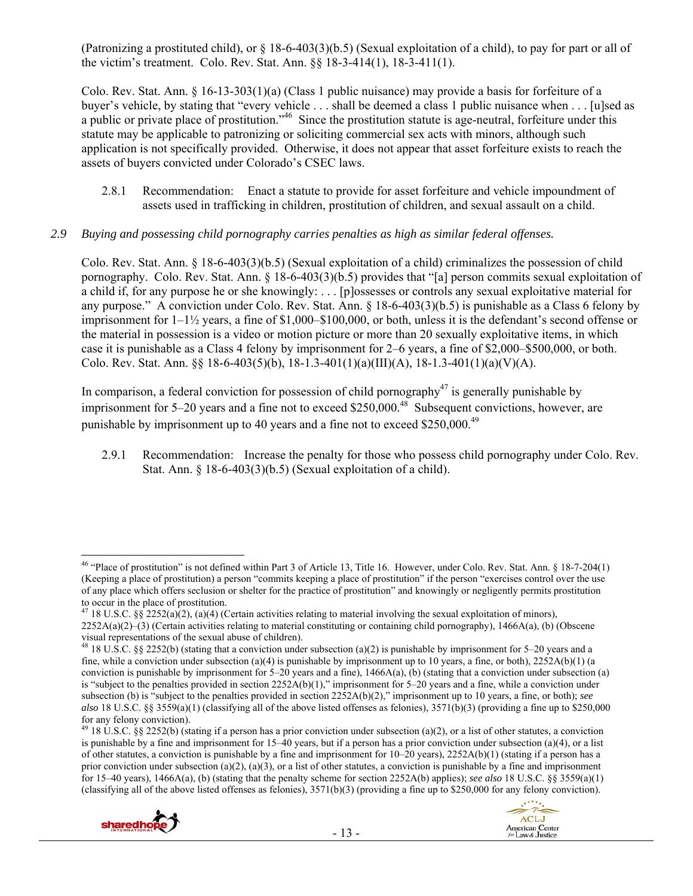(Patronizing a prostituted child), or § 18-6-403(3)(b.5) (Sexual exploitation of a child), to pay for part or all of the victim's treatment. Colo. Rev. Stat. Ann. §§ 18-3-414(1), 18-3-411(1).

Colo. Rev. Stat. Ann. § 16-13-303(1)(a) (Class 1 public nuisance) may provide a basis for forfeiture of a buyer's vehicle, by stating that "every vehicle . . . shall be deemed a class 1 public nuisance when . . . [u]sed as a public or private place of prostitution."[46] Since the prostitution statute is age-neutral, forfeiture under this statute may be applicable to patronizing or soliciting commercial sex acts with minors, although such application is not specifically provided. Otherwise, it does not appear that asset forfeiture exists to reach the assets of buyers convicted under Colorado's CSEC laws.

2.8.1 Recommendation: Enact a statute to provide for asset forfeiture and vehicle impoundment of assets used in trafficking in children, prostitution of children, and sexual assault on a child.

*2.9 Buying and possessing child pornography carries penalties as high as similar federal offenses.*

Colo. Rev. Stat. Ann. § 18-6-403(3)(b.5) (Sexual exploitation of a child) criminalizes the possession of child pornography. Colo. Rev. Stat. Ann. § 18-6-403(3)(b.5) provides that "[a] person commits sexual exploitation of a child if, for any purpose he or she knowingly: . . . [p]ossesses or controls any sexual exploitative material for any purpose." A conviction under Colo. Rev. Stat. Ann. § 18-6-403(3)(b.5) is punishable as a Class 6 felony by imprisonment for 1–1½ years, a fine of $1,000–$100,000, or both, unless it is the defendant's second offense or the material in possession is a video or motion picture or more than 20 sexually exploitative items, in which case it is punishable as a Class 4 felony by imprisonment for 2–6 years, a fine of $2,000–$500,000, or both. Colo. Rev. Stat. Ann. §§ 18-6-403(5)(b), 18-1.3-401(1)(a)(III)(A), 18-1.3-401(1)(a)(V)(A).

In comparison, a federal conviction for possession of child pornography[47] is generally punishable by imprisonment for 5–20 years and a fine not to exceed $250,000.[48] Subsequent convictions, however, are punishable by imprisonment up to 40 years and a fine not to exceed $250,000.[49]

2.9.1 Recommendation: Increase the penalty for those who possess child pornography under Colo. Rev. Stat. Ann. § 18-6-403(3)(b.5) (Sexual exploitation of a child).

---

[46] "Place of prostitution" is not defined within Part 3 of Article 13, Title 16. However, under Colo. Rev. Stat. Ann. § 18-7-204(1) (Keeping a place of prostitution) a person "commits keeping a place of prostitution" if the person "exercises control over the use of any place which offers seclusion or shelter for the practice of prostitution" and knowingly or negligently permits prostitution to occur in the place of prostitution.

[47] 18 U.S.C. §§ 2252(a)(2), (a)(4) (Certain activities relating to material involving the sexual exploitation of minors), 2252A(a)(2)–(3) (Certain activities relating to material constituting or containing child pornography), 1466A(a), (b) (Obscene visual representations of the sexual abuse of children).

[48] 18 U.S.C. §§ 2252(b) (stating that a conviction under subsection (a)(2) is punishable by imprisonment for 5–20 years and a fine, while a conviction under subsection (a)(4) is punishable by imprisonment up to 10 years, a fine, or both), 2252A(b)(1) (a conviction is punishable by imprisonment for 5–20 years and a fine), 1466A(a), (b) (stating that a conviction under subsection (a) is "subject to the penalties provided in section 2252A(b)(1)," imprisonment for 5–20 years and a fine, while a conviction under subsection (b) is "subject to the penalties provided in section 2252A(b)(2)," imprisonment up to 10 years, a fine, or both); *see also* 18 U.S.C. §§ 3559(a)(1) (classifying all of the above listed offenses as felonies), 3571(b)(3) (providing a fine up to $250,000 for any felony conviction).

[49] 18 U.S.C. §§ 2252(b) (stating if a person has a prior conviction under subsection (a)(2), or a list of other statutes, a conviction is punishable by a fine and imprisonment for 15–40 years, but if a person has a prior conviction under subsection (a)(4), or a list of other statutes, a conviction is punishable by a fine and imprisonment for 10–20 years), 2252A(b)(1) (stating if a person has a prior conviction under subsection (a)(2), (a)(3), or a list of other statutes, a conviction is punishable by a fine and imprisonment for 15–40 years), 1466A(a), (b) (stating that the penalty scheme for section 2252A(b) applies); *see also* 18 U.S.C. §§ 3559(a)(1) (classifying all of the above listed offenses as felonies), 3571(b)(3) (providing a fine up to $250,000 for any felony conviction).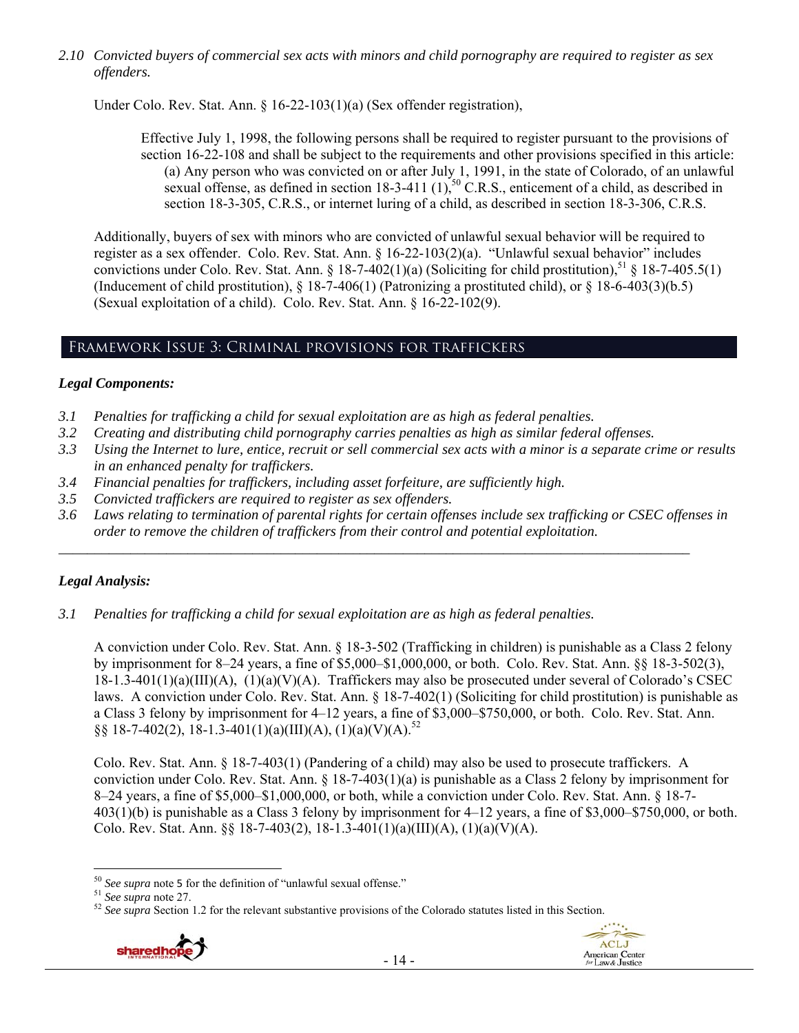*2.10 Convicted buyers of commercial sex acts with minors and child pornography are required to register as sex offenders.*

Under Colo. Rev. Stat. Ann. § 16-22-103(1)(a) (Sex offender registration),

> Effective July 1, 1998, the following persons shall be required to register pursuant to the provisions of section 16-22-108 and shall be subject to the requirements and other provisions specified in this article:
> (a) Any person who was convicted on or after July 1, 1991, in the state of Colorado, of an unlawful sexual offense, as defined in section 18-3-411 (1),[50] C.R.S., enticement of a child, as described in section 18-3-305, C.R.S., or internet luring of a child, as described in section 18-3-306, C.R.S.

Additionally, buyers of sex with minors who are convicted of unlawful sexual behavior will be required to register as a sex offender. Colo. Rev. Stat. Ann. § 16-22-103(2)(a). "Unlawful sexual behavior" includes convictions under Colo. Rev. Stat. Ann. § 18-7-402(1)(a) (Soliciting for child prostitution),[51] § 18-7-405.5(1) (Inducement of child prostitution), § 18-7-406(1) (Patronizing a prostituted child), or § 18-6-403(3)(b.5) (Sexual exploitation of a child). Colo. Rev. Stat. Ann. § 16-22-102(9).

## Framework Issue 3: Criminal provisions for traffickers

### *Legal Components:*

*3.1 Penalties for trafficking a child for sexual exploitation are as high as federal penalties.*
*3.2 Creating and distributing child pornography carries penalties as high as similar federal offenses.*
*3.3 Using the Internet to lure, entice, recruit or sell commercial sex acts with a minor is a separate crime or results in an enhanced penalty for traffickers.*
*3.4 Financial penalties for traffickers, including asset forfeiture, are sufficiently high.*
*3.5 Convicted traffickers are required to register as sex offenders.*
*3.6 Laws relating to termination of parental rights for certain offenses include sex trafficking or CSEC offenses in order to remove the children of traffickers from their control and potential exploitation.*

---

### *Legal Analysis:*

*3.1 Penalties for trafficking a child for sexual exploitation are as high as federal penalties.*

A conviction under Colo. Rev. Stat. Ann. § 18-3-502 (Trafficking in children) is punishable as a Class 2 felony by imprisonment for 8–24 years, a fine of $5,000–$1,000,000, or both. Colo. Rev. Stat. Ann. §§ 18-3-502(3), 18-1.3-401(1)(a)(III)(A), (1)(a)(V)(A). Traffickers may also be prosecuted under several of Colorado's CSEC laws. A conviction under Colo. Rev. Stat. Ann. § 18-7-402(1) (Soliciting for child prostitution) is punishable as a Class 3 felony by imprisonment for 4–12 years, a fine of $3,000–$750,000, or both. Colo. Rev. Stat. Ann. §§ 18-7-402(2), 18-1.3-401(1)(a)(III)(A), (1)(a)(V)(A).[52]

Colo. Rev. Stat. Ann. § 18-7-403(1) (Pandering of a child) may also be used to prosecute traffickers. A conviction under Colo. Rev. Stat. Ann. § 18-7-403(1)(a) is punishable as a Class 2 felony by imprisonment for 8–24 years, a fine of $5,000–$1,000,000, or both, while a conviction under Colo. Rev. Stat. Ann. § 18-7-403(1)(b) is punishable as a Class 3 felony by imprisonment for 4–12 years, a fine of $3,000–$750,000, or both. Colo. Rev. Stat. Ann. §§ 18-7-403(2), 18-1.3-401(1)(a)(III)(A), (1)(a)(V)(A).

---

[50] *See supra* note 5 for the definition of "unlawful sexual offense."
[51] *See supra* note 27.
[52] *See supra* Section 1.2 for the relevant substantive provisions of the Colorado statutes listed in this Section.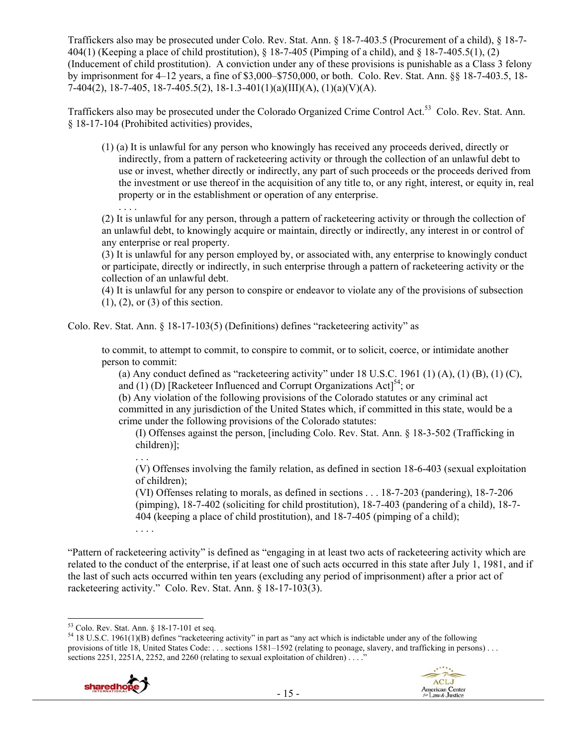Traffickers also may be prosecuted under Colo. Rev. Stat. Ann. § 18-7-403.5 (Procurement of a child), § 18-7-404(1) (Keeping a place of child prostitution), § 18-7-405 (Pimping of a child), and § 18-7-405.5(1), (2) (Inducement of child prostitution). A conviction under any of these provisions is punishable as a Class 3 felony by imprisonment for 4–12 years, a fine of $3,000–$750,000, or both. Colo. Rev. Stat. Ann. §§ 18-7-403.5, 18-7-404(2), 18-7-405, 18-7-405.5(2), 18-1.3-401(1)(a)(III)(A), (1)(a)(V)(A).

Traffickers also may be prosecuted under the Colorado Organized Crime Control Act.[53] Colo. Rev. Stat. Ann. § 18-17-104 (Prohibited activities) provides,

> (1) (a) It is unlawful for any person who knowingly has received any proceeds derived, directly or indirectly, from a pattern of racketeering activity or through the collection of an unlawful debt to use or invest, whether directly or indirectly, any part of such proceeds or the proceeds derived from the investment or use thereof in the acquisition of any title to, or any right, interest, or equity in, real property or in the establishment or operation of any enterprise.
> . . . .
> (2) It is unlawful for any person, through a pattern of racketeering activity or through the collection of an unlawful debt, to knowingly acquire or maintain, directly or indirectly, any interest in or control of any enterprise or real property.
> (3) It is unlawful for any person employed by, or associated with, any enterprise to knowingly conduct or participate, directly or indirectly, in such enterprise through a pattern of racketeering activity or the collection of an unlawful debt.
> (4) It is unlawful for any person to conspire or endeavor to violate any of the provisions of subsection (1), (2), or (3) of this section.

Colo. Rev. Stat. Ann. § 18-17-103(5) (Definitions) defines "racketeering activity" as

> to commit, to attempt to commit, to conspire to commit, or to solicit, coerce, or intimidate another person to commit:
> (a) Any conduct defined as "racketeering activity" under 18 U.S.C. 1961 (1) (A), (1) (B), (1) (C), and (1) (D) [Racketeer Influenced and Corrupt Organizations Act][54]; or
> (b) Any violation of the following provisions of the Colorado statutes or any criminal act committed in any jurisdiction of the United States which, if committed in this state, would be a crime under the following provisions of the Colorado statutes:
> (I) Offenses against the person, [including Colo. Rev. Stat. Ann. § 18-3-502 (Trafficking in children)];
> . . .
> (V) Offenses involving the family relation, as defined in section 18-6-403 (sexual exploitation of children);
> (VI) Offenses relating to morals, as defined in sections . . . 18-7-203 (pandering), 18-7-206 (pimping), 18-7-402 (soliciting for child prostitution), 18-7-403 (pandering of a child), 18-7-404 (keeping a place of child prostitution), and 18-7-405 (pimping of a child);
> . . . .

"Pattern of racketeering activity" is defined as "engaging in at least two acts of racketeering activity which are related to the conduct of the enterprise, if at least one of such acts occurred in this state after July 1, 1981, and if the last of such acts occurred within ten years (excluding any period of imprisonment) after a prior act of racketeering activity." Colo. Rev. Stat. Ann. § 18-17-103(3).

---

[53] Colo. Rev. Stat. Ann. § 18-17-101 et seq.

[54] 18 U.S.C. 1961(1)(B) defines "racketeering activity" in part as "any act which is indictable under any of the following provisions of title 18, United States Code: . . . sections 1581–1592 (relating to peonage, slavery, and trafficking in persons) . . . sections 2251, 2251A, 2252, and 2260 (relating to sexual exploitation of children) . . . ."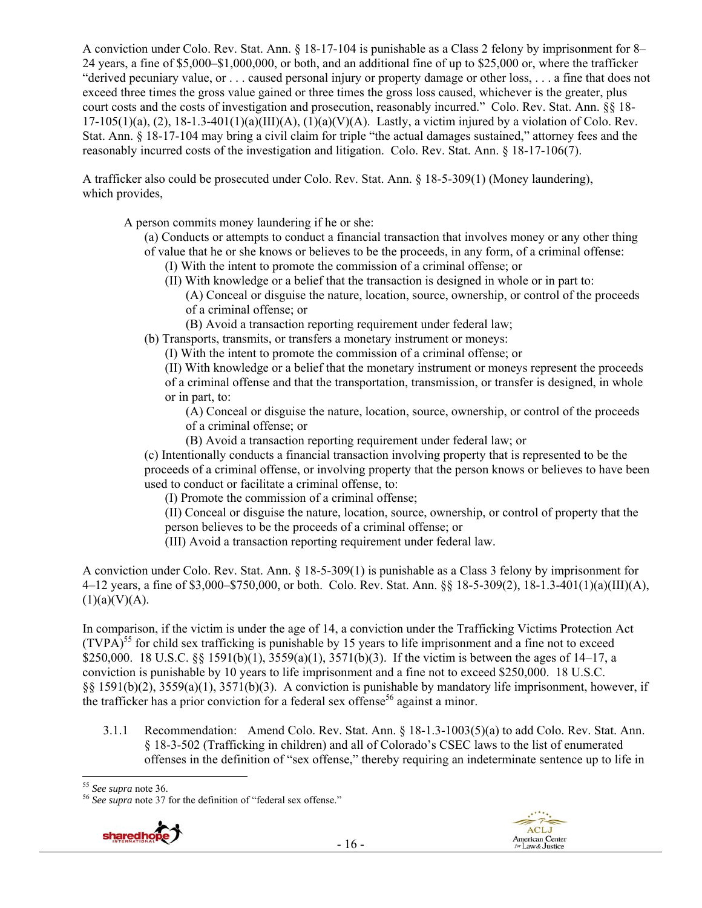A conviction under Colo. Rev. Stat. Ann. § 18-17-104 is punishable as a Class 2 felony by imprisonment for 8–24 years, a fine of $5,000–$1,000,000, or both, and an additional fine of up to $25,000 or, where the trafficker "derived pecuniary value, or . . . caused personal injury or property damage or other loss, . . . a fine that does not exceed three times the gross value gained or three times the gross loss caused, whichever is the greater, plus court costs and the costs of investigation and prosecution, reasonably incurred." Colo. Rev. Stat. Ann. §§ 18-17-105(1)(a), (2), 18-1.3-401(1)(a)(III)(A), (1)(a)(V)(A). Lastly, a victim injured by a violation of Colo. Rev. Stat. Ann. § 18-17-104 may bring a civil claim for triple "the actual damages sustained," attorney fees and the reasonably incurred costs of the investigation and litigation. Colo. Rev. Stat. Ann. § 18-17-106(7).

A trafficker also could be prosecuted under Colo. Rev. Stat. Ann. § 18-5-309(1) (Money laundering), which provides,

> A person commits money laundering if he or she:
>
> (a) Conducts or attempts to conduct a financial transaction that involves money or any other thing of value that he or she knows or believes to be the proceeds, in any form, of a criminal offense:
>
> (I) With the intent to promote the commission of a criminal offense; or
>
> (II) With knowledge or a belief that the transaction is designed in whole or in part to:
>
> (A) Conceal or disguise the nature, location, source, ownership, or control of the proceeds of a criminal offense; or
>
> (B) Avoid a transaction reporting requirement under federal law;
>
> (b) Transports, transmits, or transfers a monetary instrument or moneys:
>
> (I) With the intent to promote the commission of a criminal offense; or
>
> (II) With knowledge or a belief that the monetary instrument or moneys represent the proceeds of a criminal offense and that the transportation, transmission, or transfer is designed, in whole or in part, to:
>
> (A) Conceal or disguise the nature, location, source, ownership, or control of the proceeds of a criminal offense; or
>
> (B) Avoid a transaction reporting requirement under federal law; or
>
> (c) Intentionally conducts a financial transaction involving property that is represented to be the proceeds of a criminal offense, or involving property that the person knows or believes to have been used to conduct or facilitate a criminal offense, to:
>
> (I) Promote the commission of a criminal offense;
>
> (II) Conceal or disguise the nature, location, source, ownership, or control of property that the person believes to be the proceeds of a criminal offense; or
>
> (III) Avoid a transaction reporting requirement under federal law.

A conviction under Colo. Rev. Stat. Ann. § 18-5-309(1) is punishable as a Class 3 felony by imprisonment for 4–12 years, a fine of $3,000–$750,000, or both. Colo. Rev. Stat. Ann. §§ 18-5-309(2), 18-1.3-401(1)(a)(III)(A), (1)(a)(V)(A).

In comparison, if the victim is under the age of 14, a conviction under the Trafficking Victims Protection Act (TVPA)[55] for child sex trafficking is punishable by 15 years to life imprisonment and a fine not to exceed $250,000. 18 U.S.C. §§ 1591(b)(1), 3559(a)(1), 3571(b)(3). If the victim is between the ages of 14–17, a conviction is punishable by 10 years to life imprisonment and a fine not to exceed $250,000. 18 U.S.C. §§ 1591(b)(2), 3559(a)(1), 3571(b)(3). A conviction is punishable by mandatory life imprisonment, however, if the trafficker has a prior conviction for a federal sex offense[56] against a minor.

3.1.1 Recommendation: Amend Colo. Rev. Stat. Ann. § 18-1.3-1003(5)(a) to add Colo. Rev. Stat. Ann. § 18-3-502 (Trafficking in children) and all of Colorado's CSEC laws to the list of enumerated offenses in the definition of "sex offense," thereby requiring an indeterminate sentence up to life in

---

[55] *See supra* note 36.

[56] *See supra* note 37 for the definition of "federal sex offense."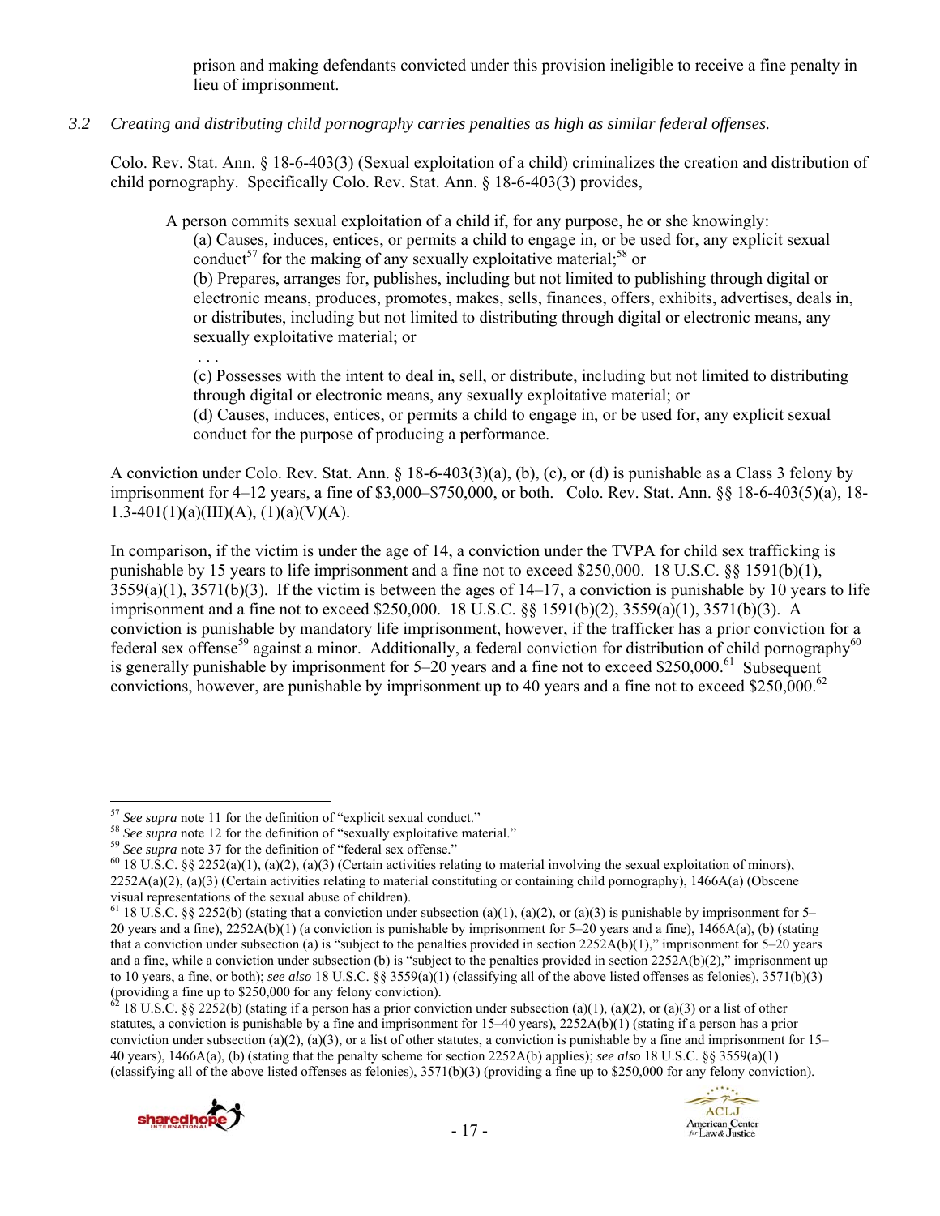prison and making defendants convicted under this provision ineligible to receive a fine penalty in lieu of imprisonment.

*3.2 Creating and distributing child pornography carries penalties as high as similar federal offenses.*

Colo. Rev. Stat. Ann. § 18-6-403(3) (Sexual exploitation of a child) criminalizes the creation and distribution of child pornography. Specifically Colo. Rev. Stat. Ann. § 18-6-403(3) provides,

> A person commits sexual exploitation of a child if, for any purpose, he or she knowingly:
> (a) Causes, induces, entices, or permits a child to engage in, or be used for, any explicit sexual conduct[57] for the making of any sexually exploitative material;[58] or
> (b) Prepares, arranges for, publishes, including but not limited to publishing through digital or electronic means, produces, promotes, makes, sells, finances, offers, exhibits, advertises, deals in, or distributes, including but not limited to distributing through digital or electronic means, any sexually exploitative material; or
> . . .
> (c) Possesses with the intent to deal in, sell, or distribute, including but not limited to distributing through digital or electronic means, any sexually exploitative material; or
> (d) Causes, induces, entices, or permits a child to engage in, or be used for, any explicit sexual conduct for the purpose of producing a performance.

A conviction under Colo. Rev. Stat. Ann. § 18-6-403(3)(a), (b), (c), or (d) is punishable as a Class 3 felony by imprisonment for 4–12 years, a fine of $3,000–$750,000, or both. Colo. Rev. Stat. Ann. §§ 18-6-403(5)(a), 18-1.3-401(1)(a)(III)(A), (1)(a)(V)(A).

In comparison, if the victim is under the age of 14, a conviction under the TVPA for child sex trafficking is punishable by 15 years to life imprisonment and a fine not to exceed $250,000. 18 U.S.C. §§ 1591(b)(1), 3559(a)(1), 3571(b)(3). If the victim is between the ages of 14–17, a conviction is punishable by 10 years to life imprisonment and a fine not to exceed $250,000. 18 U.S.C. §§ 1591(b)(2), 3559(a)(1), 3571(b)(3). A conviction is punishable by mandatory life imprisonment, however, if the trafficker has a prior conviction for a federal sex offense[59] against a minor. Additionally, a federal conviction for distribution of child pornography[60] is generally punishable by imprisonment for 5–20 years and a fine not to exceed $250,000.[61] Subsequent convictions, however, are punishable by imprisonment up to 40 years and a fine not to exceed $250,000.[62]

---

[57] *See supra* note 11 for the definition of "explicit sexual conduct."
[58] *See supra* note 12 for the definition of "sexually exploitative material."
[59] *See supra* note 37 for the definition of "federal sex offense."
[60] 18 U.S.C. §§ 2252(a)(1), (a)(2), (a)(3) (Certain activities relating to material involving the sexual exploitation of minors), 2252A(a)(2), (a)(3) (Certain activities relating to material constituting or containing child pornography), 1466A(a) (Obscene visual representations of the sexual abuse of children).
[61] 18 U.S.C. §§ 2252(b) (stating that a conviction under subsection (a)(1), (a)(2), or (a)(3) is punishable by imprisonment for 5–20 years and a fine), 2252A(b)(1) (a conviction is punishable by imprisonment for 5–20 years and a fine), 1466A(a), (b) (stating that a conviction under subsection (a) is "subject to the penalties provided in section 2252A(b)(1)," imprisonment for 5–20 years and a fine, while a conviction under subsection (b) is "subject to the penalties provided in section 2252A(b)(2)," imprisonment up to 10 years, a fine, or both); *see also* 18 U.S.C. §§ 3559(a)(1) (classifying all of the above listed offenses as felonies), 3571(b)(3) (providing a fine up to $250,000 for any felony conviction).
[62] 18 U.S.C. §§ 2252(b) (stating if a person has a prior conviction under subsection (a)(1), (a)(2), or (a)(3) or a list of other statutes, a conviction is punishable by a fine and imprisonment for 15–40 years), 2252A(b)(1) (stating if a person has a prior conviction under subsection (a)(2), (a)(3), or a list of other statutes, a conviction is punishable by a fine and imprisonment for 15–40 years), 1466A(a), (b) (stating that the penalty scheme for section 2252A(b) applies); *see also* 18 U.S.C. §§ 3559(a)(1) (classifying all of the above listed offenses as felonies), 3571(b)(3) (providing a fine up to $250,000 for any felony conviction).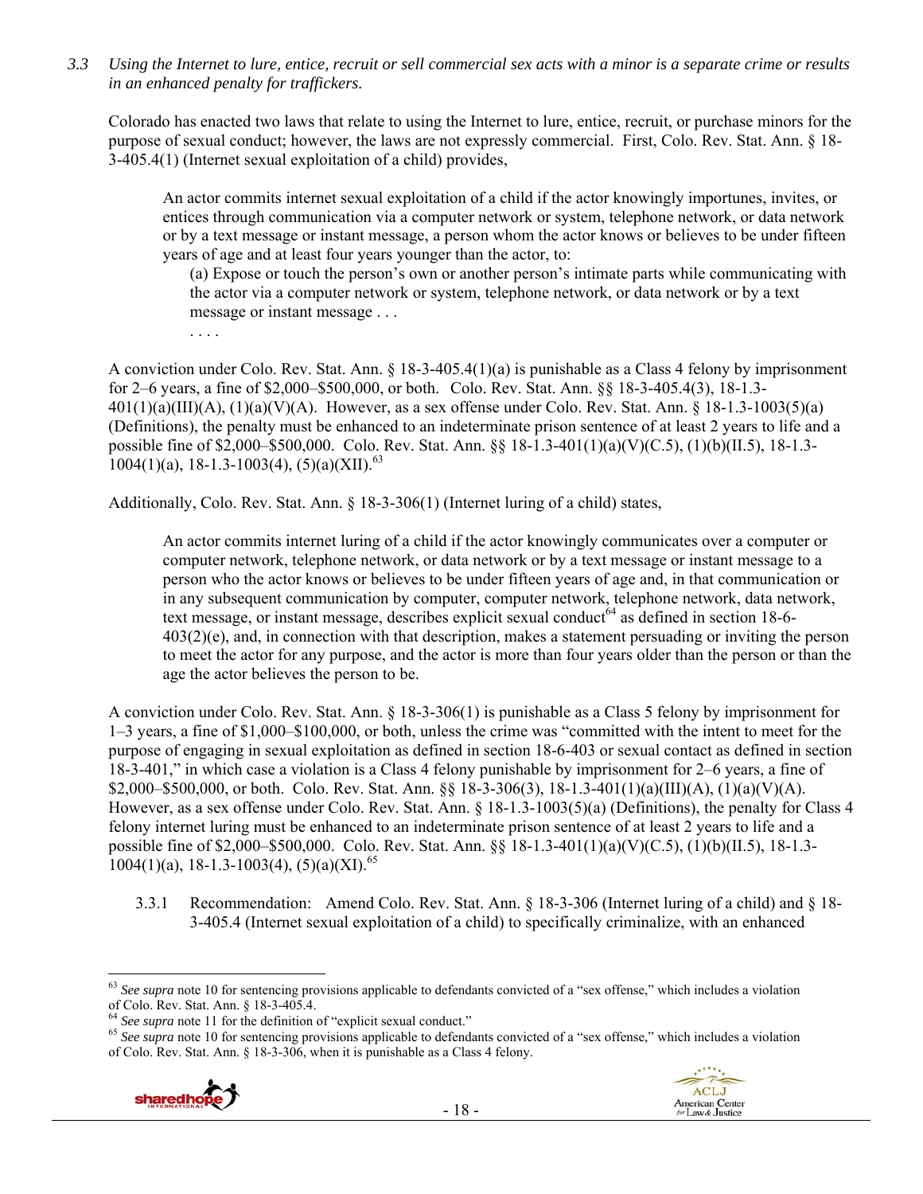*3.3 Using the Internet to lure, entice, recruit or sell commercial sex acts with a minor is a separate crime or results in an enhanced penalty for traffickers.*

Colorado has enacted two laws that relate to using the Internet to lure, entice, recruit, or purchase minors for the purpose of sexual conduct; however, the laws are not expressly commercial. First, Colo. Rev. Stat. Ann. § 18-3-405.4(1) (Internet sexual exploitation of a child) provides,

> An actor commits internet sexual exploitation of a child if the actor knowingly importunes, invites, or entices through communication via a computer network or system, telephone network, or data network or by a text message or instant message, a person whom the actor knows or believes to be under fifteen years of age and at least four years younger than the actor, to:
>
> (a) Expose or touch the person's own or another person's intimate parts while communicating with the actor via a computer network or system, telephone network, or data network or by a text message or instant message . . .
>
> . . . .

A conviction under Colo. Rev. Stat. Ann. § 18-3-405.4(1)(a) is punishable as a Class 4 felony by imprisonment for 2–6 years, a fine of $2,000–$500,000, or both. Colo. Rev. Stat. Ann. §§ 18-3-405.4(3), 18-1.3-401(1)(a)(III)(A), (1)(a)(V)(A). However, as a sex offense under Colo. Rev. Stat. Ann. § 18-1.3-1003(5)(a) (Definitions), the penalty must be enhanced to an indeterminate prison sentence of at least 2 years to life and a possible fine of $2,000–$500,000. Colo. Rev. Stat. Ann. §§ 18-1.3-401(1)(a)(V)(C.5), (1)(b)(II.5), 18-1.3-1004(1)(a), 18-1.3-1003(4), (5)(a)(XII).[63]

Additionally, Colo. Rev. Stat. Ann. § 18-3-306(1) (Internet luring of a child) states,

> An actor commits internet luring of a child if the actor knowingly communicates over a computer or computer network, telephone network, or data network or by a text message or instant message to a person who the actor knows or believes to be under fifteen years of age and, in that communication or in any subsequent communication by computer, computer network, telephone network, data network, text message, or instant message, describes explicit sexual conduct[64] as defined in section 18-6-403(2)(e), and, in connection with that description, makes a statement persuading or inviting the person to meet the actor for any purpose, and the actor is more than four years older than the person or than the age the actor believes the person to be.

A conviction under Colo. Rev. Stat. Ann. § 18-3-306(1) is punishable as a Class 5 felony by imprisonment for 1–3 years, a fine of $1,000–$100,000, or both, unless the crime was "committed with the intent to meet for the purpose of engaging in sexual exploitation as defined in section 18-6-403 or sexual contact as defined in section 18-3-401," in which case a violation is a Class 4 felony punishable by imprisonment for 2–6 years, a fine of $2,000–$500,000, or both. Colo. Rev. Stat. Ann. §§ 18-3-306(3), 18-1.3-401(1)(a)(III)(A), (1)(a)(V)(A). However, as a sex offense under Colo. Rev. Stat. Ann. § 18-1.3-1003(5)(a) (Definitions), the penalty for Class 4 felony internet luring must be enhanced to an indeterminate prison sentence of at least 2 years to life and a possible fine of $2,000–$500,000. Colo. Rev. Stat. Ann. §§ 18-1.3-401(1)(a)(V)(C.5), (1)(b)(II.5), 18-1.3-1004(1)(a), 18-1.3-1003(4), (5)(a)(XI).[65]

3.3.1 Recommendation: Amend Colo. Rev. Stat. Ann. § 18-3-306 (Internet luring of a child) and § 18-3-405.4 (Internet sexual exploitation of a child) to specifically criminalize, with an enhanced

---

[63] *See supra* note 10 for sentencing provisions applicable to defendants convicted of a "sex offense," which includes a violation of Colo. Rev. Stat. Ann. § 18-3-405.4.

[64] *See supra* note 11 for the definition of "explicit sexual conduct."

[65] *See supra* note 10 for sentencing provisions applicable to defendants convicted of a "sex offense," which includes a violation of Colo. Rev. Stat. Ann. § 18-3-306, when it is punishable as a Class 4 felony.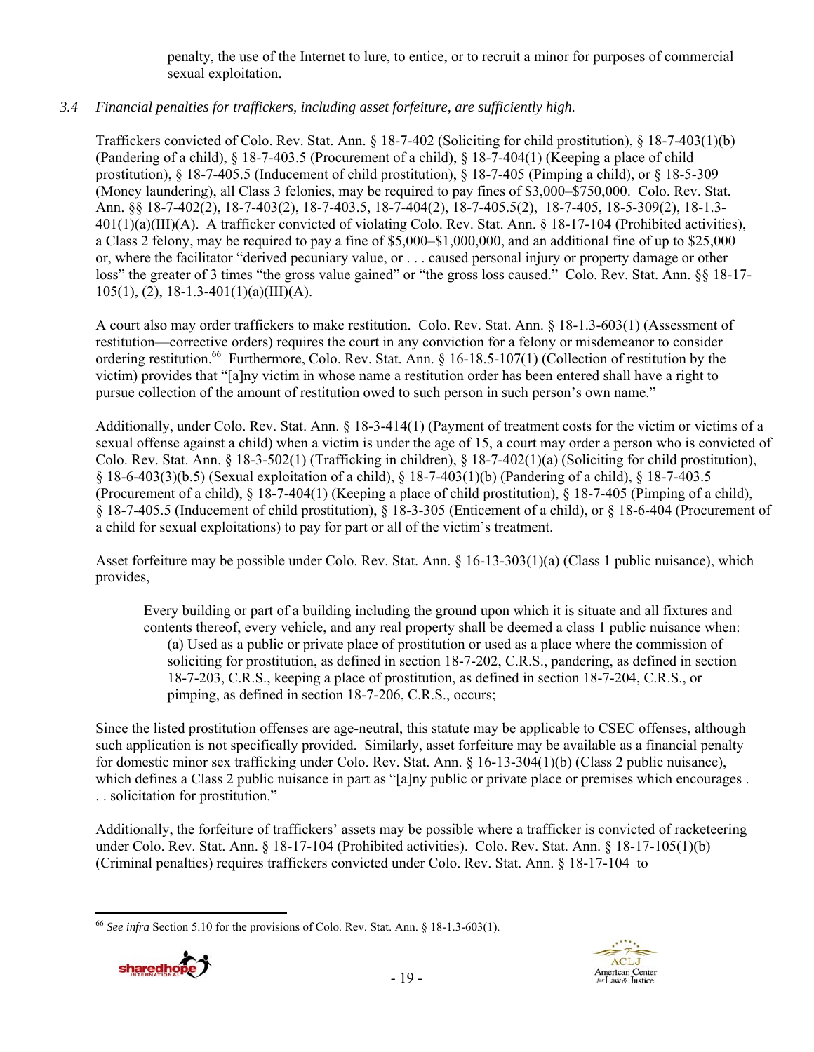penalty, the use of the Internet to lure, to entice, or to recruit a minor for purposes of commercial sexual exploitation.

*3.4 Financial penalties for traffickers, including asset forfeiture, are sufficiently high.*

Traffickers convicted of Colo. Rev. Stat. Ann. § 18-7-402 (Soliciting for child prostitution), § 18-7-403(1)(b) (Pandering of a child), § 18-7-403.5 (Procurement of a child), § 18-7-404(1) (Keeping a place of child prostitution), § 18-7-405.5 (Inducement of child prostitution), § 18-7-405 (Pimping a child), or § 18-5-309 (Money laundering), all Class 3 felonies, may be required to pay fines of $3,000–$750,000. Colo. Rev. Stat. Ann. §§ 18-7-402(2), 18-7-403(2), 18-7-403.5, 18-7-404(2), 18-7-405.5(2), 18-7-405, 18-5-309(2), 18-1.3-401(1)(a)(III)(A). A trafficker convicted of violating Colo. Rev. Stat. Ann. § 18-17-104 (Prohibited activities), a Class 2 felony, may be required to pay a fine of $5,000–$1,000,000, and an additional fine of up to $25,000 or, where the facilitator "derived pecuniary value, or . . . caused personal injury or property damage or other loss" the greater of 3 times "the gross value gained" or "the gross loss caused." Colo. Rev. Stat. Ann. §§ 18-17-105(1), (2), 18-1.3-401(1)(a)(III)(A).

A court also may order traffickers to make restitution. Colo. Rev. Stat. Ann. § 18-1.3-603(1) (Assessment of restitution—corrective orders) requires the court in any conviction for a felony or misdemeanor to consider ordering restitution.[66] Furthermore, Colo. Rev. Stat. Ann. § 16-18.5-107(1) (Collection of restitution by the victim) provides that "[a]ny victim in whose name a restitution order has been entered shall have a right to pursue collection of the amount of restitution owed to such person in such person's own name."

Additionally, under Colo. Rev. Stat. Ann. § 18-3-414(1) (Payment of treatment costs for the victim or victims of a sexual offense against a child) when a victim is under the age of 15, a court may order a person who is convicted of Colo. Rev. Stat. Ann. § 18-3-502(1) (Trafficking in children), § 18-7-402(1)(a) (Soliciting for child prostitution), § 18-6-403(3)(b.5) (Sexual exploitation of a child), § 18-7-403(1)(b) (Pandering of a child), § 18-7-403.5 (Procurement of a child), § 18-7-404(1) (Keeping a place of child prostitution), § 18-7-405 (Pimping of a child), § 18-7-405.5 (Inducement of child prostitution), § 18-3-305 (Enticement of a child), or § 18-6-404 (Procurement of a child for sexual exploitations) to pay for part or all of the victim's treatment.

Asset forfeiture may be possible under Colo. Rev. Stat. Ann. § 16-13-303(1)(a) (Class 1 public nuisance), which provides,

> Every building or part of a building including the ground upon which it is situate and all fixtures and contents thereof, every vehicle, and any real property shall be deemed a class 1 public nuisance when:
>
> (a) Used as a public or private place of prostitution or used as a place where the commission of soliciting for prostitution, as defined in section 18-7-202, C.R.S., pandering, as defined in section 18-7-203, C.R.S., keeping a place of prostitution, as defined in section 18-7-204, C.R.S., or pimping, as defined in section 18-7-206, C.R.S., occurs;

Since the listed prostitution offenses are age-neutral, this statute may be applicable to CSEC offenses, although such application is not specifically provided. Similarly, asset forfeiture may be available as a financial penalty for domestic minor sex trafficking under Colo. Rev. Stat. Ann. § 16-13-304(1)(b) (Class 2 public nuisance), which defines a Class 2 public nuisance in part as "[a]ny public or private place or premises which encourages . . . solicitation for prostitution."

Additionally, the forfeiture of traffickers' assets may be possible where a trafficker is convicted of racketeering under Colo. Rev. Stat. Ann. § 18-17-104 (Prohibited activities). Colo. Rev. Stat. Ann. § 18-17-105(1)(b) (Criminal penalties) requires traffickers convicted under Colo. Rev. Stat. Ann. § 18-17-104 to

---

[66] *See infra* Section 5.10 for the provisions of Colo. Rev. Stat. Ann. § 18-1.3-603(1).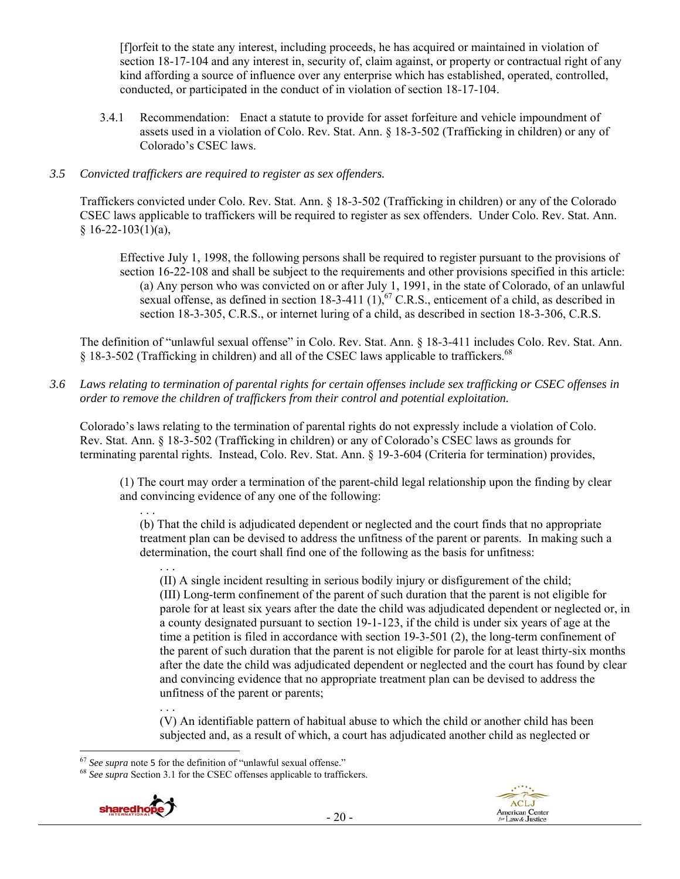> [f]orfeit to the state any interest, including proceeds, he has acquired or maintained in violation of section 18-17-104 and any interest in, security of, claim against, or property or contractual right of any kind affording a source of influence over any enterprise which has established, operated, controlled, conducted, or participated in the conduct of in violation of section 18-17-104.

3.4.1 Recommendation: Enact a statute to provide for asset forfeiture and vehicle impoundment of assets used in a violation of Colo. Rev. Stat. Ann. § 18-3-502 (Trafficking in children) or any of Colorado's CSEC laws.

*3.5 Convicted traffickers are required to register as sex offenders.*

Traffickers convicted under Colo. Rev. Stat. Ann. § 18-3-502 (Trafficking in children) or any of the Colorado CSEC laws applicable to traffickers will be required to register as sex offenders. Under Colo. Rev. Stat. Ann. § 16-22-103(1)(a),

> Effective July 1, 1998, the following persons shall be required to register pursuant to the provisions of section 16-22-108 and shall be subject to the requirements and other provisions specified in this article:
>
> (a) Any person who was convicted on or after July 1, 1991, in the state of Colorado, of an unlawful sexual offense, as defined in section 18-3-411 (1),[67] C.R.S., enticement of a child, as described in section 18-3-305, C.R.S., or internet luring of a child, as described in section 18-3-306, C.R.S.

The definition of "unlawful sexual offense" in Colo. Rev. Stat. Ann. § 18-3-411 includes Colo. Rev. Stat. Ann. § 18-3-502 (Trafficking in children) and all of the CSEC laws applicable to traffickers.[68]

*3.6 Laws relating to termination of parental rights for certain offenses include sex trafficking or CSEC offenses in order to remove the children of traffickers from their control and potential exploitation.*

Colorado's laws relating to the termination of parental rights do not expressly include a violation of Colo. Rev. Stat. Ann. § 18-3-502 (Trafficking in children) or any of Colorado's CSEC laws as grounds for terminating parental rights. Instead, Colo. Rev. Stat. Ann. § 19-3-604 (Criteria for termination) provides,

> (1) The court may order a termination of the parent-child legal relationship upon the finding by clear and convincing evidence of any one of the following:
>
> . . .
>
> (b) That the child is adjudicated dependent or neglected and the court finds that no appropriate treatment plan can be devised to address the unfitness of the parent or parents. In making such a determination, the court shall find one of the following as the basis for unfitness:
>
> . . .
>
> (II) A single incident resulting in serious bodily injury or disfigurement of the child;
>
> (III) Long-term confinement of the parent of such duration that the parent is not eligible for parole for at least six years after the date the child was adjudicated dependent or neglected or, in a county designated pursuant to section 19-1-123, if the child is under six years of age at the time a petition is filed in accordance with section 19-3-501 (2), the long-term confinement of the parent of such duration that the parent is not eligible for parole for at least thirty-six months after the date the child was adjudicated dependent or neglected and the court has found by clear and convincing evidence that no appropriate treatment plan can be devised to address the unfitness of the parent or parents;
>
> . . .
>
> (V) An identifiable pattern of habitual abuse to which the child or another child has been subjected and, as a result of which, a court has adjudicated another child as neglected or

[67] *See supra* note 5 for the definition of "unlawful sexual offense."

[68] *See supra* Section 3.1 for the CSEC offenses applicable to traffickers.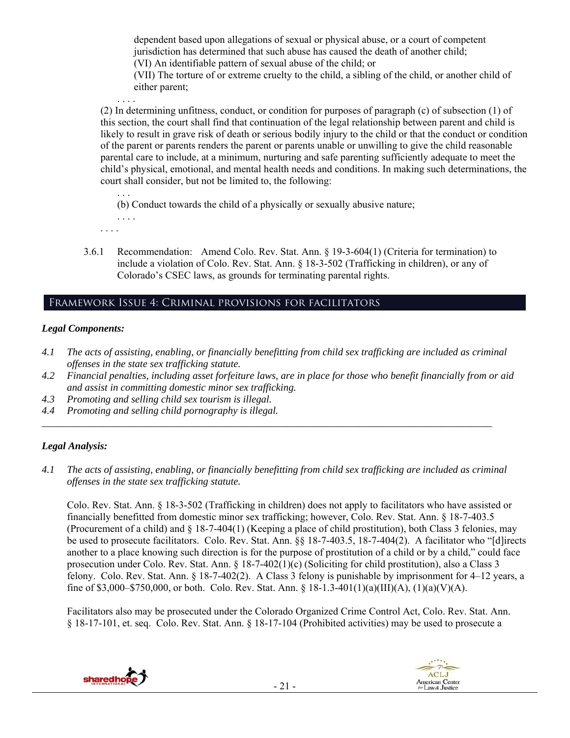dependent based upon allegations of sexual or physical abuse, or a court of competent jurisdiction has determined that such abuse has caused the death of another child;

(VI) An identifiable pattern of sexual abuse of the child; or

(VII) The torture of or extreme cruelty to the child, a sibling of the child, or another child of either parent;

. . . .

(2) In determining unfitness, conduct, or condition for purposes of paragraph (c) of subsection (1) of this section, the court shall find that continuation of the legal relationship between parent and child is likely to result in grave risk of death or serious bodily injury to the child or that the conduct or condition of the parent or parents renders the parent or parents unable or unwilling to give the child reasonable parental care to include, at a minimum, nurturing and safe parenting sufficiently adequate to meet the child's physical, emotional, and mental health needs and conditions. In making such determinations, the court shall consider, but not be limited to, the following:

. . .

(b) Conduct towards the child of a physically or sexually abusive nature;

. . . .

. . . .

3.6.1 Recommendation: Amend Colo. Rev. Stat. Ann. § 19-3-604(1) (Criteria for termination) to include a violation of Colo. Rev. Stat. Ann. § 18-3-502 (Trafficking in children), or any of Colorado's CSEC laws, as grounds for terminating parental rights.

## Framework Issue 4: Criminal provisions for facilitators

### *Legal Components:*

*4.1 The acts of assisting, enabling, or financially benefitting from child sex trafficking are included as criminal offenses in the state sex trafficking statute.*

*4.2 Financial penalties, including asset forfeiture laws, are in place for those who benefit financially from or aid and assist in committing domestic minor sex trafficking.*

*4.3 Promoting and selling child sex tourism is illegal.*

*4.4 Promoting and selling child pornography is illegal.*

---

### *Legal Analysis:*

*4.1 The acts of assisting, enabling, or financially benefitting from child sex trafficking are included as criminal offenses in the state sex trafficking statute.*

Colo. Rev. Stat. Ann. § 18-3-502 (Trafficking in children) does not apply to facilitators who have assisted or financially benefitted from domestic minor sex trafficking; however, Colo. Rev. Stat. Ann. § 18-7-403.5 (Procurement of a child) and § 18-7-404(1) (Keeping a place of child prostitution), both Class 3 felonies, may be used to prosecute facilitators. Colo. Rev. Stat. Ann. §§ 18-7-403.5, 18-7-404(2). A facilitator who "[d]irects another to a place knowing such direction is for the purpose of prostitution of a child or by a child," could face prosecution under Colo. Rev. Stat. Ann. § 18-7-402(1)(c) (Soliciting for child prostitution), also a Class 3 felony. Colo. Rev. Stat. Ann. § 18-7-402(2). A Class 3 felony is punishable by imprisonment for 4–12 years, a fine of $3,000–$750,000, or both. Colo. Rev. Stat. Ann. § 18-1.3-401(1)(a)(III)(A), (1)(a)(V)(A).

Facilitators also may be prosecuted under the Colorado Organized Crime Control Act, Colo. Rev. Stat. Ann. § 18-17-101, et. seq. Colo. Rev. Stat. Ann. § 18-17-104 (Prohibited activities) may be used to prosecute a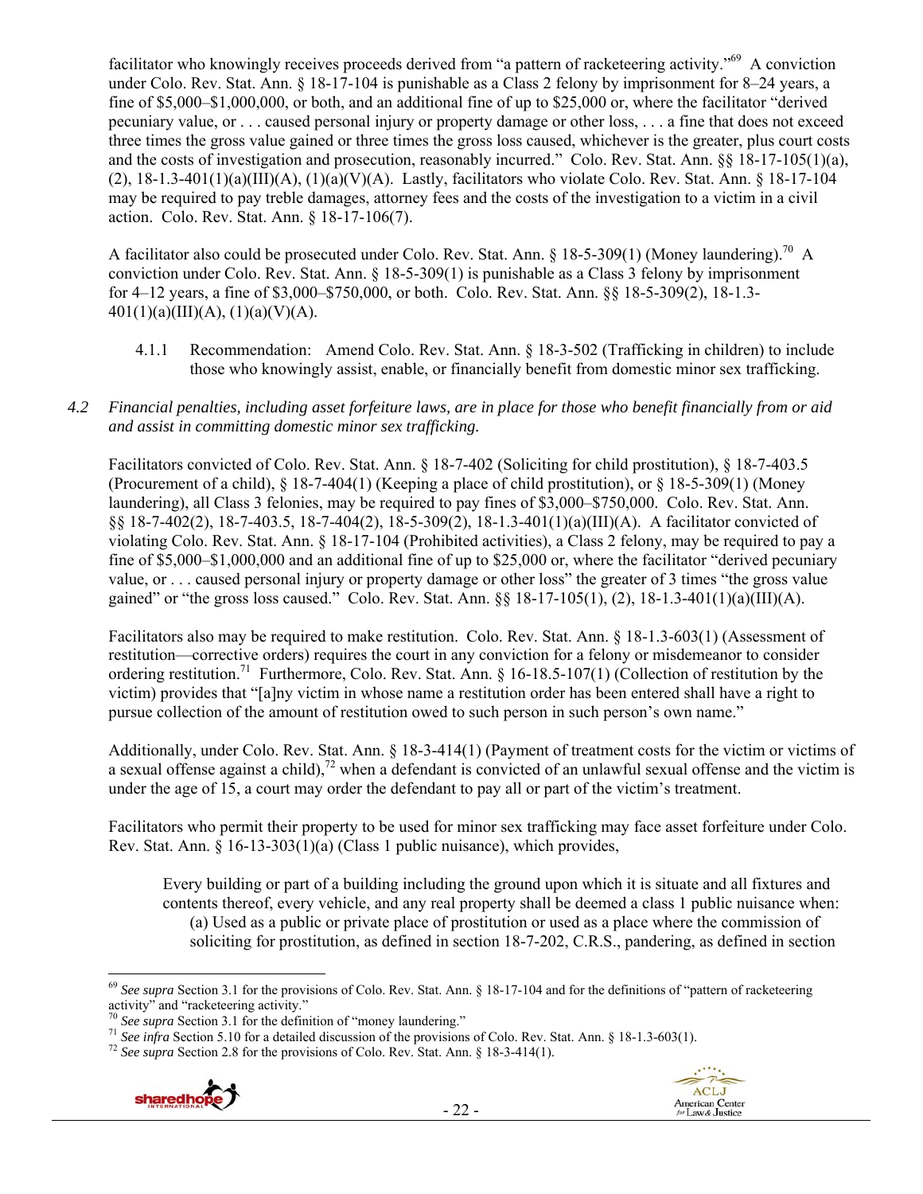facilitator who knowingly receives proceeds derived from "a pattern of racketeering activity."[69] A conviction under Colo. Rev. Stat. Ann. § 18-17-104 is punishable as a Class 2 felony by imprisonment for 8–24 years, a fine of $5,000–$1,000,000, or both, and an additional fine of up to $25,000 or, where the facilitator "derived pecuniary value, or . . . caused personal injury or property damage or other loss, . . . a fine that does not exceed three times the gross value gained or three times the gross loss caused, whichever is the greater, plus court costs and the costs of investigation and prosecution, reasonably incurred." Colo. Rev. Stat. Ann. §§ 18-17-105(1)(a), (2), 18-1.3-401(1)(a)(III)(A), (1)(a)(V)(A). Lastly, facilitators who violate Colo. Rev. Stat. Ann. § 18-17-104 may be required to pay treble damages, attorney fees and the costs of the investigation to a victim in a civil action. Colo. Rev. Stat. Ann. § 18-17-106(7).

A facilitator also could be prosecuted under Colo. Rev. Stat. Ann. § 18-5-309(1) (Money laundering).[70] A conviction under Colo. Rev. Stat. Ann. § 18-5-309(1) is punishable as a Class 3 felony by imprisonment for 4–12 years, a fine of $3,000–$750,000, or both. Colo. Rev. Stat. Ann. §§ 18-5-309(2), 18-1.3-401(1)(a)(III)(A), (1)(a)(V)(A).

4.1.1 Recommendation: Amend Colo. Rev. Stat. Ann. § 18-3-502 (Trafficking in children) to include those who knowingly assist, enable, or financially benefit from domestic minor sex trafficking.

*4.2 Financial penalties, including asset forfeiture laws, are in place for those who benefit financially from or aid and assist in committing domestic minor sex trafficking.*

Facilitators convicted of Colo. Rev. Stat. Ann. § 18-7-402 (Soliciting for child prostitution), § 18-7-403.5 (Procurement of a child), § 18-7-404(1) (Keeping a place of child prostitution), or § 18-5-309(1) (Money laundering), all Class 3 felonies, may be required to pay fines of $3,000–$750,000. Colo. Rev. Stat. Ann. §§ 18-7-402(2), 18-7-403.5, 18-7-404(2), 18-5-309(2), 18-1.3-401(1)(a)(III)(A). A facilitator convicted of violating Colo. Rev. Stat. Ann. § 18-17-104 (Prohibited activities), a Class 2 felony, may be required to pay a fine of $5,000–$1,000,000 and an additional fine of up to $25,000 or, where the facilitator "derived pecuniary value, or . . . caused personal injury or property damage or other loss" the greater of 3 times "the gross value gained" or "the gross loss caused." Colo. Rev. Stat. Ann. §§ 18-17-105(1), (2), 18-1.3-401(1)(a)(III)(A).

Facilitators also may be required to make restitution. Colo. Rev. Stat. Ann. § 18-1.3-603(1) (Assessment of restitution—corrective orders) requires the court in any conviction for a felony or misdemeanor to consider ordering restitution.[71] Furthermore, Colo. Rev. Stat. Ann. § 16-18.5-107(1) (Collection of restitution by the victim) provides that "[a]ny victim in whose name a restitution order has been entered shall have a right to pursue collection of the amount of restitution owed to such person in such person's own name."

Additionally, under Colo. Rev. Stat. Ann. § 18-3-414(1) (Payment of treatment costs for the victim or victims of a sexual offense against a child),[72] when a defendant is convicted of an unlawful sexual offense and the victim is under the age of 15, a court may order the defendant to pay all or part of the victim's treatment.

Facilitators who permit their property to be used for minor sex trafficking may face asset forfeiture under Colo. Rev. Stat. Ann. § 16-13-303(1)(a) (Class 1 public nuisance), which provides,

> Every building or part of a building including the ground upon which it is situate and all fixtures and contents thereof, every vehicle, and any real property shall be deemed a class 1 public nuisance when:
> (a) Used as a public or private place of prostitution or used as a place where the commission of soliciting for prostitution, as defined in section 18-7-202, C.R.S., pandering, as defined in section

---

[69] *See supra* Section 3.1 for the provisions of Colo. Rev. Stat. Ann. § 18-17-104 and for the definitions of "pattern of racketeering activity" and "racketeering activity."

[70] *See supra* Section 3.1 for the definition of "money laundering."

[71] *See infra* Section 5.10 for a detailed discussion of the provisions of Colo. Rev. Stat. Ann. § 18-1.3-603(1).

[72] *See supra* Section 2.8 for the provisions of Colo. Rev. Stat. Ann. § 18-3-414(1).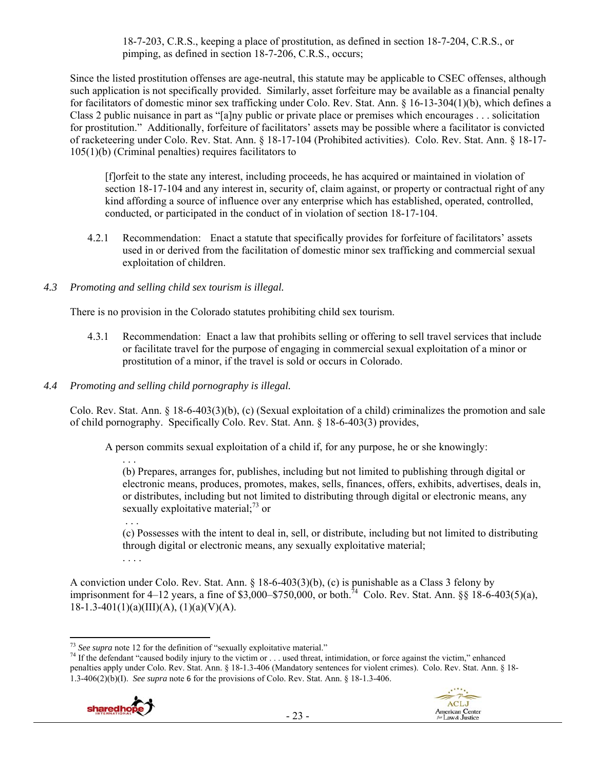18-7-203, C.R.S., keeping a place of prostitution, as defined in section 18-7-204, C.R.S., or pimping, as defined in section 18-7-206, C.R.S., occurs;

Since the listed prostitution offenses are age-neutral, this statute may be applicable to CSEC offenses, although such application is not specifically provided. Similarly, asset forfeiture may be available as a financial penalty for facilitators of domestic minor sex trafficking under Colo. Rev. Stat. Ann. § 16-13-304(1)(b), which defines a Class 2 public nuisance in part as "[a]ny public or private place or premises which encourages . . . solicitation for prostitution." Additionally, forfeiture of facilitators' assets may be possible where a facilitator is convicted of racketeering under Colo. Rev. Stat. Ann. § 18-17-104 (Prohibited activities). Colo. Rev. Stat. Ann. § 18-17-105(1)(b) (Criminal penalties) requires facilitators to

> [f]orfeit to the state any interest, including proceeds, he has acquired or maintained in violation of section 18-17-104 and any interest in, security of, claim against, or property or contractual right of any kind affording a source of influence over any enterprise which has established, operated, controlled, conducted, or participated in the conduct of in violation of section 18-17-104.

4.2.1 Recommendation: Enact a statute that specifically provides for forfeiture of facilitators' assets used in or derived from the facilitation of domestic minor sex trafficking and commercial sexual exploitation of children.

*4.3 Promoting and selling child sex tourism is illegal.*

There is no provision in the Colorado statutes prohibiting child sex tourism.

4.3.1 Recommendation: Enact a law that prohibits selling or offering to sell travel services that include or facilitate travel for the purpose of engaging in commercial sexual exploitation of a minor or prostitution of a minor, if the travel is sold or occurs in Colorado.

*4.4 Promoting and selling child pornography is illegal.*

Colo. Rev. Stat. Ann. § 18-6-403(3)(b), (c) (Sexual exploitation of a child) criminalizes the promotion and sale of child pornography. Specifically Colo. Rev. Stat. Ann. § 18-6-403(3) provides,

> A person commits sexual exploitation of a child if, for any purpose, he or she knowingly:
>
> . . .
>
> (b) Prepares, arranges for, publishes, including but not limited to publishing through digital or electronic means, produces, promotes, makes, sells, finances, offers, exhibits, advertises, deals in, or distributes, including but not limited to distributing through digital or electronic means, any sexually exploitative material;[73] or
>
> . . .
>
> (c) Possesses with the intent to deal in, sell, or distribute, including but not limited to distributing through digital or electronic means, any sexually exploitative material;
>
> . . . .

A conviction under Colo. Rev. Stat. Ann. § 18-6-403(3)(b), (c) is punishable as a Class 3 felony by imprisonment for 4–12 years, a fine of $3,000–$750,000, or both.[74] Colo. Rev. Stat. Ann. §§ 18-6-403(5)(a), 18-1.3-401(1)(a)(III)(A), (1)(a)(V)(A).

---

[73] *See supra* note 12 for the definition of "sexually exploitative material."

[74] If the defendant "caused bodily injury to the victim or . . . used threat, intimidation, or force against the victim," enhanced penalties apply under Colo. Rev. Stat. Ann. § 18-1.3-406 (Mandatory sentences for violent crimes). Colo. Rev. Stat. Ann. § 18-1.3-406(2)(b)(I). *See supra* note 6 for the provisions of Colo. Rev. Stat. Ann. § 18-1.3-406.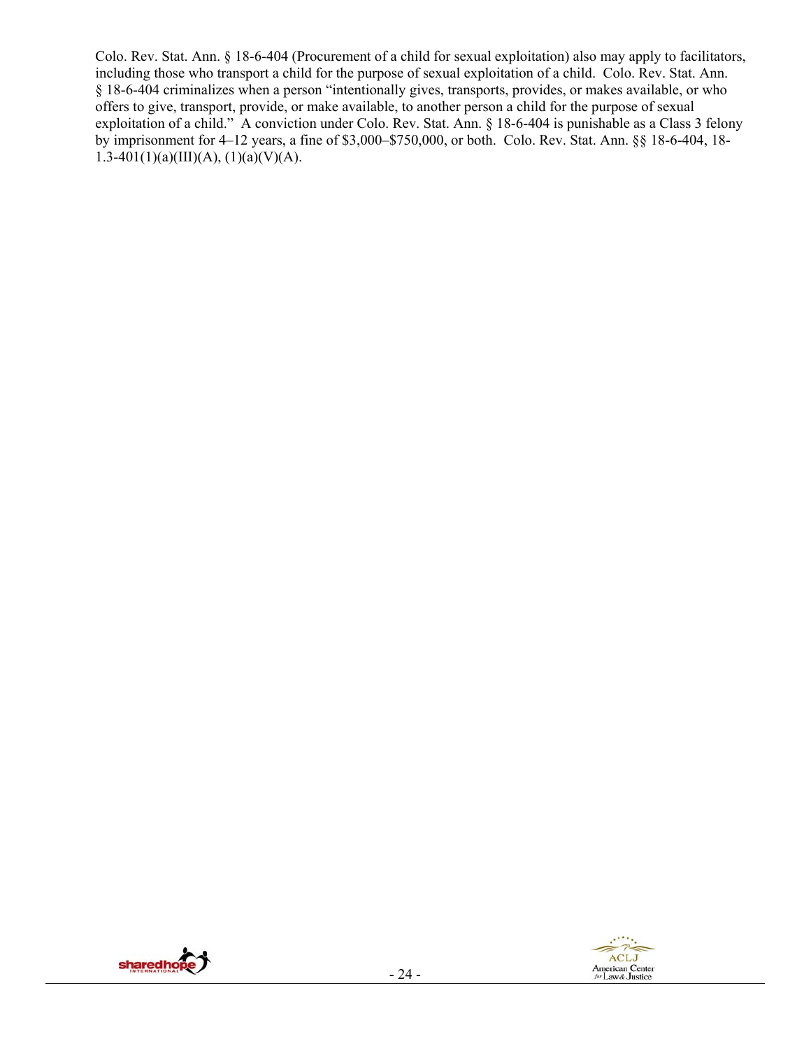Colo. Rev. Stat. Ann. § 18-6-404 (Procurement of a child for sexual exploitation) also may apply to facilitators, including those who transport a child for the purpose of sexual exploitation of a child. Colo. Rev. Stat. Ann. § 18-6-404 criminalizes when a person "intentionally gives, transports, provides, or makes available, or who offers to give, transport, provide, or make available, to another person a child for the purpose of sexual exploitation of a child." A conviction under Colo. Rev. Stat. Ann. § 18-6-404 is punishable as a Class 3 felony by imprisonment for 4–12 years, a fine of $3,000–$750,000, or both. Colo. Rev. Stat. Ann. §§ 18-6-404, 18-1.3-401(1)(a)(III)(A), (1)(a)(V)(A).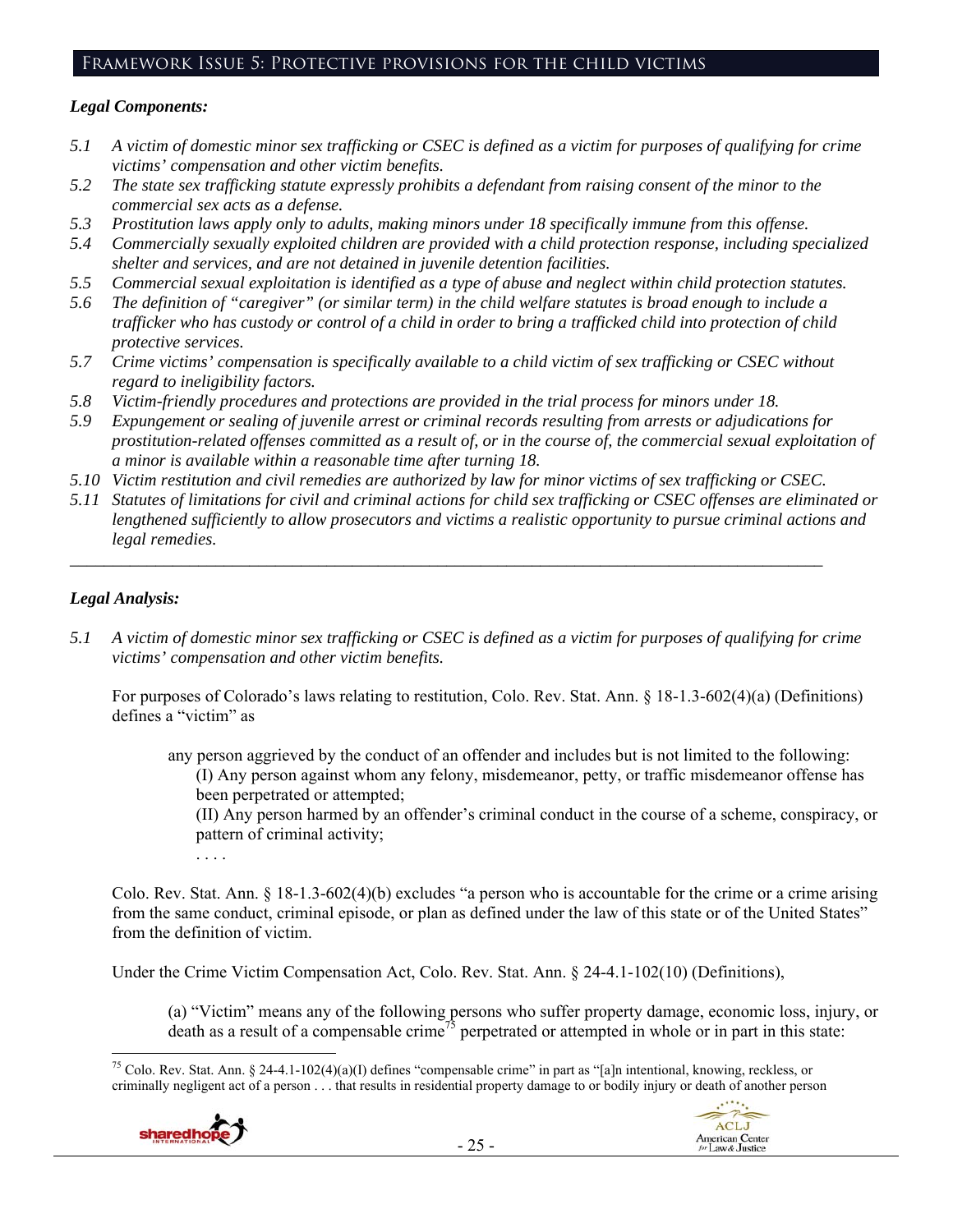## Framework Issue 5: Protective provisions for the child victims

***Legal Components:***

*5.1 A victim of domestic minor sex trafficking or CSEC is defined as a victim for purposes of qualifying for crime victims' compensation and other victim benefits.*

*5.2 The state sex trafficking statute expressly prohibits a defendant from raising consent of the minor to the commercial sex acts as a defense.*

*5.3 Prostitution laws apply only to adults, making minors under 18 specifically immune from this offense.*

*5.4 Commercially sexually exploited children are provided with a child protection response, including specialized shelter and services, and are not detained in juvenile detention facilities.*

*5.5 Commercial sexual exploitation is identified as a type of abuse and neglect within child protection statutes.*

*5.6 The definition of "caregiver" (or similar term) in the child welfare statutes is broad enough to include a trafficker who has custody or control of a child in order to bring a trafficked child into protection of child protective services.*

*5.7 Crime victims' compensation is specifically available to a child victim of sex trafficking or CSEC without regard to ineligibility factors.*

*5.8 Victim-friendly procedures and protections are provided in the trial process for minors under 18.*

*5.9 Expungement or sealing of juvenile arrest or criminal records resulting from arrests or adjudications for prostitution-related offenses committed as a result of, or in the course of, the commercial sexual exploitation of a minor is available within a reasonable time after turning 18.*

*5.10 Victim restitution and civil remedies are authorized by law for minor victims of sex trafficking or CSEC.*

*5.11 Statutes of limitations for civil and criminal actions for child sex trafficking or CSEC offenses are eliminated or lengthened sufficiently to allow prosecutors and victims a realistic opportunity to pursue criminal actions and legal remedies.*

---

***Legal Analysis:***

*5.1 A victim of domestic minor sex trafficking or CSEC is defined as a victim for purposes of qualifying for crime victims' compensation and other victim benefits.*

For purposes of Colorado's laws relating to restitution, Colo. Rev. Stat. Ann. § 18-1.3-602(4)(a) (Definitions) defines a "victim" as

> any person aggrieved by the conduct of an offender and includes but is not limited to the following:
> (I) Any person against whom any felony, misdemeanor, petty, or traffic misdemeanor offense has been perpetrated or attempted;
> (II) Any person harmed by an offender's criminal conduct in the course of a scheme, conspiracy, or pattern of criminal activity;
> . . . .

Colo. Rev. Stat. Ann. § 18-1.3-602(4)(b) excludes "a person who is accountable for the crime or a crime arising from the same conduct, criminal episode, or plan as defined under the law of this state or of the United States" from the definition of victim.

Under the Crime Victim Compensation Act, Colo. Rev. Stat. Ann. § 24-4.1-102(10) (Definitions),

> (a) "Victim" means any of the following persons who suffer property damage, economic loss, injury, or death as a result of a compensable crime[75] perpetrated or attempted in whole or in part in this state:

[75] Colo. Rev. Stat. Ann. § 24-4.1-102(4)(a)(I) defines "compensable crime" in part as "[a]n intentional, knowing, reckless, or criminally negligent act of a person . . . that results in residential property damage to or bodily injury or death of another person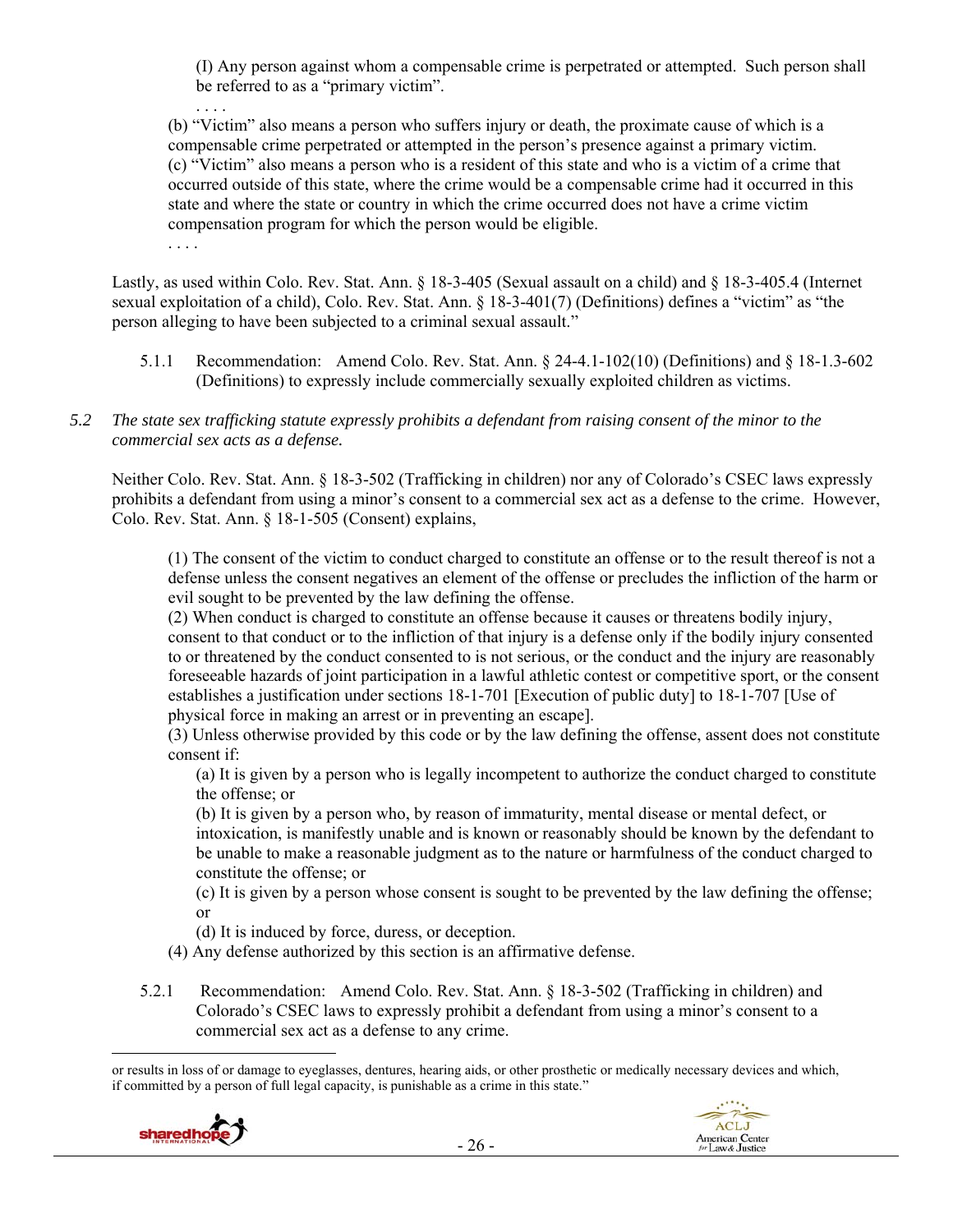(I) Any person against whom a compensable crime is perpetrated or attempted. Such person shall be referred to as a "primary victim".

. . . .

(b) "Victim" also means a person who suffers injury or death, the proximate cause of which is a compensable crime perpetrated or attempted in the person's presence against a primary victim.
(c) "Victim" also means a person who is a resident of this state and who is a victim of a crime that occurred outside of this state, where the crime would be a compensable crime had it occurred in this state and where the state or country in which the crime occurred does not have a crime victim compensation program for which the person would be eligible.

. . . .

Lastly, as used within Colo. Rev. Stat. Ann. § 18-3-405 (Sexual assault on a child) and § 18-3-405.4 (Internet sexual exploitation of a child), Colo. Rev. Stat. Ann. § 18-3-401(7) (Definitions) defines a "victim" as "the person alleging to have been subjected to a criminal sexual assault."

5.1.1 Recommendation: Amend Colo. Rev. Stat. Ann. § 24-4.1-102(10) (Definitions) and § 18-1.3-602 (Definitions) to expressly include commercially sexually exploited children as victims.

*5.2 The state sex trafficking statute expressly prohibits a defendant from raising consent of the minor to the commercial sex acts as a defense.*

Neither Colo. Rev. Stat. Ann. § 18-3-502 (Trafficking in children) nor any of Colorado's CSEC laws expressly prohibits a defendant from using a minor's consent to a commercial sex act as a defense to the crime. However, Colo. Rev. Stat. Ann. § 18-1-505 (Consent) explains,

> (1) The consent of the victim to conduct charged to constitute an offense or to the result thereof is not a defense unless the consent negatives an element of the offense or precludes the infliction of the harm or evil sought to be prevented by the law defining the offense.
> (2) When conduct is charged to constitute an offense because it causes or threatens bodily injury, consent to that conduct or to the infliction of that injury is a defense only if the bodily injury consented to or threatened by the conduct consented to is not serious, or the conduct and the injury are reasonably foreseeable hazards of joint participation in a lawful athletic contest or competitive sport, or the consent establishes a justification under sections 18-1-701 [Execution of public duty] to 18-1-707 [Use of physical force in making an arrest or in preventing an escape].
> (3) Unless otherwise provided by this code or by the law defining the offense, assent does not constitute consent if:
>
> (a) It is given by a person who is legally incompetent to authorize the conduct charged to constitute the offense; or
> (b) It is given by a person who, by reason of immaturity, mental disease or mental defect, or intoxication, is manifestly unable and is known or reasonably should be known by the defendant to be unable to make a reasonable judgment as to the nature or harmfulness of the conduct charged to constitute the offense; or
> (c) It is given by a person whose consent is sought to be prevented by the law defining the offense; or
> (d) It is induced by force, duress, or deception.
>
> (4) Any defense authorized by this section is an affirmative defense.

5.2.1 Recommendation: Amend Colo. Rev. Stat. Ann. § 18-3-502 (Trafficking in children) and Colorado's CSEC laws to expressly prohibit a defendant from using a minor's consent to a commercial sex act as a defense to any crime.

---

or results in loss of or damage to eyeglasses, dentures, hearing aids, or other prosthetic or medically necessary devices and which, if committed by a person of full legal capacity, is punishable as a crime in this state."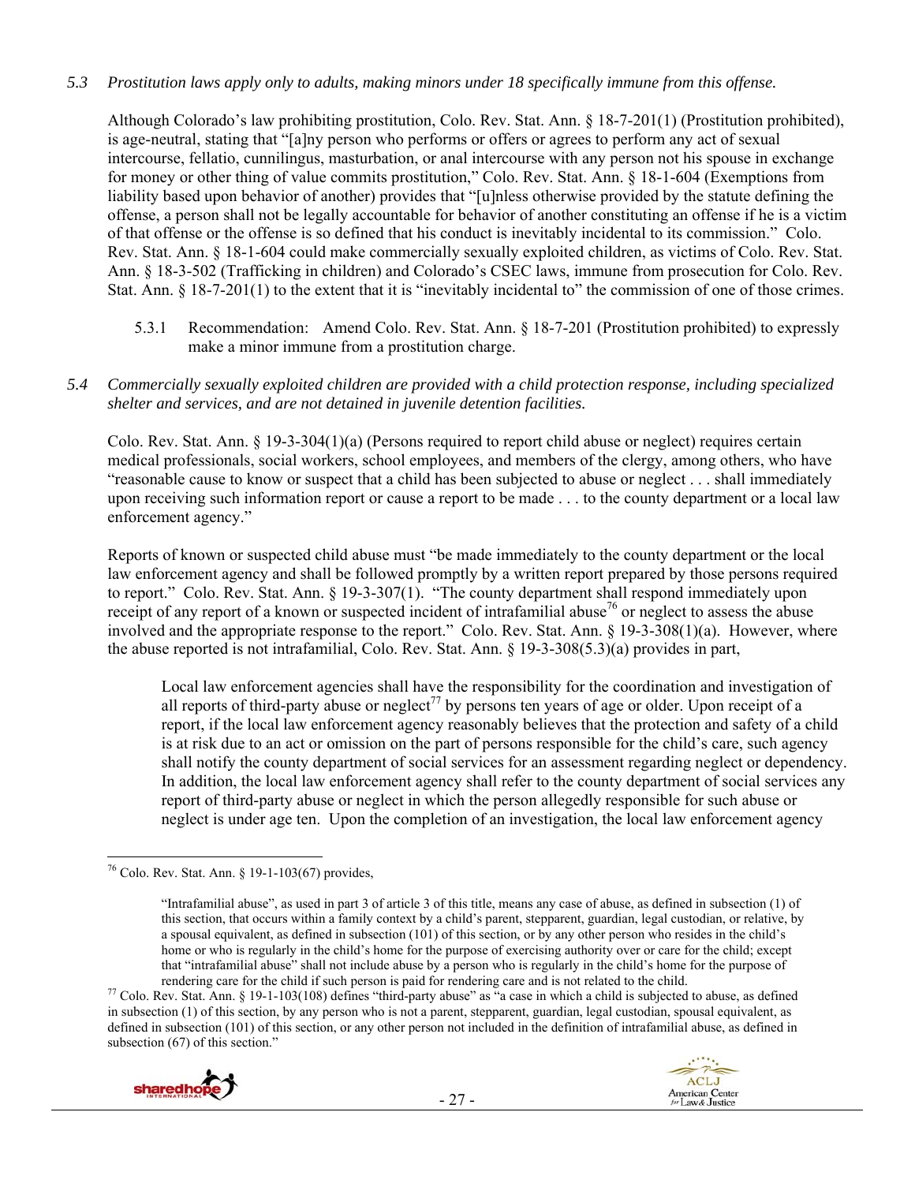*5.3 Prostitution laws apply only to adults, making minors under 18 specifically immune from this offense.*

Although Colorado's law prohibiting prostitution, Colo. Rev. Stat. Ann. § 18-7-201(1) (Prostitution prohibited), is age-neutral, stating that "[a]ny person who performs or offers or agrees to perform any act of sexual intercourse, fellatio, cunnilingus, masturbation, or anal intercourse with any person not his spouse in exchange for money or other thing of value commits prostitution," Colo. Rev. Stat. Ann. § 18-1-604 (Exemptions from liability based upon behavior of another) provides that "[u]nless otherwise provided by the statute defining the offense, a person shall not be legally accountable for behavior of another constituting an offense if he is a victim of that offense or the offense is so defined that his conduct is inevitably incidental to its commission." Colo. Rev. Stat. Ann. § 18-1-604 could make commercially sexually exploited children, as victims of Colo. Rev. Stat. Ann. § 18-3-502 (Trafficking in children) and Colorado's CSEC laws, immune from prosecution for Colo. Rev. Stat. Ann. § 18-7-201(1) to the extent that it is "inevitably incidental to" the commission of one of those crimes.

5.3.1 Recommendation: Amend Colo. Rev. Stat. Ann. § 18-7-201 (Prostitution prohibited) to expressly make a minor immune from a prostitution charge.

*5.4 Commercially sexually exploited children are provided with a child protection response, including specialized shelter and services, and are not detained in juvenile detention facilities.*

Colo. Rev. Stat. Ann. § 19-3-304(1)(a) (Persons required to report child abuse or neglect) requires certain medical professionals, social workers, school employees, and members of the clergy, among others, who have "reasonable cause to know or suspect that a child has been subjected to abuse or neglect . . . shall immediately upon receiving such information report or cause a report to be made . . . to the county department or a local law enforcement agency."

Reports of known or suspected child abuse must "be made immediately to the county department or the local law enforcement agency and shall be followed promptly by a written report prepared by those persons required to report." Colo. Rev. Stat. Ann. § 19-3-307(1). "The county department shall respond immediately upon receipt of any report of a known or suspected incident of intrafamilial abuse[76] or neglect to assess the abuse involved and the appropriate response to the report." Colo. Rev. Stat. Ann. § 19-3-308(1)(a). However, where the abuse reported is not intrafamilial, Colo. Rev. Stat. Ann. § 19-3-308(5.3)(a) provides in part,

> Local law enforcement agencies shall have the responsibility for the coordination and investigation of all reports of third-party abuse or neglect[77] by persons ten years of age or older. Upon receipt of a report, if the local law enforcement agency reasonably believes that the protection and safety of a child is at risk due to an act or omission on the part of persons responsible for the child's care, such agency shall notify the county department of social services for an assessment regarding neglect or dependency. In addition, the local law enforcement agency shall refer to the county department of social services any report of third-party abuse or neglect in which the person allegedly responsible for such abuse or neglect is under age ten. Upon the completion of an investigation, the local law enforcement agency

---

[76] Colo. Rev. Stat. Ann. § 19-1-103(67) provides,

> "Intrafamilial abuse", as used in part 3 of article 3 of this title, means any case of abuse, as defined in subsection (1) of this section, that occurs within a family context by a child's parent, stepparent, guardian, legal custodian, or relative, by a spousal equivalent, as defined in subsection (101) of this section, or by any other person who resides in the child's home or who is regularly in the child's home for the purpose of exercising authority over or care for the child; except that "intrafamilial abuse" shall not include abuse by a person who is regularly in the child's home for the purpose of rendering care for the child if such person is paid for rendering care and is not related to the child.

[77] Colo. Rev. Stat. Ann. § 19-1-103(108) defines "third-party abuse" as "a case in which a child is subjected to abuse, as defined in subsection (1) of this section, by any person who is not a parent, stepparent, guardian, legal custodian, spousal equivalent, as defined in subsection (101) of this section, or any other person not included in the definition of intrafamilial abuse, as defined in subsection (67) of this section."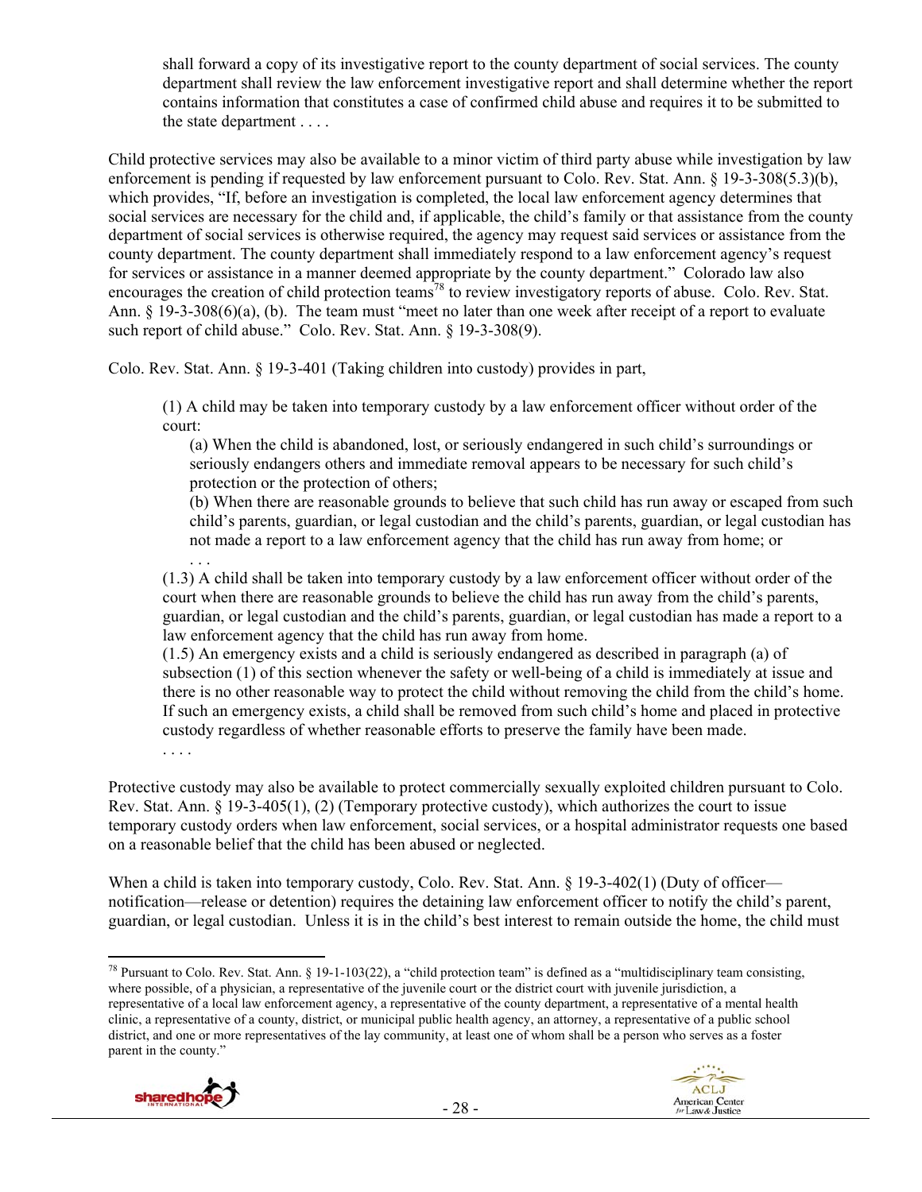> shall forward a copy of its investigative report to the county department of social services. The county department shall review the law enforcement investigative report and shall determine whether the report contains information that constitutes a case of confirmed child abuse and requires it to be submitted to the state department . . . .

Child protective services may also be available to a minor victim of third party abuse while investigation by law enforcement is pending if requested by law enforcement pursuant to Colo. Rev. Stat. Ann. § 19-3-308(5.3)(b), which provides, "If, before an investigation is completed, the local law enforcement agency determines that social services are necessary for the child and, if applicable, the child's family or that assistance from the county department of social services is otherwise required, the agency may request said services or assistance from the county department. The county department shall immediately respond to a law enforcement agency's request for services or assistance in a manner deemed appropriate by the county department." Colorado law also encourages the creation of child protection teams[78] to review investigatory reports of abuse. Colo. Rev. Stat. Ann. § 19-3-308(6)(a), (b). The team must "meet no later than one week after receipt of a report to evaluate such report of child abuse." Colo. Rev. Stat. Ann. § 19-3-308(9).

Colo. Rev. Stat. Ann. § 19-3-401 (Taking children into custody) provides in part,

> (1) A child may be taken into temporary custody by a law enforcement officer without order of the court:
>
> (a) When the child is abandoned, lost, or seriously endangered in such child's surroundings or seriously endangers others and immediate removal appears to be necessary for such child's protection or the protection of others;
>
> (b) When there are reasonable grounds to believe that such child has run away or escaped from such child's parents, guardian, or legal custodian and the child's parents, guardian, or legal custodian has not made a report to a law enforcement agency that the child has run away from home; or
>
> . . .
>
> (1.3) A child shall be taken into temporary custody by a law enforcement officer without order of the court when there are reasonable grounds to believe the child has run away from the child's parents, guardian, or legal custodian and the child's parents, guardian, or legal custodian has made a report to a law enforcement agency that the child has run away from home.
>
> (1.5) An emergency exists and a child is seriously endangered as described in paragraph (a) of subsection (1) of this section whenever the safety or well-being of a child is immediately at issue and there is no other reasonable way to protect the child without removing the child from the child's home. If such an emergency exists, a child shall be removed from such child's home and placed in protective custody regardless of whether reasonable efforts to preserve the family have been made.
>
> . . . .

Protective custody may also be available to protect commercially sexually exploited children pursuant to Colo. Rev. Stat. Ann. § 19-3-405(1), (2) (Temporary protective custody), which authorizes the court to issue temporary custody orders when law enforcement, social services, or a hospital administrator requests one based on a reasonable belief that the child has been abused or neglected.

When a child is taken into temporary custody, Colo. Rev. Stat. Ann. § 19-3-402(1) (Duty of officer—notification—release or detention) requires the detaining law enforcement officer to notify the child's parent, guardian, or legal custodian. Unless it is in the child's best interest to remain outside the home, the child must

---

[78] Pursuant to Colo. Rev. Stat. Ann. § 19-1-103(22), a "child protection team" is defined as a "multidisciplinary team consisting, where possible, of a physician, a representative of the juvenile court or the district court with juvenile jurisdiction, a representative of a local law enforcement agency, a representative of the county department, a representative of a mental health clinic, a representative of a county, district, or municipal public health agency, an attorney, a representative of a public school district, and one or more representatives of the lay community, at least one of whom shall be a person who serves as a foster parent in the county."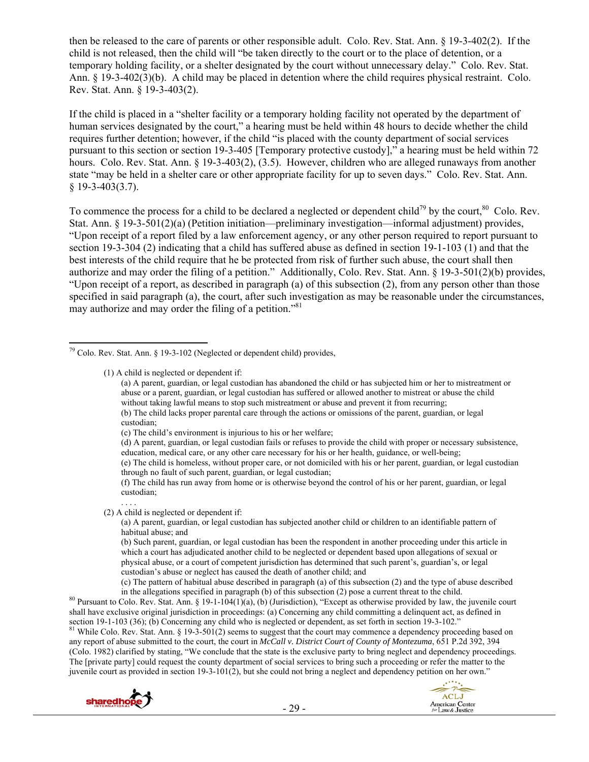then be released to the care of parents or other responsible adult. Colo. Rev. Stat. Ann. § 19-3-402(2). If the child is not released, then the child will "be taken directly to the court or to the place of detention, or a temporary holding facility, or a shelter designated by the court without unnecessary delay." Colo. Rev. Stat. Ann. § 19-3-402(3)(b). A child may be placed in detention where the child requires physical restraint. Colo. Rev. Stat. Ann. § 19-3-403(2).

If the child is placed in a "shelter facility or a temporary holding facility not operated by the department of human services designated by the court," a hearing must be held within 48 hours to decide whether the child requires further detention; however, if the child "is placed with the county department of social services pursuant to this section or section 19-3-405 [Temporary protective custody]," a hearing must be held within 72 hours. Colo. Rev. Stat. Ann. § 19-3-403(2), (3.5). However, children who are alleged runaways from another state "may be held in a shelter care or other appropriate facility for up to seven days." Colo. Rev. Stat. Ann. § 19-3-403(3.7).

To commence the process for a child to be declared a neglected or dependent child[79] by the court,[80] Colo. Rev. Stat. Ann. § 19-3-501(2)(a) (Petition initiation—preliminary investigation—informal adjustment) provides, "Upon receipt of a report filed by a law enforcement agency, or any other person required to report pursuant to section 19-3-304 (2) indicating that a child has suffered abuse as defined in section 19-1-103 (1) and that the best interests of the child require that he be protected from risk of further such abuse, the court shall then authorize and may order the filing of a petition." Additionally, Colo. Rev. Stat. Ann. § 19-3-501(2)(b) provides, "Upon receipt of a report, as described in paragraph (a) of this subsection (2), from any person other than those specified in said paragraph (a), the court, after such investigation as may be reasonable under the circumstances, may authorize and may order the filing of a petition."[81]

---

[79] Colo. Rev. Stat. Ann. § 19-3-102 (Neglected or dependent child) provides,

> (1) A child is neglected or dependent if:
>
> > (a) A parent, guardian, or legal custodian has abandoned the child or has subjected him or her to mistreatment or abuse or a parent, guardian, or legal custodian has suffered or allowed another to mistreat or abuse the child without taking lawful means to stop such mistreatment or abuse and prevent it from recurring;
> > (b) The child lacks proper parental care through the actions or omissions of the parent, guardian, or legal custodian;
> > (c) The child's environment is injurious to his or her welfare;
> > (d) A parent, guardian, or legal custodian fails or refuses to provide the child with proper or necessary subsistence, education, medical care, or any other care necessary for his or her health, guidance, or well-being;
> > (e) The child is homeless, without proper care, or not domiciled with his or her parent, guardian, or legal custodian through no fault of such parent, guardian, or legal custodian;
> > (f) The child has run away from home or is otherwise beyond the control of his or her parent, guardian, or legal custodian;
> >
> > . . . .
>
> (2) A child is neglected or dependent if:
>
> > (a) A parent, guardian, or legal custodian has subjected another child or children to an identifiable pattern of habitual abuse; and
> > (b) Such parent, guardian, or legal custodian has been the respondent in another proceeding under this article in which a court has adjudicated another child to be neglected or dependent based upon allegations of sexual or physical abuse, or a court of competent jurisdiction has determined that such parent's, guardian's, or legal custodian's abuse or neglect has caused the death of another child; and
> > (c) The pattern of habitual abuse described in paragraph (a) of this subsection (2) and the type of abuse described in the allegations specified in paragraph (b) of this subsection (2) pose a current threat to the child.

[80] Pursuant to Colo. Rev. Stat. Ann. § 19-1-104(1)(a), (b) (Jurisdiction), "Except as otherwise provided by law, the juvenile court shall have exclusive original jurisdiction in proceedings: (a) Concerning any child committing a delinquent act, as defined in section 19-1-103 (36); (b) Concerning any child who is neglected or dependent, as set forth in section 19-3-102."

[81] While Colo. Rev. Stat. Ann. § 19-3-501(2) seems to suggest that the court may commence a dependency proceeding based on any report of abuse submitted to the court, the court in *McCall v. District Court of County of Montezuma*, 651 P.2d 392, 394 (Colo. 1982) clarified by stating, "We conclude that the state is the exclusive party to bring neglect and dependency proceedings. The [private party] could request the county department of social services to bring such a proceeding or refer the matter to the juvenile court as provided in section 19-3-101(2), but she could not bring a neglect and dependency petition on her own."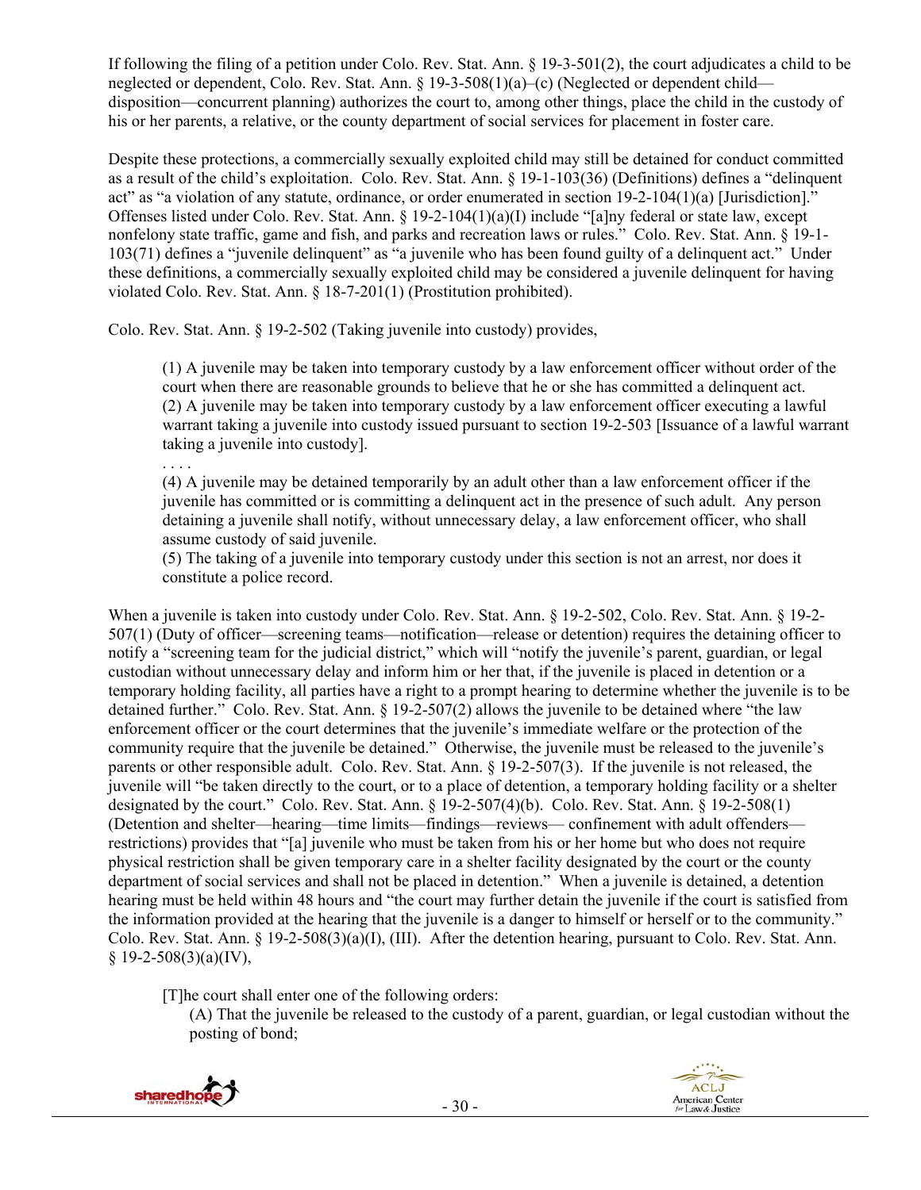If following the filing of a petition under Colo. Rev. Stat. Ann. § 19-3-501(2), the court adjudicates a child to be neglected or dependent, Colo. Rev. Stat. Ann. § 19-3-508(1)(a)–(c) (Neglected or dependent child—disposition—concurrent planning) authorizes the court to, among other things, place the child in the custody of his or her parents, a relative, or the county department of social services for placement in foster care.

Despite these protections, a commercially sexually exploited child may still be detained for conduct committed as a result of the child's exploitation. Colo. Rev. Stat. Ann. § 19-1-103(36) (Definitions) defines a "delinquent act" as "a violation of any statute, ordinance, or order enumerated in section 19-2-104(1)(a) [Jurisdiction]." Offenses listed under Colo. Rev. Stat. Ann. § 19-2-104(1)(a)(I) include "[a]ny federal or state law, except nonfelony state traffic, game and fish, and parks and recreation laws or rules." Colo. Rev. Stat. Ann. § 19-1-103(71) defines a "juvenile delinquent" as "a juvenile who has been found guilty of a delinquent act." Under these definitions, a commercially sexually exploited child may be considered a juvenile delinquent for having violated Colo. Rev. Stat. Ann. § 18-7-201(1) (Prostitution prohibited).

Colo. Rev. Stat. Ann. § 19-2-502 (Taking juvenile into custody) provides,

> (1) A juvenile may be taken into temporary custody by a law enforcement officer without order of the court when there are reasonable grounds to believe that he or she has committed a delinquent act.
> (2) A juvenile may be taken into temporary custody by a law enforcement officer executing a lawful warrant taking a juvenile into custody issued pursuant to section 19-2-503 [Issuance of a lawful warrant taking a juvenile into custody].
> . . . .
> (4) A juvenile may be detained temporarily by an adult other than a law enforcement officer if the juvenile has committed or is committing a delinquent act in the presence of such adult. Any person detaining a juvenile shall notify, without unnecessary delay, a law enforcement officer, who shall assume custody of said juvenile.
> (5) The taking of a juvenile into temporary custody under this section is not an arrest, nor does it constitute a police record.

When a juvenile is taken into custody under Colo. Rev. Stat. Ann. § 19-2-502, Colo. Rev. Stat. Ann. § 19-2-507(1) (Duty of officer—screening teams—notification—release or detention) requires the detaining officer to notify a "screening team for the judicial district," which will "notify the juvenile's parent, guardian, or legal custodian without unnecessary delay and inform him or her that, if the juvenile is placed in detention or a temporary holding facility, all parties have a right to a prompt hearing to determine whether the juvenile is to be detained further." Colo. Rev. Stat. Ann. § 19-2-507(2) allows the juvenile to be detained where "the law enforcement officer or the court determines that the juvenile's immediate welfare or the protection of the community require that the juvenile be detained." Otherwise, the juvenile must be released to the juvenile's parents or other responsible adult. Colo. Rev. Stat. Ann. § 19-2-507(3). If the juvenile is not released, the juvenile will "be taken directly to the court, or to a place of detention, a temporary holding facility or a shelter designated by the court." Colo. Rev. Stat. Ann. § 19-2-507(4)(b). Colo. Rev. Stat. Ann. § 19-2-508(1) (Detention and shelter—hearing—time limits—findings—reviews— confinement with adult offenders—restrictions) provides that "[a] juvenile who must be taken from his or her home but who does not require physical restriction shall be given temporary care in a shelter facility designated by the court or the county department of social services and shall not be placed in detention." When a juvenile is detained, a detention hearing must be held within 48 hours and "the court may further detain the juvenile if the court is satisfied from the information provided at the hearing that the juvenile is a danger to himself or herself or to the community." Colo. Rev. Stat. Ann. § 19-2-508(3)(a)(I), (III). After the detention hearing, pursuant to Colo. Rev. Stat. Ann. § 19-2-508(3)(a)(IV),

> [T]he court shall enter one of the following orders:
> (A) That the juvenile be released to the custody of a parent, guardian, or legal custodian without the posting of bond;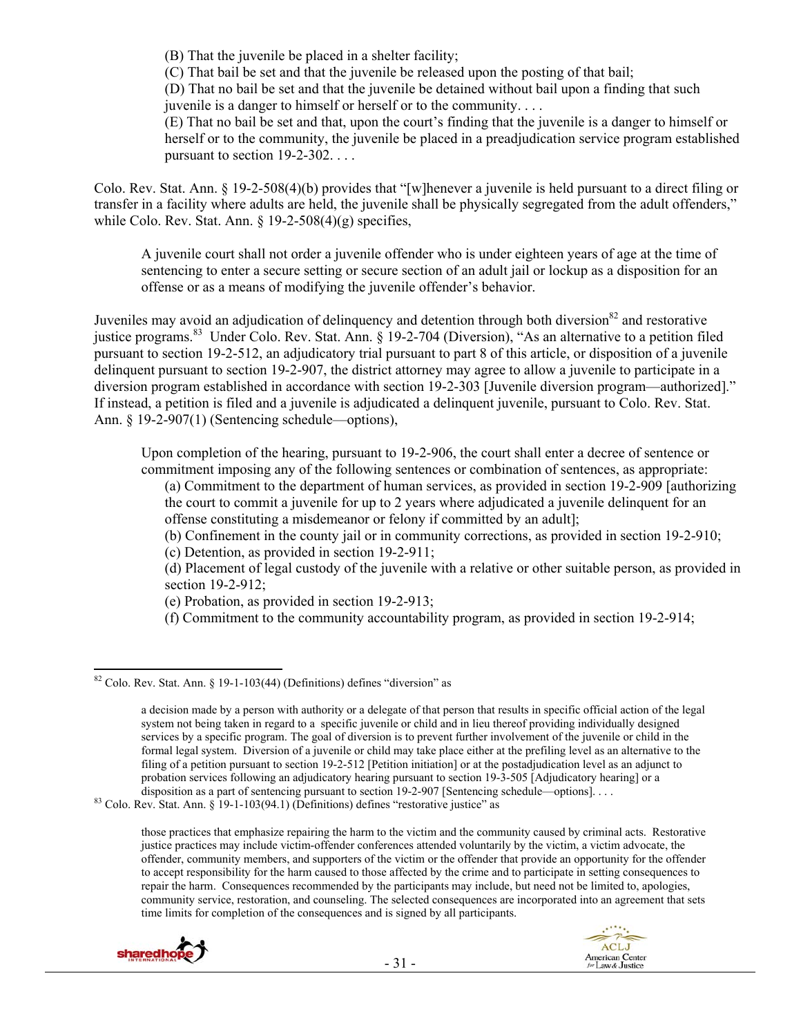(B) That the juvenile be placed in a shelter facility;

(C) That bail be set and that the juvenile be released upon the posting of that bail;

(D) That no bail be set and that the juvenile be detained without bail upon a finding that such juvenile is a danger to himself or herself or to the community. . . .

(E) That no bail be set and that, upon the court's finding that the juvenile is a danger to himself or herself or to the community, the juvenile be placed in a preadjudication service program established pursuant to section 19-2-302. . . .

Colo. Rev. Stat. Ann. § 19-2-508(4)(b) provides that "[w]henever a juvenile is held pursuant to a direct filing or transfer in a facility where adults are held, the juvenile shall be physically segregated from the adult offenders," while Colo. Rev. Stat. Ann. § 19-2-508(4)(g) specifies,

> A juvenile court shall not order a juvenile offender who is under eighteen years of age at the time of sentencing to enter a secure setting or secure section of an adult jail or lockup as a disposition for an offense or as a means of modifying the juvenile offender's behavior.

Juveniles may avoid an adjudication of delinquency and detention through both diversion[82] and restorative justice programs.[83] Under Colo. Rev. Stat. Ann. § 19-2-704 (Diversion), "As an alternative to a petition filed pursuant to section 19-2-512, an adjudicatory trial pursuant to part 8 of this article, or disposition of a juvenile delinquent pursuant to section 19-2-907, the district attorney may agree to allow a juvenile to participate in a diversion program established in accordance with section 19-2-303 [Juvenile diversion program—authorized]." If instead, a petition is filed and a juvenile is adjudicated a delinquent juvenile, pursuant to Colo. Rev. Stat. Ann. § 19-2-907(1) (Sentencing schedule—options),

> Upon completion of the hearing, pursuant to 19-2-906, the court shall enter a decree of sentence or commitment imposing any of the following sentences or combination of sentences, as appropriate:
>
> (a) Commitment to the department of human services, as provided in section 19-2-909 [authorizing the court to commit a juvenile for up to 2 years where adjudicated a juvenile delinquent for an offense constituting a misdemeanor or felony if committed by an adult];
>
> (b) Confinement in the county jail or in community corrections, as provided in section 19-2-910;
>
> (c) Detention, as provided in section 19-2-911;
>
> (d) Placement of legal custody of the juvenile with a relative or other suitable person, as provided in section 19-2-912;
>
> (e) Probation, as provided in section 19-2-913;
>
> (f) Commitment to the community accountability program, as provided in section 19-2-914;

---

[82] Colo. Rev. Stat. Ann. § 19-1-103(44) (Definitions) defines "diversion" as

> a decision made by a person with authority or a delegate of that person that results in specific official action of the legal system not being taken in regard to a specific juvenile or child and in lieu thereof providing individually designed services by a specific program. The goal of diversion is to prevent further involvement of the juvenile or child in the formal legal system. Diversion of a juvenile or child may take place either at the prefiling level as an alternative to the filing of a petition pursuant to section 19-2-512 [Petition initiation] or at the postadjudication level as an adjunct to probation services following an adjudicatory hearing pursuant to section 19-3-505 [Adjudicatory hearing] or a disposition as a part of sentencing pursuant to section 19-2-907 [Sentencing schedule—options]. . . .

[83] Colo. Rev. Stat. Ann. § 19-1-103(94.1) (Definitions) defines "restorative justice" as

> those practices that emphasize repairing the harm to the victim and the community caused by criminal acts. Restorative justice practices may include victim-offender conferences attended voluntarily by the victim, a victim advocate, the offender, community members, and supporters of the victim or the offender that provide an opportunity for the offender to accept responsibility for the harm caused to those affected by the crime and to participate in setting consequences to repair the harm. Consequences recommended by the participants may include, but need not be limited to, apologies, community service, restoration, and counseling. The selected consequences are incorporated into an agreement that sets time limits for completion of the consequences and is signed by all participants.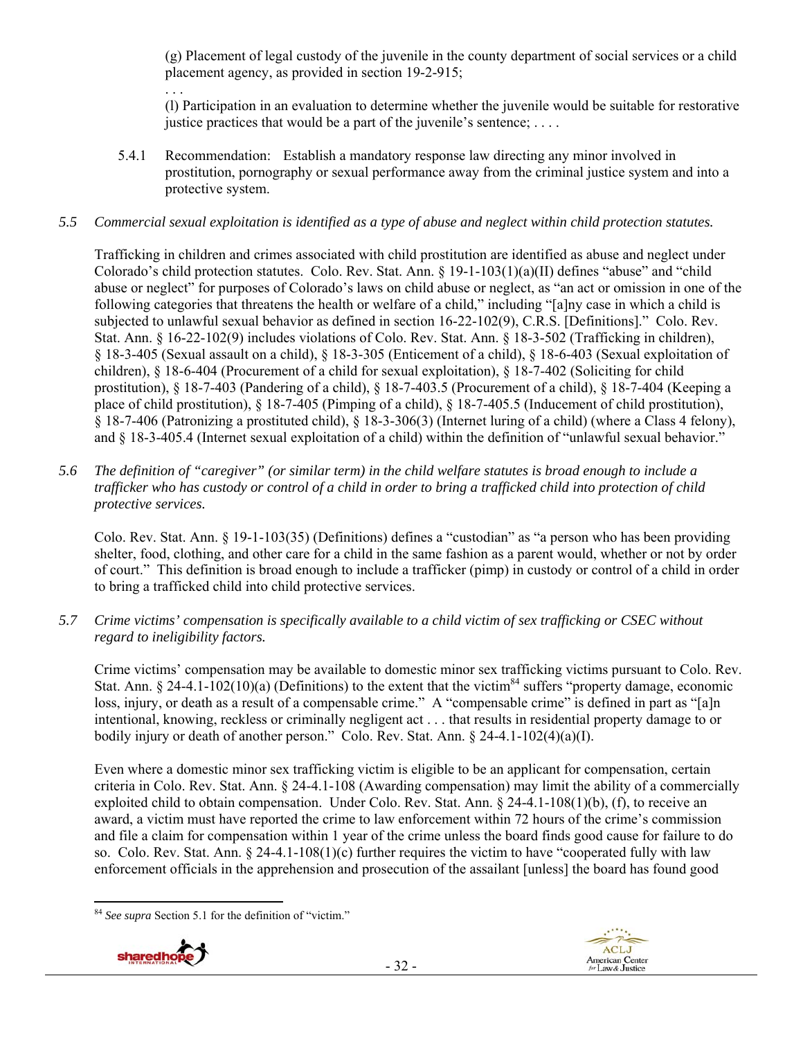(g) Placement of legal custody of the juvenile in the county department of social services or a child placement agency, as provided in section 19-2-915;

. . .

(l) Participation in an evaluation to determine whether the juvenile would be suitable for restorative justice practices that would be a part of the juvenile's sentence; . . . .

5.4.1 Recommendation: Establish a mandatory response law directing any minor involved in prostitution, pornography or sexual performance away from the criminal justice system and into a protective system.

*5.5 Commercial sexual exploitation is identified as a type of abuse and neglect within child protection statutes.*

Trafficking in children and crimes associated with child prostitution are identified as abuse and neglect under Colorado's child protection statutes. Colo. Rev. Stat. Ann. § 19-1-103(1)(a)(II) defines "abuse" and "child abuse or neglect" for purposes of Colorado's laws on child abuse or neglect, as "an act or omission in one of the following categories that threatens the health or welfare of a child," including "[a]ny case in which a child is subjected to unlawful sexual behavior as defined in section 16-22-102(9), C.R.S. [Definitions]." Colo. Rev. Stat. Ann. § 16-22-102(9) includes violations of Colo. Rev. Stat. Ann. § 18-3-502 (Trafficking in children), § 18-3-405 (Sexual assault on a child), § 18-3-305 (Enticement of a child), § 18-6-403 (Sexual exploitation of children), § 18-6-404 (Procurement of a child for sexual exploitation), § 18-7-402 (Soliciting for child prostitution), § 18-7-403 (Pandering of a child), § 18-7-403.5 (Procurement of a child), § 18-7-404 (Keeping a place of child prostitution), § 18-7-405 (Pimping of a child), § 18-7-405.5 (Inducement of child prostitution), § 18-7-406 (Patronizing a prostituted child), § 18-3-306(3) (Internet luring of a child) (where a Class 4 felony), and § 18-3-405.4 (Internet sexual exploitation of a child) within the definition of "unlawful sexual behavior."

*5.6 The definition of "caregiver" (or similar term) in the child welfare statutes is broad enough to include a trafficker who has custody or control of a child in order to bring a trafficked child into protection of child protective services.*

Colo. Rev. Stat. Ann. § 19-1-103(35) (Definitions) defines a "custodian" as "a person who has been providing shelter, food, clothing, and other care for a child in the same fashion as a parent would, whether or not by order of court." This definition is broad enough to include a trafficker (pimp) in custody or control of a child in order to bring a trafficked child into child protective services.

*5.7 Crime victims' compensation is specifically available to a child victim of sex trafficking or CSEC without regard to ineligibility factors.*

Crime victims' compensation may be available to domestic minor sex trafficking victims pursuant to Colo. Rev. Stat. Ann. § 24-4.1-102(10)(a) (Definitions) to the extent that the victim[84] suffers "property damage, economic loss, injury, or death as a result of a compensable crime." A "compensable crime" is defined in part as "[a]n intentional, knowing, reckless or criminally negligent act . . . that results in residential property damage to or bodily injury or death of another person." Colo. Rev. Stat. Ann. § 24-4.1-102(4)(a)(I).

Even where a domestic minor sex trafficking victim is eligible to be an applicant for compensation, certain criteria in Colo. Rev. Stat. Ann. § 24-4.1-108 (Awarding compensation) may limit the ability of a commercially exploited child to obtain compensation. Under Colo. Rev. Stat. Ann. § 24-4.1-108(1)(b), (f), to receive an award, a victim must have reported the crime to law enforcement within 72 hours of the crime's commission and file a claim for compensation within 1 year of the crime unless the board finds good cause for failure to do so. Colo. Rev. Stat. Ann. § 24-4.1-108(1)(c) further requires the victim to have "cooperated fully with law enforcement officials in the apprehension and prosecution of the assailant [unless] the board has found good

[84] *See supra* Section 5.1 for the definition of "victim."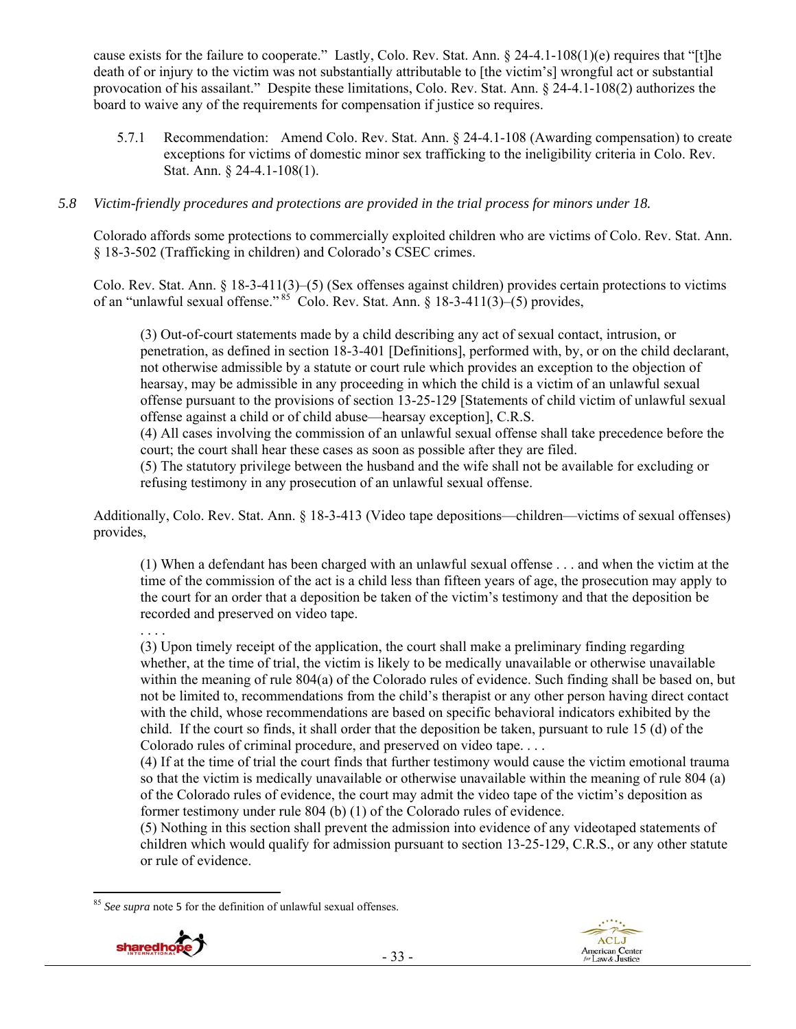cause exists for the failure to cooperate." Lastly, Colo. Rev. Stat. Ann. § 24-4.1-108(1)(e) requires that "[t]he death of or injury to the victim was not substantially attributable to [the victim's] wrongful act or substantial provocation of his assailant." Despite these limitations, Colo. Rev. Stat. Ann. § 24-4.1-108(2) authorizes the board to waive any of the requirements for compensation if justice so requires.

> 5.7.1 Recommendation: Amend Colo. Rev. Stat. Ann. § 24-4.1-108 (Awarding compensation) to create exceptions for victims of domestic minor sex trafficking to the ineligibility criteria in Colo. Rev. Stat. Ann. § 24-4.1-108(1).

*5.8 Victim-friendly procedures and protections are provided in the trial process for minors under 18.*

Colorado affords some protections to commercially exploited children who are victims of Colo. Rev. Stat. Ann. § 18-3-502 (Trafficking in children) and Colorado's CSEC crimes.

Colo. Rev. Stat. Ann. § 18-3-411(3)–(5) (Sex offenses against children) provides certain protections to victims of an "unlawful sexual offense."[85] Colo. Rev. Stat. Ann. § 18-3-411(3)–(5) provides,

> (3) Out-of-court statements made by a child describing any act of sexual contact, intrusion, or penetration, as defined in section 18-3-401 [Definitions], performed with, by, or on the child declarant, not otherwise admissible by a statute or court rule which provides an exception to the objection of hearsay, may be admissible in any proceeding in which the child is a victim of an unlawful sexual offense pursuant to the provisions of section 13-25-129 [Statements of child victim of unlawful sexual offense against a child or of child abuse—hearsay exception], C.R.S.
> (4) All cases involving the commission of an unlawful sexual offense shall take precedence before the court; the court shall hear these cases as soon as possible after they are filed.
> (5) The statutory privilege between the husband and the wife shall not be available for excluding or refusing testimony in any prosecution of an unlawful sexual offense.

Additionally, Colo. Rev. Stat. Ann. § 18-3-413 (Video tape depositions—children—victims of sexual offenses) provides,

> (1) When a defendant has been charged with an unlawful sexual offense . . . and when the victim at the time of the commission of the act is a child less than fifteen years of age, the prosecution may apply to the court for an order that a deposition be taken of the victim's testimony and that the deposition be recorded and preserved on video tape.
> . . . .
> (3) Upon timely receipt of the application, the court shall make a preliminary finding regarding whether, at the time of trial, the victim is likely to be medically unavailable or otherwise unavailable within the meaning of rule 804(a) of the Colorado rules of evidence. Such finding shall be based on, but not be limited to, recommendations from the child's therapist or any other person having direct contact with the child, whose recommendations are based on specific behavioral indicators exhibited by the child. If the court so finds, it shall order that the deposition be taken, pursuant to rule 15 (d) of the Colorado rules of criminal procedure, and preserved on video tape. . . .
> (4) If at the time of trial the court finds that further testimony would cause the victim emotional trauma so that the victim is medically unavailable or otherwise unavailable within the meaning of rule 804 (a) of the Colorado rules of evidence, the court may admit the video tape of the victim's deposition as former testimony under rule 804 (b) (1) of the Colorado rules of evidence.
> (5) Nothing in this section shall prevent the admission into evidence of any videotaped statements of children which would qualify for admission pursuant to section 13-25-129, C.R.S., or any other statute or rule of evidence.

---

[85] *See supra* note 5 for the definition of unlawful sexual offenses.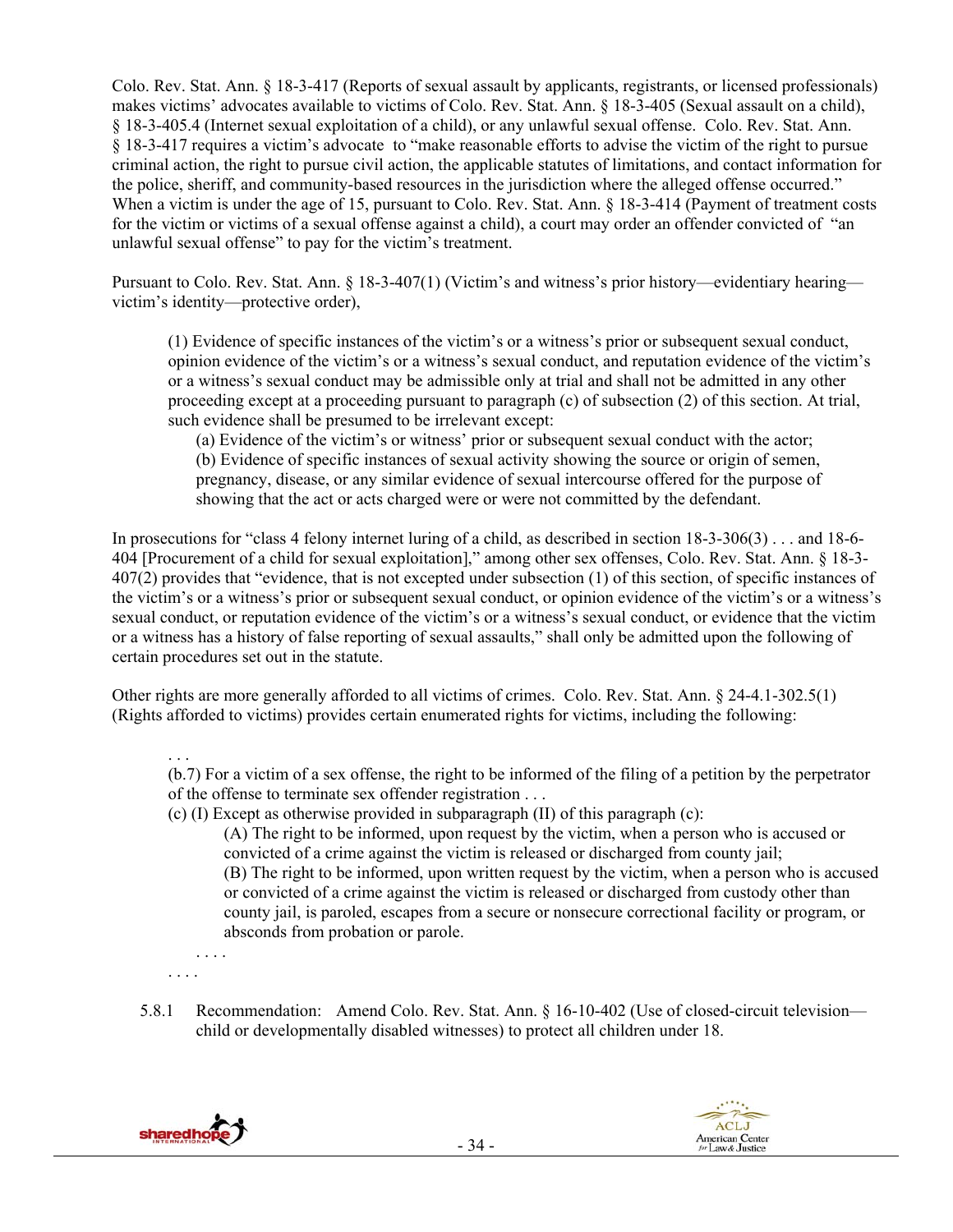Colo. Rev. Stat. Ann. § 18-3-417 (Reports of sexual assault by applicants, registrants, or licensed professionals) makes victims' advocates available to victims of Colo. Rev. Stat. Ann. § 18-3-405 (Sexual assault on a child), § 18-3-405.4 (Internet sexual exploitation of a child), or any unlawful sexual offense. Colo. Rev. Stat. Ann. § 18-3-417 requires a victim's advocate to "make reasonable efforts to advise the victim of the right to pursue criminal action, the right to pursue civil action, the applicable statutes of limitations, and contact information for the police, sheriff, and community-based resources in the jurisdiction where the alleged offense occurred." When a victim is under the age of 15, pursuant to Colo. Rev. Stat. Ann. § 18-3-414 (Payment of treatment costs for the victim or victims of a sexual offense against a child), a court may order an offender convicted of "an unlawful sexual offense" to pay for the victim's treatment.

Pursuant to Colo. Rev. Stat. Ann. § 18-3-407(1) (Victim's and witness's prior history—evidentiary hearing—victim's identity—protective order),

> (1) Evidence of specific instances of the victim's or a witness's prior or subsequent sexual conduct, opinion evidence of the victim's or a witness's sexual conduct, and reputation evidence of the victim's or a witness's sexual conduct may be admissible only at trial and shall not be admitted in any other proceeding except at a proceeding pursuant to paragraph (c) of subsection (2) of this section. At trial, such evidence shall be presumed to be irrelevant except:
>
> (a) Evidence of the victim's or witness' prior or subsequent sexual conduct with the actor;
>
> (b) Evidence of specific instances of sexual activity showing the source or origin of semen, pregnancy, disease, or any similar evidence of sexual intercourse offered for the purpose of showing that the act or acts charged were or were not committed by the defendant.

In prosecutions for "class 4 felony internet luring of a child, as described in section 18-3-306(3) . . . and 18-6-404 [Procurement of a child for sexual exploitation]," among other sex offenses, Colo. Rev. Stat. Ann. § 18-3-407(2) provides that "evidence, that is not excepted under subsection (1) of this section, of specific instances of the victim's or a witness's prior or subsequent sexual conduct, or opinion evidence of the victim's or a witness's sexual conduct, or reputation evidence of the victim's or a witness's sexual conduct, or evidence that the victim or a witness has a history of false reporting of sexual assaults," shall only be admitted upon the following of certain procedures set out in the statute.

Other rights are more generally afforded to all victims of crimes. Colo. Rev. Stat. Ann. § 24-4.1-302.5(1) (Rights afforded to victims) provides certain enumerated rights for victims, including the following:

> . . .
>
> (b.7) For a victim of a sex offense, the right to be informed of the filing of a petition by the perpetrator of the offense to terminate sex offender registration . . .
>
> (c) (I) Except as otherwise provided in subparagraph (II) of this paragraph (c):
>
> (A) The right to be informed, upon request by the victim, when a person who is accused or convicted of a crime against the victim is released or discharged from county jail;
>
> (B) The right to be informed, upon written request by the victim, when a person who is accused or convicted of a crime against the victim is released or discharged from custody other than county jail, is paroled, escapes from a secure or nonsecure correctional facility or program, or absconds from probation or parole.
>
> . . . .
>
> . . . .

5.8.1 Recommendation: Amend Colo. Rev. Stat. Ann. § 16-10-402 (Use of closed-circuit television—child or developmentally disabled witnesses) to protect all children under 18.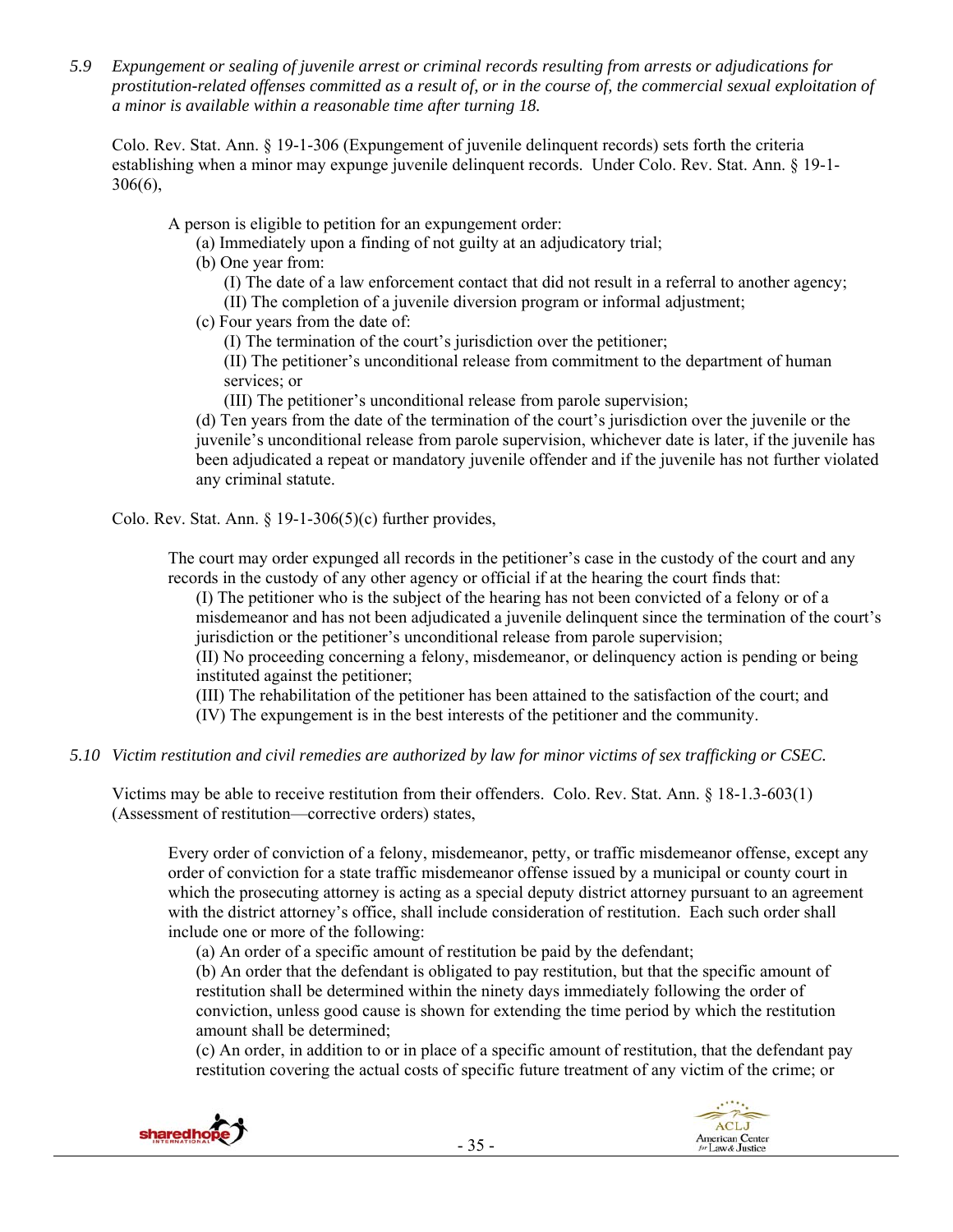*5.9 Expungement or sealing of juvenile arrest or criminal records resulting from arrests or adjudications for prostitution-related offenses committed as a result of, or in the course of, the commercial sexual exploitation of a minor is available within a reasonable time after turning 18.*

Colo. Rev. Stat. Ann. § 19-1-306 (Expungement of juvenile delinquent records) sets forth the criteria establishing when a minor may expunge juvenile delinquent records. Under Colo. Rev. Stat. Ann. § 19-1-306(6),

> A person is eligible to petition for an expungement order:
>
> (a) Immediately upon a finding of not guilty at an adjudicatory trial;
>
> (b) One year from:
>
> (I) The date of a law enforcement contact that did not result in a referral to another agency;
>
> (II) The completion of a juvenile diversion program or informal adjustment;
>
> (c) Four years from the date of:
>
> (I) The termination of the court's jurisdiction over the petitioner;
>
> (II) The petitioner's unconditional release from commitment to the department of human services; or
>
> (III) The petitioner's unconditional release from parole supervision;
>
> (d) Ten years from the date of the termination of the court's jurisdiction over the juvenile or the juvenile's unconditional release from parole supervision, whichever date is later, if the juvenile has been adjudicated a repeat or mandatory juvenile offender and if the juvenile has not further violated any criminal statute.

Colo. Rev. Stat. Ann. § 19-1-306(5)(c) further provides,

> The court may order expunged all records in the petitioner's case in the custody of the court and any records in the custody of any other agency or official if at the hearing the court finds that:
>
> (I) The petitioner who is the subject of the hearing has not been convicted of a felony or of a misdemeanor and has not been adjudicated a juvenile delinquent since the termination of the court's jurisdiction or the petitioner's unconditional release from parole supervision;
>
> (II) No proceeding concerning a felony, misdemeanor, or delinquency action is pending or being instituted against the petitioner;
>
> (III) The rehabilitation of the petitioner has been attained to the satisfaction of the court; and
>
> (IV) The expungement is in the best interests of the petitioner and the community.

*5.10 Victim restitution and civil remedies are authorized by law for minor victims of sex trafficking or CSEC.*

Victims may be able to receive restitution from their offenders. Colo. Rev. Stat. Ann. § 18-1.3-603(1) (Assessment of restitution—corrective orders) states,

> Every order of conviction of a felony, misdemeanor, petty, or traffic misdemeanor offense, except any order of conviction for a state traffic misdemeanor offense issued by a municipal or county court in which the prosecuting attorney is acting as a special deputy district attorney pursuant to an agreement with the district attorney's office, shall include consideration of restitution. Each such order shall include one or more of the following:
>
> (a) An order of a specific amount of restitution be paid by the defendant;
>
> (b) An order that the defendant is obligated to pay restitution, but that the specific amount of restitution shall be determined within the ninety days immediately following the order of conviction, unless good cause is shown for extending the time period by which the restitution amount shall be determined;
>
> (c) An order, in addition to or in place of a specific amount of restitution, that the defendant pay restitution covering the actual costs of specific future treatment of any victim of the crime; or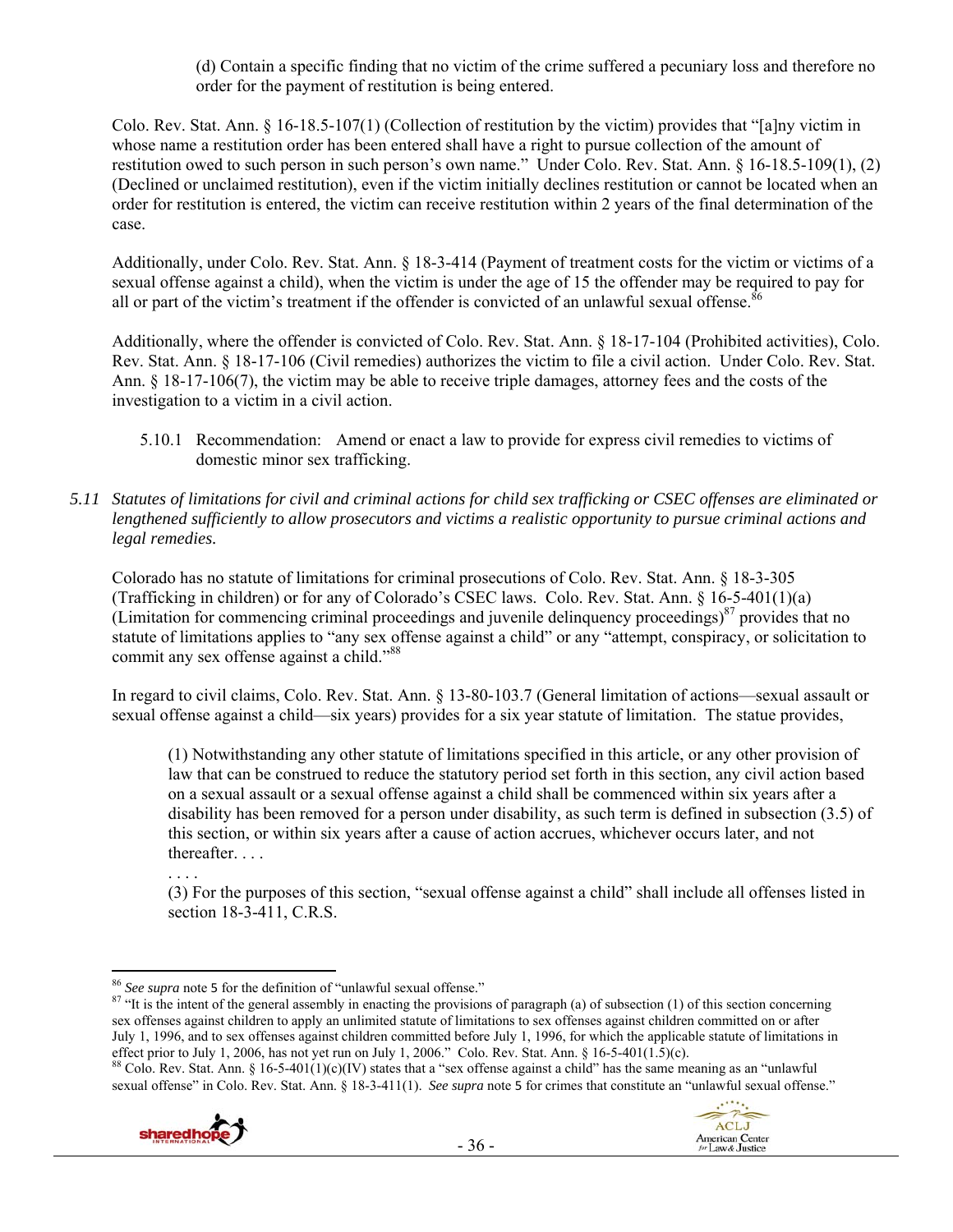(d) Contain a specific finding that no victim of the crime suffered a pecuniary loss and therefore no order for the payment of restitution is being entered.

Colo. Rev. Stat. Ann. § 16-18.5-107(1) (Collection of restitution by the victim) provides that "[a]ny victim in whose name a restitution order has been entered shall have a right to pursue collection of the amount of restitution owed to such person in such person's own name." Under Colo. Rev. Stat. Ann. § 16-18.5-109(1), (2) (Declined or unclaimed restitution), even if the victim initially declines restitution or cannot be located when an order for restitution is entered, the victim can receive restitution within 2 years of the final determination of the case.

Additionally, under Colo. Rev. Stat. Ann. § 18-3-414 (Payment of treatment costs for the victim or victims of a sexual offense against a child), when the victim is under the age of 15 the offender may be required to pay for all or part of the victim's treatment if the offender is convicted of an unlawful sexual offense.[86]

Additionally, where the offender is convicted of Colo. Rev. Stat. Ann. § 18-17-104 (Prohibited activities), Colo. Rev. Stat. Ann. § 18-17-106 (Civil remedies) authorizes the victim to file a civil action. Under Colo. Rev. Stat. Ann. § 18-17-106(7), the victim may be able to receive triple damages, attorney fees and the costs of the investigation to a victim in a civil action.

5.10.1 Recommendation: Amend or enact a law to provide for express civil remedies to victims of domestic minor sex trafficking.

*5.11 Statutes of limitations for civil and criminal actions for child sex trafficking or CSEC offenses are eliminated or lengthened sufficiently to allow prosecutors and victims a realistic opportunity to pursue criminal actions and legal remedies.*

Colorado has no statute of limitations for criminal prosecutions of Colo. Rev. Stat. Ann. § 18-3-305 (Trafficking in children) or for any of Colorado's CSEC laws. Colo. Rev. Stat. Ann. § 16-5-401(1)(a) (Limitation for commencing criminal proceedings and juvenile delinquency proceedings)[87] provides that no statute of limitations applies to "any sex offense against a child" or any "attempt, conspiracy, or solicitation to commit any sex offense against a child."[88]

In regard to civil claims, Colo. Rev. Stat. Ann. § 13-80-103.7 (General limitation of actions—sexual assault or sexual offense against a child—six years) provides for a six year statute of limitation. The statue provides,

> (1) Notwithstanding any other statute of limitations specified in this article, or any other provision of law that can be construed to reduce the statutory period set forth in this section, any civil action based on a sexual assault or a sexual offense against a child shall be commenced within six years after a disability has been removed for a person under disability, as such term is defined in subsection (3.5) of this section, or within six years after a cause of action accrues, whichever occurs later, and not thereafter. . . .
>
> . . . .
>
> (3) For the purposes of this section, "sexual offense against a child" shall include all offenses listed in section 18-3-411, C.R.S.

---

[86] *See supra* note 5 for the definition of "unlawful sexual offense."

[87] "It is the intent of the general assembly in enacting the provisions of paragraph (a) of subsection (1) of this section concerning sex offenses against children to apply an unlimited statute of limitations to sex offenses against children committed on or after July 1, 1996, and to sex offenses against children committed before July 1, 1996, for which the applicable statute of limitations in effect prior to July 1, 2006, has not yet run on July 1, 2006." Colo. Rev. Stat. Ann. § 16-5-401(1.5)(c).

[88] Colo. Rev. Stat. Ann. § 16-5-401(1)(c)(IV) states that a "sex offense against a child" has the same meaning as an "unlawful sexual offense" in Colo. Rev. Stat. Ann. § 18-3-411(1). *See supra* note 5 for crimes that constitute an "unlawful sexual offense."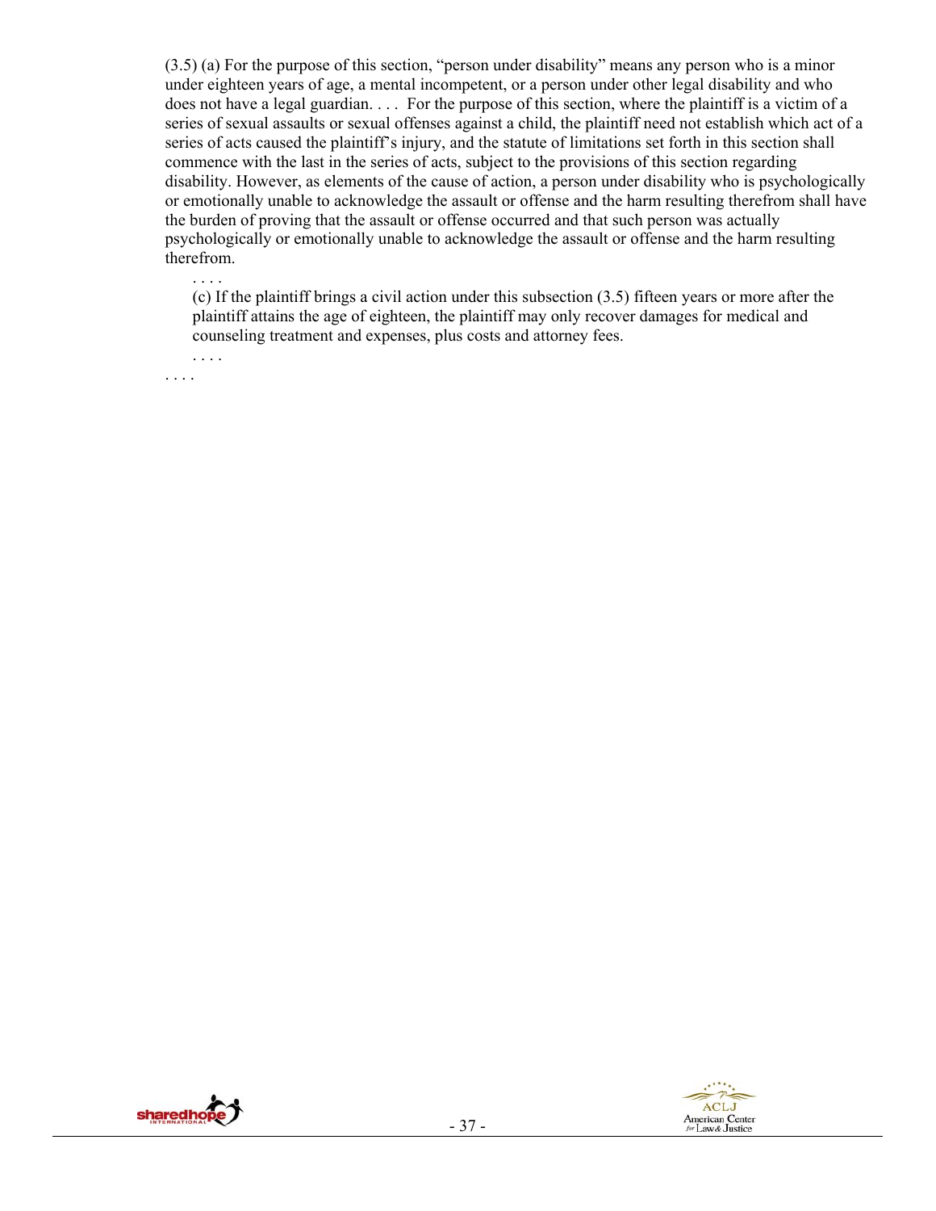(3.5) (a) For the purpose of this section, "person under disability" means any person who is a minor under eighteen years of age, a mental incompetent, or a person under other legal disability and who does not have a legal guardian. . . . For the purpose of this section, where the plaintiff is a victim of a series of sexual assaults or sexual offenses against a child, the plaintiff need not establish which act of a series of acts caused the plaintiff's injury, and the statute of limitations set forth in this section shall commence with the last in the series of acts, subject to the provisions of this section regarding disability. However, as elements of the cause of action, a person under disability who is psychologically or emotionally unable to acknowledge the assault or offense and the harm resulting therefrom shall have the burden of proving that the assault or offense occurred and that such person was actually psychologically or emotionally unable to acknowledge the assault or offense and the harm resulting therefrom.

. . . .

(c) If the plaintiff brings a civil action under this subsection (3.5) fifteen years or more after the plaintiff attains the age of eighteen, the plaintiff may only recover damages for medical and counseling treatment and expenses, plus costs and attorney fees.

. . . .

. . . .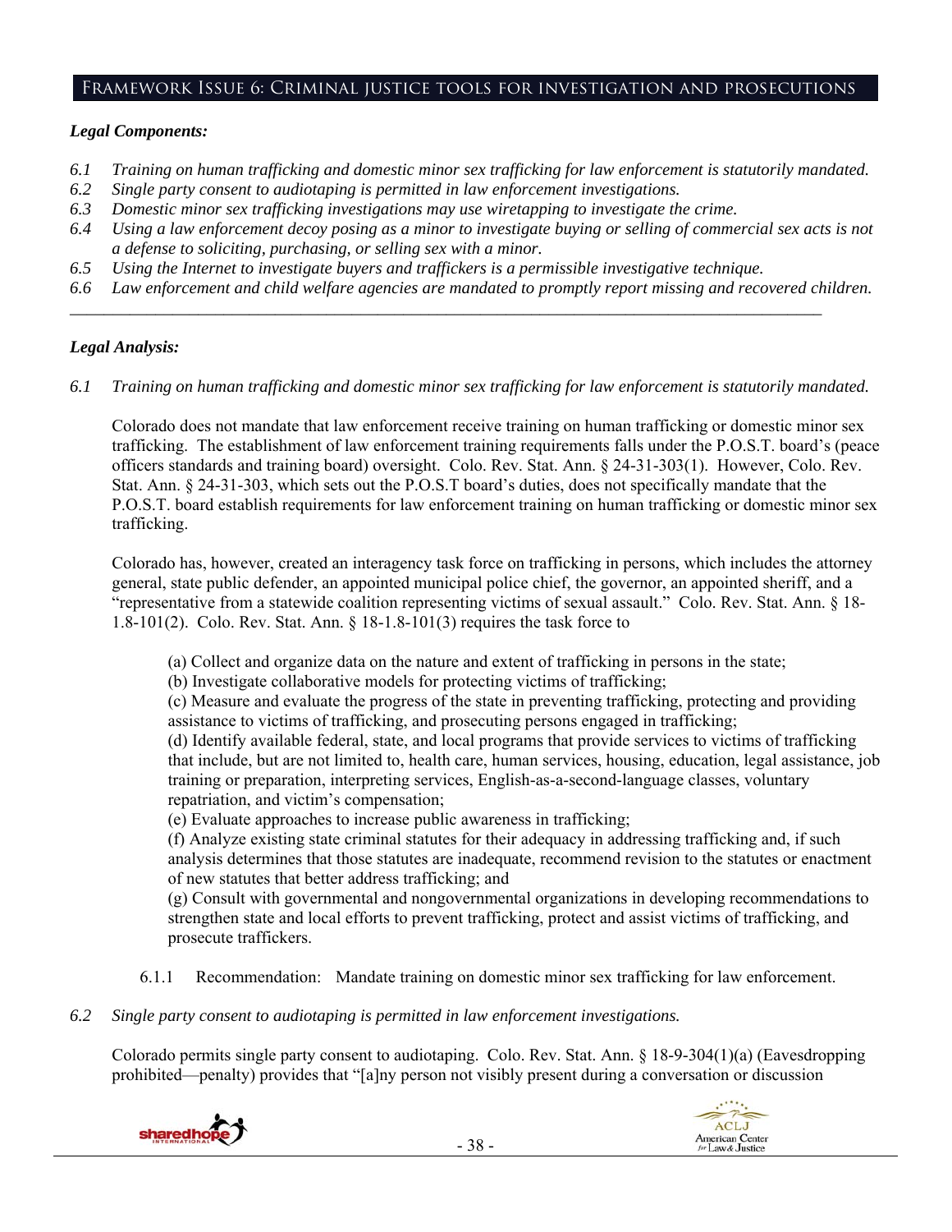## Framework Issue 6: Criminal justice tools for investigation and prosecutions

***Legal Components:***

*6.1 Training on human trafficking and domestic minor sex trafficking for law enforcement is statutorily mandated.*
*6.2 Single party consent to audiotaping is permitted in law enforcement investigations.*
*6.3 Domestic minor sex trafficking investigations may use wiretapping to investigate the crime.*
*6.4 Using a law enforcement decoy posing as a minor to investigate buying or selling of commercial sex acts is not a defense to soliciting, purchasing, or selling sex with a minor.*
*6.5 Using the Internet to investigate buyers and traffickers is a permissible investigative technique.*
*6.6 Law enforcement and child welfare agencies are mandated to promptly report missing and recovered children.*

---

***Legal Analysis:***

*6.1 Training on human trafficking and domestic minor sex trafficking for law enforcement is statutorily mandated.*

Colorado does not mandate that law enforcement receive training on human trafficking or domestic minor sex trafficking. The establishment of law enforcement training requirements falls under the P.O.S.T. board's (peace officers standards and training board) oversight. Colo. Rev. Stat. Ann. § 24-31-303(1). However, Colo. Rev. Stat. Ann. § 24-31-303, which sets out the P.O.S.T board's duties, does not specifically mandate that the P.O.S.T. board establish requirements for law enforcement training on human trafficking or domestic minor sex trafficking.

Colorado has, however, created an interagency task force on trafficking in persons, which includes the attorney general, state public defender, an appointed municipal police chief, the governor, an appointed sheriff, and a "representative from a statewide coalition representing victims of sexual assault." Colo. Rev. Stat. Ann. § 18-1.8-101(2). Colo. Rev. Stat. Ann. § 18-1.8-101(3) requires the task force to

> (a) Collect and organize data on the nature and extent of trafficking in persons in the state;
> (b) Investigate collaborative models for protecting victims of trafficking;
> (c) Measure and evaluate the progress of the state in preventing trafficking, protecting and providing assistance to victims of trafficking, and prosecuting persons engaged in trafficking;
> (d) Identify available federal, state, and local programs that provide services to victims of trafficking that include, but are not limited to, health care, human services, housing, education, legal assistance, job training or preparation, interpreting services, English-as-a-second-language classes, voluntary repatriation, and victim's compensation;
> (e) Evaluate approaches to increase public awareness in trafficking;
> (f) Analyze existing state criminal statutes for their adequacy in addressing trafficking and, if such analysis determines that those statutes are inadequate, recommend revision to the statutes or enactment of new statutes that better address trafficking; and
> (g) Consult with governmental and nongovernmental organizations in developing recommendations to strengthen state and local efforts to prevent trafficking, protect and assist victims of trafficking, and prosecute traffickers.

6.1.1 Recommendation: Mandate training on domestic minor sex trafficking for law enforcement.

*6.2 Single party consent to audiotaping is permitted in law enforcement investigations.*

Colorado permits single party consent to audiotaping. Colo. Rev. Stat. Ann. § 18-9-304(1)(a) (Eavesdropping prohibited—penalty) provides that "[a]ny person not visibly present during a conversation or discussion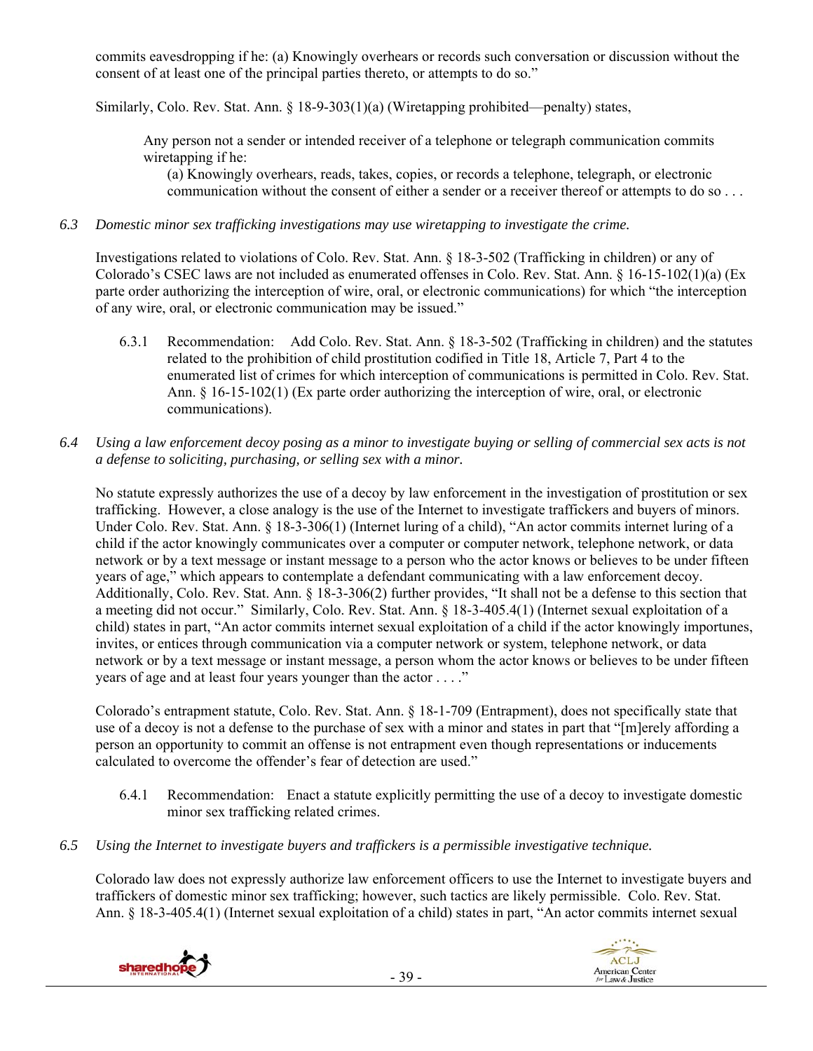commits eavesdropping if he: (a) Knowingly overhears or records such conversation or discussion without the consent of at least one of the principal parties thereto, or attempts to do so."

Similarly, Colo. Rev. Stat. Ann. § 18-9-303(1)(a) (Wiretapping prohibited—penalty) states,

> Any person not a sender or intended receiver of a telephone or telegraph communication commits wiretapping if he:
>
> (a) Knowingly overhears, reads, takes, copies, or records a telephone, telegraph, or electronic communication without the consent of either a sender or a receiver thereof or attempts to do so . . .

*6.3 Domestic minor sex trafficking investigations may use wiretapping to investigate the crime.*

Investigations related to violations of Colo. Rev. Stat. Ann. § 18-3-502 (Trafficking in children) or any of Colorado's CSEC laws are not included as enumerated offenses in Colo. Rev. Stat. Ann. § 16-15-102(1)(a) (Ex parte order authorizing the interception of wire, oral, or electronic communications) for which "the interception of any wire, oral, or electronic communication may be issued."

6.3.1 Recommendation: Add Colo. Rev. Stat. Ann. § 18-3-502 (Trafficking in children) and the statutes related to the prohibition of child prostitution codified in Title 18, Article 7, Part 4 to the enumerated list of crimes for which interception of communications is permitted in Colo. Rev. Stat. Ann. § 16-15-102(1) (Ex parte order authorizing the interception of wire, oral, or electronic communications).

*6.4 Using a law enforcement decoy posing as a minor to investigate buying or selling of commercial sex acts is not a defense to soliciting, purchasing, or selling sex with a minor.*

No statute expressly authorizes the use of a decoy by law enforcement in the investigation of prostitution or sex trafficking. However, a close analogy is the use of the Internet to investigate traffickers and buyers of minors. Under Colo. Rev. Stat. Ann. § 18-3-306(1) (Internet luring of a child), "An actor commits internet luring of a child if the actor knowingly communicates over a computer or computer network, telephone network, or data network or by a text message or instant message to a person who the actor knows or believes to be under fifteen years of age," which appears to contemplate a defendant communicating with a law enforcement decoy. Additionally, Colo. Rev. Stat. Ann. § 18-3-306(2) further provides, "It shall not be a defense to this section that a meeting did not occur." Similarly, Colo. Rev. Stat. Ann. § 18-3-405.4(1) (Internet sexual exploitation of a child) states in part, "An actor commits internet sexual exploitation of a child if the actor knowingly importunes, invites, or entices through communication via a computer network or system, telephone network, or data network or by a text message or instant message, a person whom the actor knows or believes to be under fifteen years of age and at least four years younger than the actor . . . ."

Colorado's entrapment statute, Colo. Rev. Stat. Ann. § 18-1-709 (Entrapment), does not specifically state that use of a decoy is not a defense to the purchase of sex with a minor and states in part that "[m]erely affording a person an opportunity to commit an offense is not entrapment even though representations or inducements calculated to overcome the offender's fear of detection are used."

6.4.1 Recommendation: Enact a statute explicitly permitting the use of a decoy to investigate domestic minor sex trafficking related crimes.

*6.5 Using the Internet to investigate buyers and traffickers is a permissible investigative technique.*

Colorado law does not expressly authorize law enforcement officers to use the Internet to investigate buyers and traffickers of domestic minor sex trafficking; however, such tactics are likely permissible. Colo. Rev. Stat. Ann. § 18-3-405.4(1) (Internet sexual exploitation of a child) states in part, "An actor commits internet sexual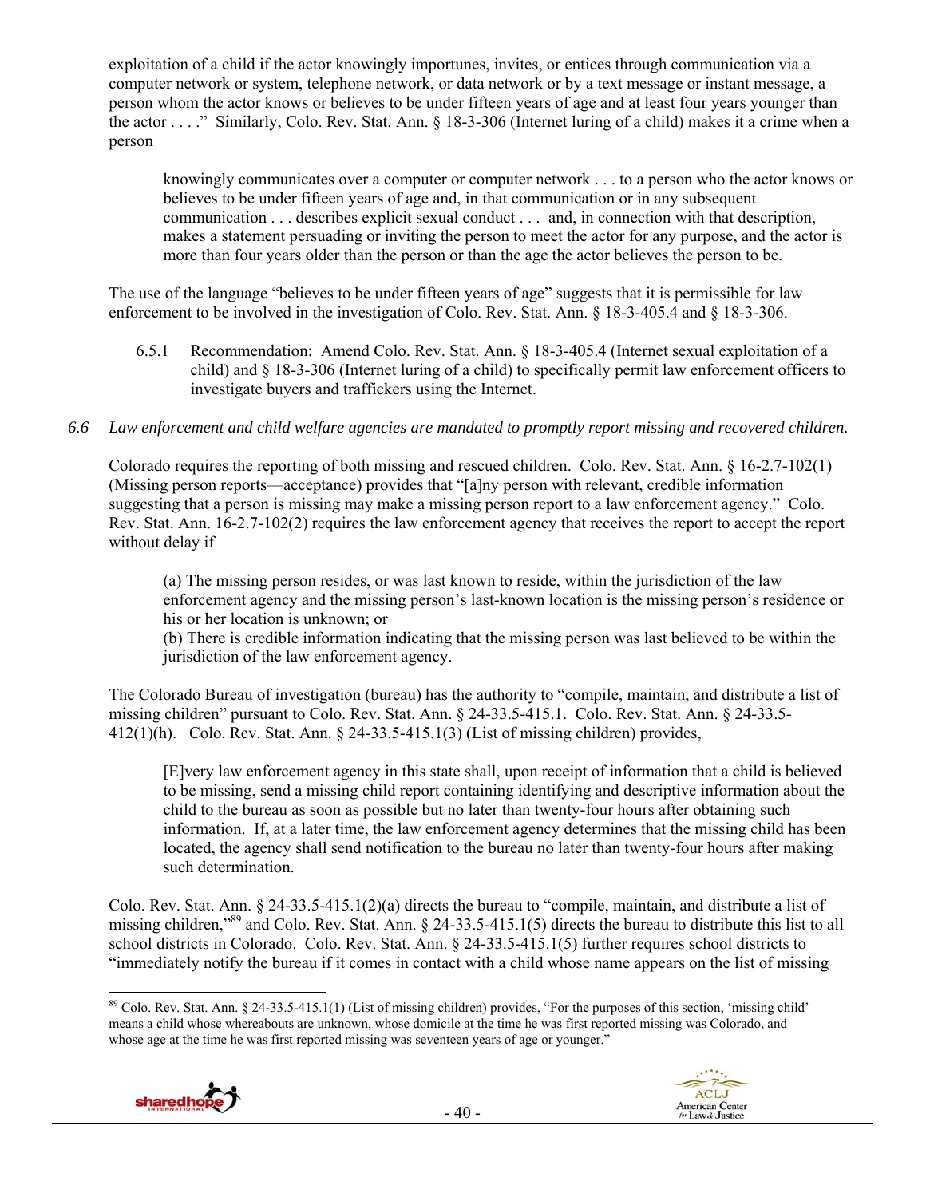exploitation of a child if the actor knowingly importunes, invites, or entices through communication via a computer network or system, telephone network, or data network or by a text message or instant message, a person whom the actor knows or believes to be under fifteen years of age and at least four years younger than the actor . . . ." Similarly, Colo. Rev. Stat. Ann. § 18-3-306 (Internet luring of a child) makes it a crime when a person

> knowingly communicates over a computer or computer network . . . to a person who the actor knows or believes to be under fifteen years of age and, in that communication or in any subsequent communication . . . describes explicit sexual conduct . . . and, in connection with that description, makes a statement persuading or inviting the person to meet the actor for any purpose, and the actor is more than four years older than the person or than the age the actor believes the person to be.

The use of the language "believes to be under fifteen years of age" suggests that it is permissible for law enforcement to be involved in the investigation of Colo. Rev. Stat. Ann. § 18-3-405.4 and § 18-3-306.

6.5.1 Recommendation: Amend Colo. Rev. Stat. Ann. § 18-3-405.4 (Internet sexual exploitation of a child) and § 18-3-306 (Internet luring of a child) to specifically permit law enforcement officers to investigate buyers and traffickers using the Internet.

*6.6 Law enforcement and child welfare agencies are mandated to promptly report missing and recovered children.*

Colorado requires the reporting of both missing and rescued children. Colo. Rev. Stat. Ann. § 16-2.7-102(1) (Missing person reports—acceptance) provides that "[a]ny person with relevant, credible information suggesting that a person is missing may make a missing person report to a law enforcement agency." Colo. Rev. Stat. Ann. 16-2.7-102(2) requires the law enforcement agency that receives the report to accept the report without delay if

> (a) The missing person resides, or was last known to reside, within the jurisdiction of the law enforcement agency and the missing person's last-known location is the missing person's residence or his or her location is unknown; or
>
> (b) There is credible information indicating that the missing person was last believed to be within the jurisdiction of the law enforcement agency.

The Colorado Bureau of investigation (bureau) has the authority to "compile, maintain, and distribute a list of missing children" pursuant to Colo. Rev. Stat. Ann. § 24-33.5-415.1. Colo. Rev. Stat. Ann. § 24-33.5-412(1)(h). Colo. Rev. Stat. Ann. § 24-33.5-415.1(3) (List of missing children) provides,

> [E]very law enforcement agency in this state shall, upon receipt of information that a child is believed to be missing, send a missing child report containing identifying and descriptive information about the child to the bureau as soon as possible but no later than twenty-four hours after obtaining such information. If, at a later time, the law enforcement agency determines that the missing child has been located, the agency shall send notification to the bureau no later than twenty-four hours after making such determination.

Colo. Rev. Stat. Ann. § 24-33.5-415.1(2)(a) directs the bureau to "compile, maintain, and distribute a list of missing children,"[89] and Colo. Rev. Stat. Ann. § 24-33.5-415.1(5) directs the bureau to distribute this list to all school districts in Colorado. Colo. Rev. Stat. Ann. § 24-33.5-415.1(5) further requires school districts to "immediately notify the bureau if it comes in contact with a child whose name appears on the list of missing

---

[89] Colo. Rev. Stat. Ann. § 24-33.5-415.1(1) (List of missing children) provides, "For the purposes of this section, 'missing child' means a child whose whereabouts are unknown, whose domicile at the time he was first reported missing was Colorado, and whose age at the time he was first reported missing was seventeen years of age or younger."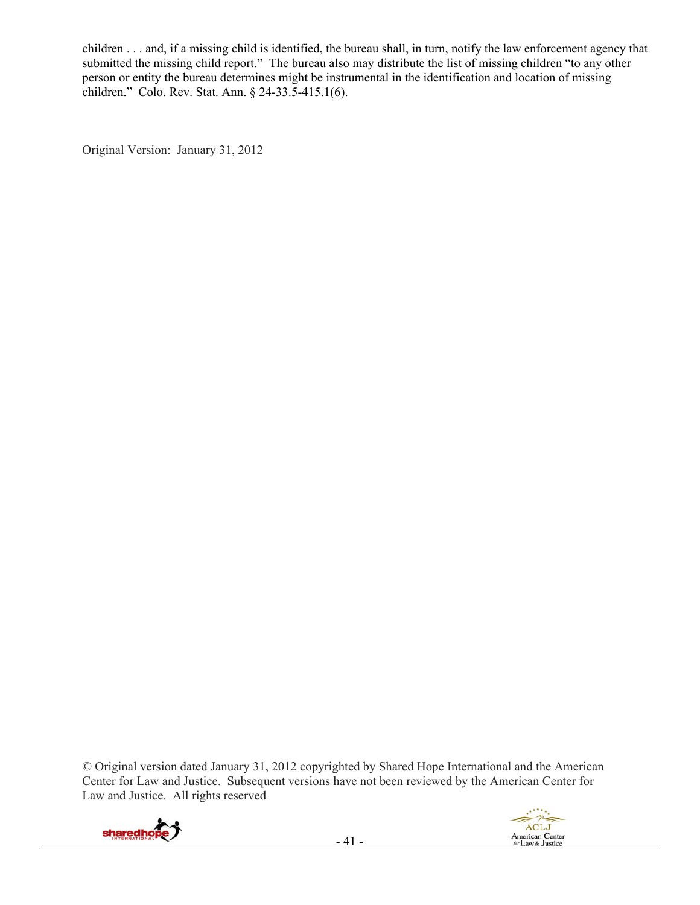children . . . and, if a missing child is identified, the bureau shall, in turn, notify the law enforcement agency that submitted the missing child report." The bureau also may distribute the list of missing children "to any other person or entity the bureau determines might be instrumental in the identification and location of missing children." Colo. Rev. Stat. Ann. § 24-33.5-415.1(6).

Original Version: January 31, 2012

© Original version dated January 31, 2012 copyrighted by Shared Hope International and the American Center for Law and Justice. Subsequent versions have not been reviewed by the American Center for Law and Justice. All rights reserved